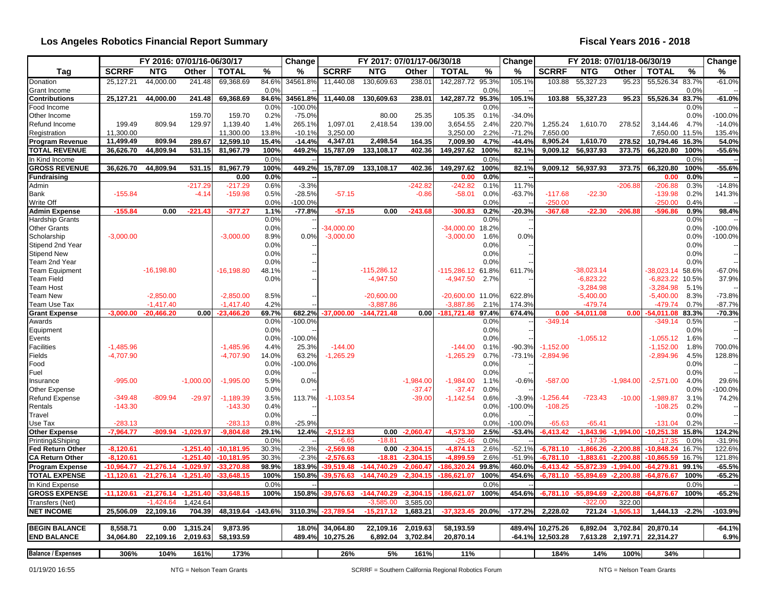# Los Angeles Robotics Financial Report Summary

**Fiscal Years 2016 - 2018**

| | FY 2016: 07/01/16-06/30/17 | | | | | Change | FY 2017: 07/01/17-06/30/18 | | | | | Change | FY 2018: 07/01/18-06/30/19 | | | | | Change |
|---|---|---|---|---|---|---|---|---|---|---|---|---|---|---|---|---|---|---|
| **Tag** | **SCRRF** | **NTG** | **Other** | **TOTAL** | **%** | **%** | **SCRRF** | **NTG** | **Other** | **TOTAL** | **%** | **%** | **SCRRF** | **NTG** | **Other** | **TOTAL** | **%** | **%** |
| Donation | 25,127.21 | 44,000.00 | 241.48 | 69,368.69 | 84.6% | 34561.8% | 11,440.08 | 130,609.63 | 238.01 | 142,287.72 | 95.3% | 105.1% | 103.88 | 55,327.23 | 95.23 | 55,526.34 | 83.7% | -61.0% |
| Grant Income | | | | | 0.0% | -- | | | | | 0.0% | -- | | | | | 0.0% | -- |
| **Contributions** | **25,127.21** | **44,000.00** | **241.48** | **69,368.69** | **84.6%** | **34561.8%** | **11,440.08** | **130,609.63** | **238.01** | **142,287.72** | **95.3%** | **105.1%** | **103.88** | **55,327.23** | **95.23** | **55,526.34** | **83.7%** | **-61.0%** |
| Food Income | | | | | 0.0% | -100.0% | | | | | 0.0% | -- | | | | | 0.0% | -- |
| Other Income | | | 159.70 | 159.70 | 0.2% | -75.0% | | 80.00 | 25.35 | 105.35 | 0.1% | -34.0% | | | | | 0.0% | -100.0% |
| Refund Income | 199.49 | 809.94 | 129.97 | 1,139.40 | 1.4% | 265.1% | 1,097.01 | 2,418.54 | 139.00 | 3,654.55 | 2.4% | 220.7% | 1,255.24 | 1,610.70 | 278.52 | 3,144.46 | 4.7% | -14.0% |
| Registration | 11,300.00 | | | 11,300.00 | 13.8% | -10.1% | 3,250.00 | | | 3,250.00 | 2.2% | -71.2% | 7,650.00 | | | 7,650.00 | 11.5% | 135.4% |
| **Program Revenue** | **11,499.49** | **809.94** | **289.67** | **12,599.10** | **15.4%** | **-14.4%** | **4,347.01** | **2,498.54** | **164.35** | **7,009.90** | **4.7%** | **-44.4%** | **8,905.24** | **1,610.70** | **278.52** | **10,794.46** | **16.3%** | **54.0%** |
| **TOTAL REVENUE** | **36,626.70** | **44,809.94** | **531.15** | **81,967.79** | **100%** | **449.2%** | **15,787.09** | **133,108.17** | **402.36** | **149,297.62** | **100%** | **82.1%** | **9,009.12** | **56,937.93** | **373.75** | **66,320.80** | **100%** | **-55.6%** |
| In Kind Income | | | | | 0.0% | | | | | | 0.0% | -- | | | | | 0.0% | -- |
| **GROSS REVENUE** | **36,626.70** | **44,809.94** | **531.15** | **81,967.79** | **100%** | **449.2%** | **15,787.09** | **133,108.17** | **402.36** | **149,297.62** | **100%** | **82.1%** | **9,009.12** | **56,937.93** | **373.75** | **66,320.80** | **100%** | **-55.6%** |
| **Fundraising** | | | | **0.00** | **0.0%** | **--** | | | | **0.00** | **0.0%** | **--** | | | | **0.00** | **0.0%** | **--** |
| Admin | | | -217.29 | -217.29 | 0.6% | -3.3% | | | -242.82 | -242.82 | 0.1% | 11.7% | | | -206.88 | -206.88 | 0.3% | -14.8% |
| Bank | -155.84 | | -4.14 | -159.98 | 0.5% | -28.5% | -57.15 | | -0.86 | -58.01 | 0.0% | -63.7% | -117.68 | -22.30 | | -139.98 | 0.2% | 141.3% |
| Write Off | | | | | 0.0% | -100.0% | | | | | 0.0% | -- | -250.00 | | | -250.00 | 0.4% | -- |
| **Admin Expense** | **-155.84** | **0.00** | **-221.43** | **-377.27** | **1.1%** | **-77.8%** | **-57.15** | **0.00** | **-243.68** | **-300.83** | **0.2%** | **-20.3%** | **-367.68** | **-22.30** | **-206.88** | **-596.86** | **0.9%** | **98.4%** |
| Hardship Grants | | | | | 0.0% | -- | | | | | 0.0% | -- | | | | | 0.0% | -- |
| Other Grants | | | | | 0.0% | -- | -34,000.00 | | | -34,000.00 | 18.2% | -- | | | | | 0.0% | -100.0% |
| Scholarship | -3,000.00 | | | -3,000.00 | 8.9% | 0.0% | -3,000.00 | | | -3,000.00 | 1.6% | 0.0% | | | | | 0.0% | -100.0% |
| Stipend 2nd Year | | | | | 0.0% | -- | | | | | 0.0% | -- | | | | | 0.0% | -- |
| Stipend New | | | | | 0.0% | -- | | | | | 0.0% | -- | | | | | 0.0% | -- |
| Team 2nd Year | | | | | 0.0% | -- | | | | | 0.0% | -- | | | | | 0.0% | -- |
| Team Equipment | | -16,198.80 | | -16,198.80 | 48.1% | -- | | -115,286.12 | | -115,286.12 | 61.8% | 611.7% | | -38,023.14 | | -38,023.14 | 58.6% | -67.0% |
| Team Field | | | | | 0.0% | -- | | -4,947.50 | | -4,947.50 | 2.7% | -- | | -6,823.22 | | -6,823.22 | 10.5% | 37.9% |
| Team Host | | | | | | | | | | | | | | -3,284.98 | | -3,284.98 | 5.1% | |
| Team New | | -2,850.00 | | -2,850.00 | 8.5% | -- | | -20,600.00 | | -20,600.00 | 11.0% | 622.8% | | -5,400.00 | | -5,400.00 | 8.3% | -73.8% |
| Team Use Tax | | -1,417.40 | | -1,417.40 | 4.2% | -- | | -3,887.86 | | -3,887.86 | 2.1% | 174.3% | | -479.74 | | -479.74 | 0.7% | -87.7% |
| **Grant Expense** | **-3,000.00** | **-20,466.20** | **0.00** | **-23,466.20** | **69.7%** | **682.2%** | **-37,000.00** | **-144,721.48** | **0.00** | **-181,721.48** | **97.4%** | **674.4%** | **0.00** | **-54,011.08** | **0.00** | **-54,011.08** | **83.3%** | **-70.3%** |
| Awards | | | | | 0.0% | -100.0% | | | | | 0.0% | -- | -349.14 | | | -349.14 | 0.5% | -- |
| Equipment | | | | | 0.0% | -- | | | | | 0.0% | -- | | | | | 0.0% | -- |
| Events | | | | | 0.0% | -100.0% | | | | | 0.0% | -- | | -1,055.12 | | -1,055.12 | 1.6% | -- |
| Facilities | -1,485.96 | | | -1,485.96 | 4.4% | 25.3% | -144.00 | | | -144.00 | 0.1% | -90.3% | -1,152.00 | | | -1,152.00 | 1.8% | 700.0% |
| Fields | -4,707.90 | | | -4,707.90 | 14.0% | 63.2% | -1,265.29 | | | -1,265.29 | 0.7% | -73.1% | -2,894.96 | | | -2,894.96 | 4.5% | 128.8% |
| Food | | | | | 0.0% | -100.0% | | | | | 0.0% | -- | | | | | 0.0% | -- |
| Fuel | | | | | 0.0% | -- | | | | | 0.0% | -- | | | | | 0.0% | -- |
| Insurance | -995.00 | | -1,000.00 | -1,995.00 | 5.9% | 0.0% | | | -1,984.00 | -1,984.00 | 1.1% | -0.6% | -587.00 | | -1,984.00 | -2,571.00 | 4.0% | 29.6% |
| Other Expense | | | | | 0.0% | -- | | | -37.47 | -37.47 | 0.0% | -- | | | | | 0.0% | -100.0% |
| Refund Expense | -349.48 | -809.94 | -29.97 | -1,189.39 | 3.5% | 113.7% | -1,103.54 | | -39.00 | -1,142.54 | 0.6% | -3.9% | -1,256.44 | -723.43 | -10.00 | -1,989.87 | 3.1% | 74.2% |
| Rentals | -143.30 | | | -143.30 | 0.4% | -- | | | | | 0.0% | -100.0% | -108.25 | | | -108.25 | 0.2% | -- |
| Travel | | | | | 0.0% | -- | | | | | 0.0% | -- | | | | | 0.0% | -- |
| Use Tax | -283.13 | | | -283.13 | 0.8% | -25.9% | | | | | 0.0% | -100.0% | -65.63 | -65.41 | | -131.04 | 0.2% | -- |
| **Other Expense** | **-7,964.77** | **-809.94** | **-1,029.97** | **-9,804.68** | **29.1%** | **12.4%** | **-2,512.83** | **0.00** | **-2,060.47** | **-4,573.30** | **2.5%** | **-53.4%** | **-6,413.42** | **-1,843.96** | **-1,994.00** | **-10,251.38** | **15.8%** | **124.2%** |
| Printing&Shiping | | | | | 0.0% | -- | -6.65 | -18.81 | | -25.46 | 0.0% | -- | | -17.35 | | -17.35 | 0.0% | -31.9% |
| **Fed Return Other** | **-8,120.61** | | **-1,251.40** | **-10,181.95** | **30.3%** | **-2.3%** | **-2,569.98** | **0.00** | **-2,304.15** | **-4,874.13** | **2.6%** | **-52.1%** | **-6,781.10** | **-1,866.26** | **-2,200.88** | **-10,848.24** | **16.7%** | **122.6%** |
| **CA Return Other** | **-8,120.61** | | **-1,251.40** | **-10,181.95** | **30.3%** | **-2.3%** | **-2,576.63** | **-18.81** | **-2,304.15** | **-4,899.59** | **2.6%** | **-51.9%** | **-6,781.10** | **-1,883.61** | **-2,200.88** | **-10,865.59** | **16.7%** | **121.8%** |
| **Program Expense** | **-10,964.77** | **-21,276.14** | **-1,029.97** | **-33,270.88** | **98.9%** | **183.9%** | **-39,519.48** | **-144,740.29** | **-2,060.47** | **-186,320.24** | **99.8%** | **460.0%** | **-6,413.42** | **-55,872.39** | **-1,994.00** | **-64,279.81** | **99.1%** | **-65.5%** |
| **TOTAL EXPENSE** | **-11,120.61** | **-21,276.14** | **-1,251.40** | **-33,648.15** | **100%** | **150.8%** | **-39,576.63** | **-144,740.29** | **-2,304.15** | **-186,621.07** | **100%** | **454.6%** | **-6,781.10** | **-55,894.69** | **-2,200.88** | **-64,876.67** | **100%** | **-65.2%** |
| In Kind Expense | | | | | 0.0% | -- | | | | | 0.0% | -- | | | | | 0.0% | -- |
| **GROSS EXPENSE** | **-11,120.61** | **-21,276.14** | **-1,251.40** | **-33,648.15** | **100%** | **150.8%** | **-39,576.63** | **-144,740.29** | **-2,304.15** | **-186,621.07** | **100%** | **454.6%** | **-6,781.10** | **-55,894.69** | **-2,200.88** | **-64,876.67** | **100%** | **-65.2%** |
| Transfers (Net) | | -1,424.64 | 1,424.64 | | | | | -3,585.00 | 3,585.00 | | | | | -322.00 | 322.00 | | | |
| **NET INCOME** | **25,506.09** | **22,109.16** | **704.39** | **48,319.64** | **-143.6%** | **3110.3%** | **-23,789.54** | **-15,217.12** | **1,683.21** | **-37,323.45** | **20.0%** | **-177.2%** | **2,228.02** | **721.24** | **-1,505.13** | **1,444.13** | **-2.2%** | **-103.9%** |
| **BEGIN BALANCE** | **8,558.71** | **0.00** | **1,315.24** | **9,873.95** | | **18.0%** | **34,064.80** | **22,109.16** | **2,019.63** | **58,193.59** | | **489.4%** | **10,275.26** | **6,892.04** | **3,702.84** | **20,870.14** | | **-64.1%** |
| **END BALANCE** | **34,064.80** | **22,109.16** | **2,019.63** | **58,193.59** | | **489.4%** | **10,275.26** | **6,892.04** | **3,702.84** | **20,870.14** | | **-64.1%** | **12,503.28** | **7,613.28** | **2,197.71** | **22,314.27** | | **6.9%** |
| **Balance / Expenses** | **306%** | **104%** | **161%** | **173%** | | | **26%** | **5%** | **161%** | **11%** | | | **184%** | **14%** | **100%** | **34%** | | |

01/19/20 16:55 — NTG = Nelson Team Grants — SCRRF = Southern California Regional Robotics Forum — NTG = Nelson Team Grants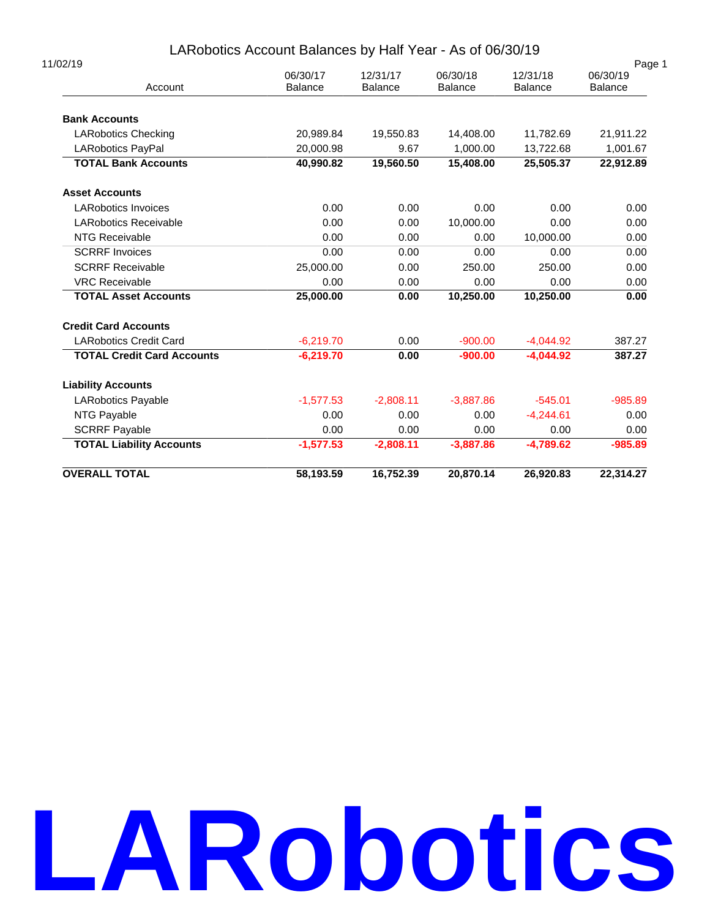# LARobotics Account Balances by Half Year - As of 06/30/19

11/02/19

| Account | 06/30/17 Balance | 12/31/17 Balance | 06/30/18 Balance | 12/31/18 Balance | 06/30/19 Balance |
|---|---|---|---|---|---|
| **Bank Accounts** | | | | | |
| LARobotics Checking | 20,989.84 | 19,550.83 | 14,408.00 | 11,782.69 | 21,911.22 |
| LARobotics PayPal | 20,000.98 | 9.67 | 1,000.00 | 13,722.68 | 1,001.67 |
| **TOTAL Bank Accounts** | **40,990.82** | **19,560.50** | **15,408.00** | **25,505.37** | **22,912.89** |
| **Asset Accounts** | | | | | |
| LARobotics Invoices | 0.00 | 0.00 | 0.00 | 0.00 | 0.00 |
| LARobotics Receivable | 0.00 | 0.00 | 10,000.00 | 0.00 | 0.00 |
| NTG Receivable | 0.00 | 0.00 | 0.00 | 10,000.00 | 0.00 |
| SCRRF Invoices | 0.00 | 0.00 | 0.00 | 0.00 | 0.00 |
| SCRRF Receivable | 25,000.00 | 0.00 | 250.00 | 250.00 | 0.00 |
| VRC Receivable | 0.00 | 0.00 | 0.00 | 0.00 | 0.00 |
| **TOTAL Asset Accounts** | **25,000.00** | **0.00** | **10,250.00** | **10,250.00** | **0.00** |
| **Credit Card Accounts** | | | | | |
| LARobotics Credit Card | -6,219.70 | 0.00 | -900.00 | -4,044.92 | 387.27 |
| **TOTAL Credit Card Accounts** | **-6,219.70** | **0.00** | **-900.00** | **-4,044.92** | **387.27** |
| **Liability Accounts** | | | | | |
| LARobotics Payable | -1,577.53 | -2,808.11 | -3,887.86 | -545.01 | -985.89 |
| NTG Payable | 0.00 | 0.00 | 0.00 | -4,244.61 | 0.00 |
| SCRRF Payable | 0.00 | 0.00 | 0.00 | 0.00 | 0.00 |
| **TOTAL Liability Accounts** | **-1,577.53** | **-2,808.11** | **-3,887.86** | **-4,789.62** | **-985.89** |
| **OVERALL TOTAL** | **58,193.59** | **16,752.39** | **20,870.14** | **26,920.83** | **22,314.27** |

# LARobotics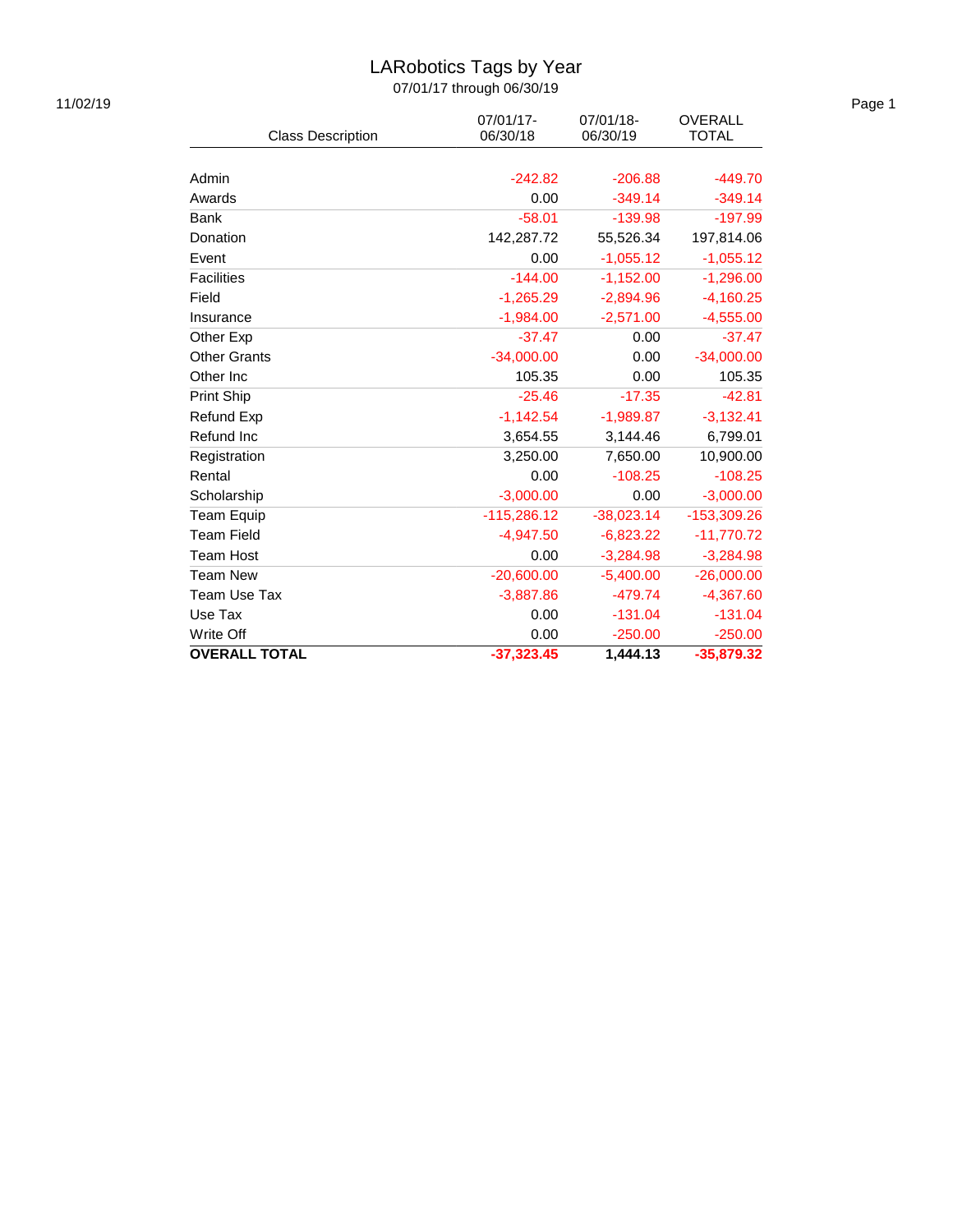# LARobotics Tags by Year

07/01/17 through 06/30/19

11/02/19

| Class Description | 07/01/17-06/30/18 | 07/01/18-06/30/19 | OVERALL TOTAL |
|---|---|---|---|
| Admin | -242.82 | -206.88 | -449.70 |
| Awards | 0.00 | -349.14 | -349.14 |
| Bank | -58.01 | -139.98 | -197.99 |
| Donation | 142,287.72 | 55,526.34 | 197,814.06 |
| Event | 0.00 | -1,055.12 | -1,055.12 |
| Facilities | -144.00 | -1,152.00 | -1,296.00 |
| Field | -1,265.29 | -2,894.96 | -4,160.25 |
| Insurance | -1,984.00 | -2,571.00 | -4,555.00 |
| Other Exp | -37.47 | 0.00 | -37.47 |
| Other Grants | -34,000.00 | 0.00 | -34,000.00 |
| Other Inc | 105.35 | 0.00 | 105.35 |
| Print Ship | -25.46 | -17.35 | -42.81 |
| Refund Exp | -1,142.54 | -1,989.87 | -3,132.41 |
| Refund Inc | 3,654.55 | 3,144.46 | 6,799.01 |
| Registration | 3,250.00 | 7,650.00 | 10,900.00 |
| Rental | 0.00 | -108.25 | -108.25 |
| Scholarship | -3,000.00 | 0.00 | -3,000.00 |
| Team Equip | -115,286.12 | -38,023.14 | -153,309.26 |
| Team Field | -4,947.50 | -6,823.22 | -11,770.72 |
| Team Host | 0.00 | -3,284.98 | -3,284.98 |
| Team New | -20,600.00 | -5,400.00 | -26,000.00 |
| Team Use Tax | -3,887.86 | -479.74 | -4,367.60 |
| Use Tax | 0.00 | -131.04 | -131.04 |
| Write Off | 0.00 | -250.00 | -250.00 |
| **OVERALL TOTAL** | **-37,323.45** | **1,444.13** | **-35,879.32** |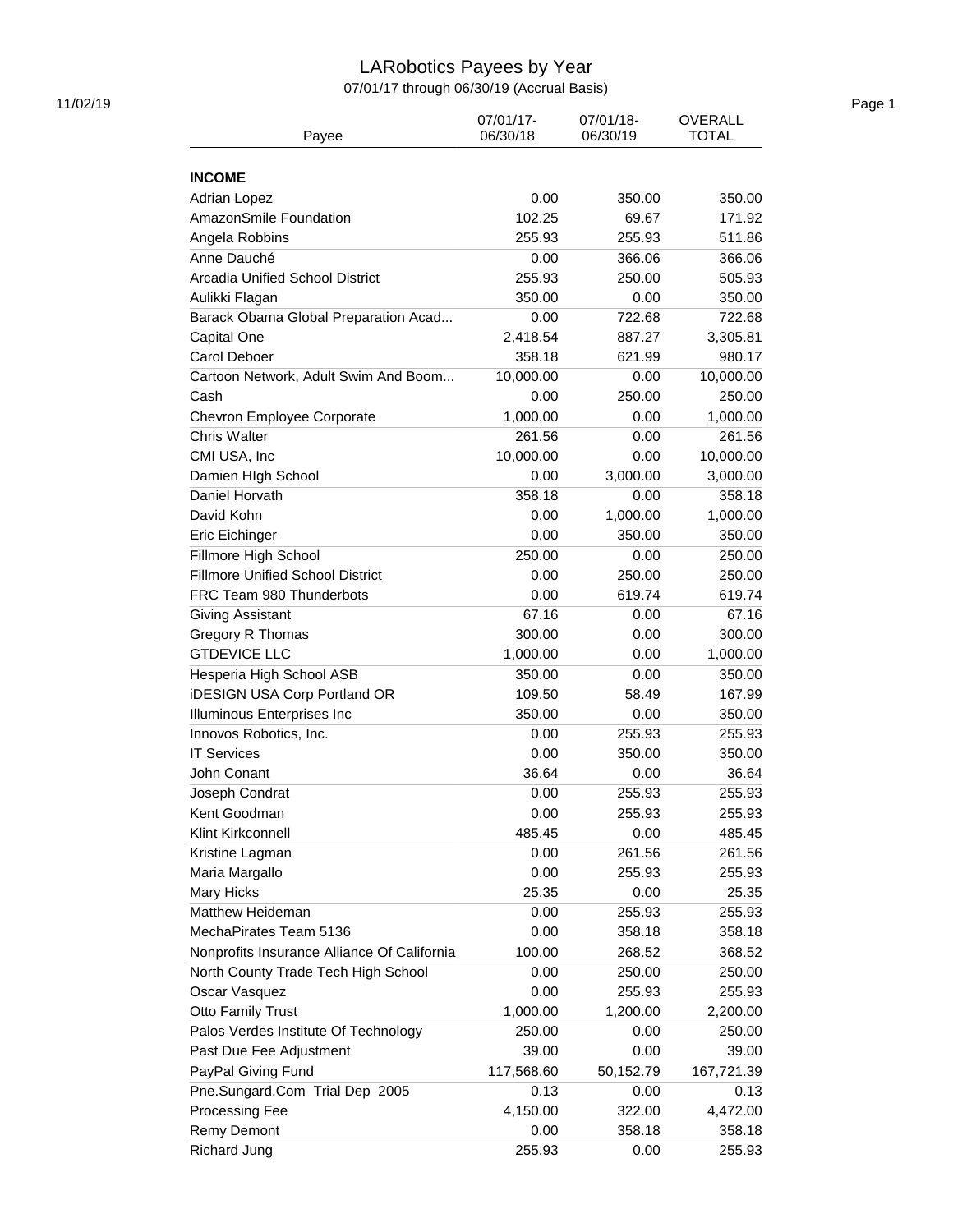# LARobotics Payees by Year

07/01/17 through 06/30/19 (Accrual Basis)

| Payee | 07/01/17-06/30/18 | 07/01/18-06/30/19 | OVERALL TOTAL |
|---|---|---|---|
| **INCOME** | | | |
| Adrian Lopez | 0.00 | 350.00 | 350.00 |
| AmazonSmile Foundation | 102.25 | 69.67 | 171.92 |
| Angela Robbins | 255.93 | 255.93 | 511.86 |
| Anne Dauché | 0.00 | 366.06 | 366.06 |
| Arcadia Unified School District | 255.93 | 250.00 | 505.93 |
| Aulikki Flagan | 350.00 | 0.00 | 350.00 |
| Barack Obama Global Preparation Acad... | 0.00 | 722.68 | 722.68 |
| Capital One | 2,418.54 | 887.27 | 3,305.81 |
| Carol Deboer | 358.18 | 621.99 | 980.17 |
| Cartoon Network, Adult Swim And Boom... | 10,000.00 | 0.00 | 10,000.00 |
| Cash | 0.00 | 250.00 | 250.00 |
| Chevron Employee Corporate | 1,000.00 | 0.00 | 1,000.00 |
| Chris Walter | 261.56 | 0.00 | 261.56 |
| CMI USA, Inc | 10,000.00 | 0.00 | 10,000.00 |
| Damien HIgh School | 0.00 | 3,000.00 | 3,000.00 |
| Daniel Horvath | 358.18 | 0.00 | 358.18 |
| David Kohn | 0.00 | 1,000.00 | 1,000.00 |
| Eric Eichinger | 0.00 | 350.00 | 350.00 |
| Fillmore High School | 250.00 | 0.00 | 250.00 |
| Fillmore Unified School District | 0.00 | 250.00 | 250.00 |
| FRC Team 980 Thunderbots | 0.00 | 619.74 | 619.74 |
| Giving Assistant | 67.16 | 0.00 | 67.16 |
| Gregory R Thomas | 300.00 | 0.00 | 300.00 |
| GTDEVICE LLC | 1,000.00 | 0.00 | 1,000.00 |
| Hesperia High School ASB | 350.00 | 0.00 | 350.00 |
| iDESIGN USA Corp Portland OR | 109.50 | 58.49 | 167.99 |
| Illuminous Enterprises Inc | 350.00 | 0.00 | 350.00 |
| Innovos Robotics, Inc. | 0.00 | 255.93 | 255.93 |
| IT Services | 0.00 | 350.00 | 350.00 |
| John Conant | 36.64 | 0.00 | 36.64 |
| Joseph Condrat | 0.00 | 255.93 | 255.93 |
| Kent Goodman | 0.00 | 255.93 | 255.93 |
| Klint Kirkconnell | 485.45 | 0.00 | 485.45 |
| Kristine Lagman | 0.00 | 261.56 | 261.56 |
| Maria Margallo | 0.00 | 255.93 | 255.93 |
| Mary Hicks | 25.35 | 0.00 | 25.35 |
| Matthew Heideman | 0.00 | 255.93 | 255.93 |
| MechaPirates Team 5136 | 0.00 | 358.18 | 358.18 |
| Nonprofits Insurance Alliance Of California | 100.00 | 268.52 | 368.52 |
| North County Trade Tech High School | 0.00 | 250.00 | 250.00 |
| Oscar Vasquez | 0.00 | 255.93 | 255.93 |
| Otto Family Trust | 1,000.00 | 1,200.00 | 2,200.00 |
| Palos Verdes Institute Of Technology | 250.00 | 0.00 | 250.00 |
| Past Due Fee Adjustment | 39.00 | 0.00 | 39.00 |
| PayPal Giving Fund | 117,568.60 | 50,152.79 | 167,721.39 |
| Pne.Sungard.Com Trial Dep 2005 | 0.13 | 0.00 | 0.13 |
| Processing Fee | 4,150.00 | 322.00 | 4,472.00 |
| Remy Demont | 0.00 | 358.18 | 358.18 |
| Richard Jung | 255.93 | 0.00 | 255.93 |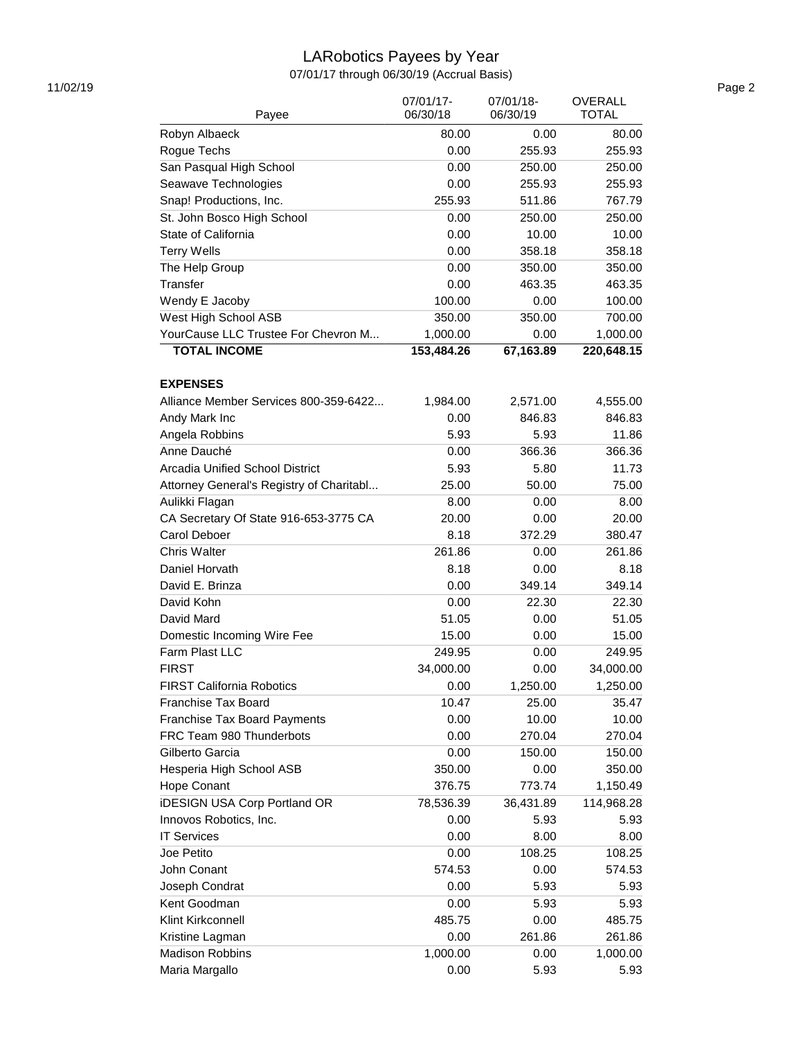# LARobotics Payees by Year

07/01/17 through 06/30/19 (Accrual Basis)

| Payee | 07/01/17-06/30/18 | 07/01/18-06/30/19 | OVERALL TOTAL |
|---|---|---|---|
| Robyn Albaeck | 80.00 | 0.00 | 80.00 |
| Rogue Techs | 0.00 | 255.93 | 255.93 |
| San Pasqual High School | 0.00 | 250.00 | 250.00 |
| Seawave Technologies | 0.00 | 255.93 | 255.93 |
| Snap! Productions, Inc. | 255.93 | 511.86 | 767.79 |
| St. John Bosco High School | 0.00 | 250.00 | 250.00 |
| State of California | 0.00 | 10.00 | 10.00 |
| Terry Wells | 0.00 | 358.18 | 358.18 |
| The Help Group | 0.00 | 350.00 | 350.00 |
| Transfer | 0.00 | 463.35 | 463.35 |
| Wendy E Jacoby | 100.00 | 0.00 | 100.00 |
| West High School ASB | 350.00 | 350.00 | 700.00 |
| YourCause LLC Trustee For Chevron M... | 1,000.00 | 0.00 | 1,000.00 |
| **TOTAL INCOME** | **153,484.26** | **67,163.89** | **220,648.15** |
| | | | |
| **EXPENSES** | | | |
| Alliance Member Services 800-359-6422... | 1,984.00 | 2,571.00 | 4,555.00 |
| Andy Mark Inc | 0.00 | 846.83 | 846.83 |
| Angela Robbins | 5.93 | 5.93 | 11.86 |
| Anne Dauché | 0.00 | 366.36 | 366.36 |
| Arcadia Unified School District | 5.93 | 5.80 | 11.73 |
| Attorney General's Registry of Charitabl... | 25.00 | 50.00 | 75.00 |
| Aulikki Flagan | 8.00 | 0.00 | 8.00 |
| CA Secretary Of State 916-653-3775 CA | 20.00 | 0.00 | 20.00 |
| Carol Deboer | 8.18 | 372.29 | 380.47 |
| Chris Walter | 261.86 | 0.00 | 261.86 |
| Daniel Horvath | 8.18 | 0.00 | 8.18 |
| David E. Brinza | 0.00 | 349.14 | 349.14 |
| David Kohn | 0.00 | 22.30 | 22.30 |
| David Mard | 51.05 | 0.00 | 51.05 |
| Domestic Incoming Wire Fee | 15.00 | 0.00 | 15.00 |
| Farm Plast LLC | 249.95 | 0.00 | 249.95 |
| FIRST | 34,000.00 | 0.00 | 34,000.00 |
| FIRST California Robotics | 0.00 | 1,250.00 | 1,250.00 |
| Franchise Tax Board | 10.47 | 25.00 | 35.47 |
| Franchise Tax Board Payments | 0.00 | 10.00 | 10.00 |
| FRC Team 980 Thunderbots | 0.00 | 270.04 | 270.04 |
| Gilberto Garcia | 0.00 | 150.00 | 150.00 |
| Hesperia High School ASB | 350.00 | 0.00 | 350.00 |
| Hope Conant | 376.75 | 773.74 | 1,150.49 |
| iDESIGN USA Corp Portland OR | 78,536.39 | 36,431.89 | 114,968.28 |
| Innovos Robotics, Inc. | 0.00 | 5.93 | 5.93 |
| IT Services | 0.00 | 8.00 | 8.00 |
| Joe Petito | 0.00 | 108.25 | 108.25 |
| John Conant | 574.53 | 0.00 | 574.53 |
| Joseph Condrat | 0.00 | 5.93 | 5.93 |
| Kent Goodman | 0.00 | 5.93 | 5.93 |
| Klint Kirkconnell | 485.75 | 0.00 | 485.75 |
| Kristine Lagman | 0.00 | 261.86 | 261.86 |
| Madison Robbins | 1,000.00 | 0.00 | 1,000.00 |
| Maria Margallo | 0.00 | 5.93 | 5.93 |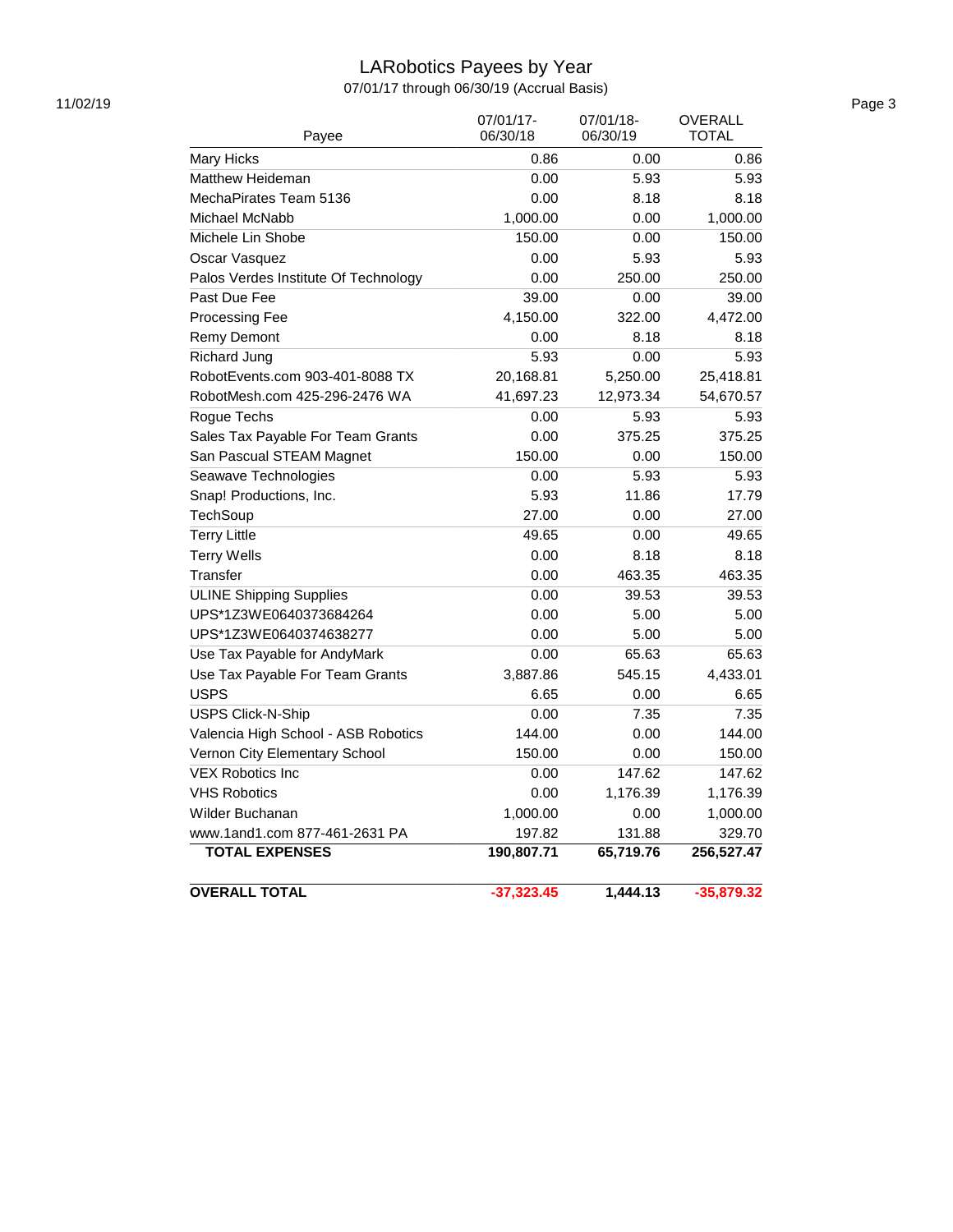# LARobotics Payees by Year

07/01/17 through 06/30/19 (Accrual Basis)

11/02/19

| Payee | 07/01/17-06/30/18 | 07/01/18-06/30/19 | OVERALL TOTAL |
|---|---|---|---|
| Mary Hicks | 0.86 | 0.00 | 0.86 |
| Matthew Heideman | 0.00 | 5.93 | 5.93 |
| MechaPirates Team 5136 | 0.00 | 8.18 | 8.18 |
| Michael McNabb | 1,000.00 | 0.00 | 1,000.00 |
| Michele Lin Shobe | 150.00 | 0.00 | 150.00 |
| Oscar Vasquez | 0.00 | 5.93 | 5.93 |
| Palos Verdes Institute Of Technology | 0.00 | 250.00 | 250.00 |
| Past Due Fee | 39.00 | 0.00 | 39.00 |
| Processing Fee | 4,150.00 | 322.00 | 4,472.00 |
| Remy Demont | 0.00 | 8.18 | 8.18 |
| Richard Jung | 5.93 | 0.00 | 5.93 |
| RobotEvents.com 903-401-8088 TX | 20,168.81 | 5,250.00 | 25,418.81 |
| RobotMesh.com 425-296-2476 WA | 41,697.23 | 12,973.34 | 54,670.57 |
| Rogue Techs | 0.00 | 5.93 | 5.93 |
| Sales Tax Payable For Team Grants | 0.00 | 375.25 | 375.25 |
| San Pascual STEAM Magnet | 150.00 | 0.00 | 150.00 |
| Seawave Technologies | 0.00 | 5.93 | 5.93 |
| Snap! Productions, Inc. | 5.93 | 11.86 | 17.79 |
| TechSoup | 27.00 | 0.00 | 27.00 |
| Terry Little | 49.65 | 0.00 | 49.65 |
| Terry Wells | 0.00 | 8.18 | 8.18 |
| Transfer | 0.00 | 463.35 | 463.35 |
| ULINE Shipping Supplies | 0.00 | 39.53 | 39.53 |
| UPS*1Z3WE0640373684264 | 0.00 | 5.00 | 5.00 |
| UPS*1Z3WE0640374638277 | 0.00 | 5.00 | 5.00 |
| Use Tax Payable for AndyMark | 0.00 | 65.63 | 65.63 |
| Use Tax Payable For Team Grants | 3,887.86 | 545.15 | 4,433.01 |
| USPS | 6.65 | 0.00 | 6.65 |
| USPS Click-N-Ship | 0.00 | 7.35 | 7.35 |
| Valencia High School - ASB Robotics | 144.00 | 0.00 | 144.00 |
| Vernon City Elementary School | 150.00 | 0.00 | 150.00 |
| VEX Robotics Inc | 0.00 | 147.62 | 147.62 |
| VHS Robotics | 0.00 | 1,176.39 | 1,176.39 |
| Wilder Buchanan | 1,000.00 | 0.00 | 1,000.00 |
| www.1and1.com 877-461-2631 PA | 197.82 | 131.88 | 329.70 |
| **TOTAL EXPENSES** | **190,807.71** | **65,719.76** | **256,527.47** |
| **OVERALL TOTAL** | **-37,323.45** | **1,444.13** | **-35,879.32** |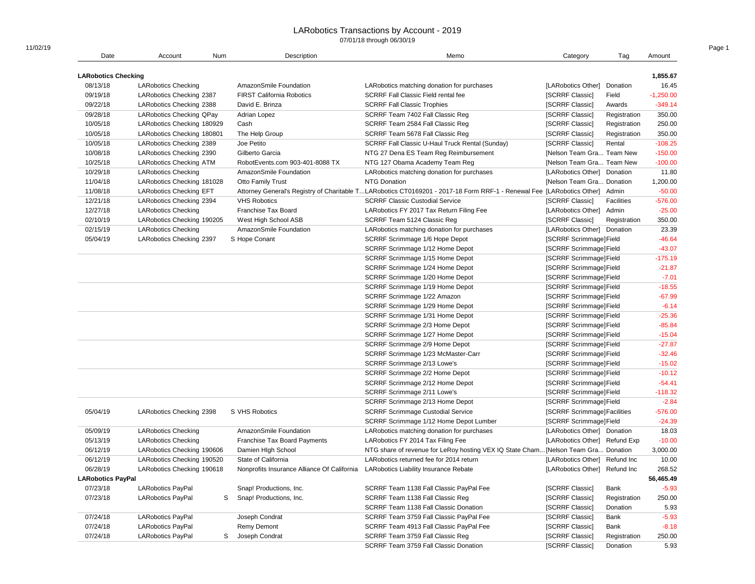# LARobotics Transactions by Account - 2019

07/01/18 through 06/30/19

11/02/19

| Date | Account | Num | Description | Memo | Category | Tag | Amount |
|---|---|---|---|---|---|---|---|
| **LARobotics Checking** | | | | | | | **1,855.67** |
| 08/13/18 | LARobotics Checking | | AmazonSmile Foundation | LARobotics matching donation for purchases | [LARobotics Other] | Donation | 16.45 |
| 09/19/18 | LARobotics Checking | 2387 | FIRST California Robotics | SCRRF Fall Classic Field rental fee | [SCRRF Classic] | Field | -1,250.00 |
| 09/22/18 | LARobotics Checking | 2388 | David E. Brinza | SCRRF Fall Classic Trophies | [SCRRF Classic] | Awards | -349.14 |
| 09/28/18 | LARobotics Checking | QPay | Adrian Lopez | SCRRF Team 7402 Fall Classic Reg | [SCRRF Classic] | Registration | 350.00 |
| 10/05/18 | LARobotics Checking | 180929 | Cash | SCRRF Team 2584 Fall Classic Reg | [SCRRF Classic] | Registration | 250.00 |
| 10/05/18 | LARobotics Checking | 180801 | The Help Group | SCRRF Team 5678 Fall Classic Reg | [SCRRF Classic] | Registration | 350.00 |
| 10/05/18 | LARobotics Checking | 2389 | Joe Petito | SCRRF Fall Classic U-Haul Truck Rental (Sunday) | [SCRRF Classic] | Rental | -108.25 |
| 10/08/18 | LARobotics Checking | 2390 | Gilberto Garcia | NTG 27 Dena ES Team Reg Reimbursement | [Nelson Team Gra... | Team New | -150.00 |
| 10/25/18 | LARobotics Checking | ATM | RobotEvents.com 903-401-8088 TX | NTG 127 Obama Academy Team Reg | [Nelson Team Gra... | Team New | -100.00 |
| 10/29/18 | LARobotics Checking | | AmazonSmile Foundation | LARobotics matching donation for purchases | [LARobotics Other] | Donation | 11.80 |
| 11/04/18 | LARobotics Checking | 181028 | Otto Family Trust | NTG Donation | [Nelson Team Gra... | Donation | 1,200.00 |
| 11/08/18 | LARobotics Checking | EFT | Attorney General's Registry of Charitable T... | LARobotics CT0169201 - 2017-18 Form RRF-1 - Renewal Fee | [LARobotics Other] | Admin | -50.00 |
| 12/21/18 | LARobotics Checking | 2394 | VHS Robotics | SCRRF Classic Custodial Service | [SCRRF Classic] | Facilities | -576.00 |
| 12/27/18 | LARobotics Checking | | Franchise Tax Board | LARobotics FY 2017 Tax Return Filing Fee | [LARobotics Other] | Admin | -25.00 |
| 02/10/19 | LARobotics Checking | 190205 | West High School ASB | SCRRF Team 5124 Classic Reg | [SCRRF Classic] | Registration | 350.00 |
| 02/15/19 | LARobotics Checking | | AmazonSmile Foundation | LARobotics matching donation for purchases | [LARobotics Other] | Donation | 23.39 |
| 05/04/19 | LARobotics Checking | 2397 | S Hope Conant | SCRRF Scrimmage 1/6 Hope Depot | [SCRRF Scrimmage] | Field | -46.64 |
| | | | | SCRRF Scrimmage 1/12 Home Depot | [SCRRF Scrimmage] | Field | -43.07 |
| | | | | SCRRF Scrimmage 1/15 Home Depot | [SCRRF Scrimmage] | Field | -175.19 |
| | | | | SCRRF Scrimmage 1/24 Home Depot | [SCRRF Scrimmage] | Field | -21.87 |
| | | | | SCRRF Scrimmage 1/20 Home Depot | [SCRRF Scrimmage] | Field | -7.01 |
| | | | | SCRRF Scrimmage 1/19 Home Depot | [SCRRF Scrimmage] | Field | -18.55 |
| | | | | SCRRF Scrimmage 1/22 Amazon | [SCRRF Scrimmage] | Field | -67.99 |
| | | | | SCRRF Scrimmage 1/29 Home Depot | [SCRRF Scrimmage] | Field | -6.14 |
| | | | | SCRRF Scrimmage 1/31 Home Depot | [SCRRF Scrimmage] | Field | -25.36 |
| | | | | SCRRF Scrimmage 2/3 Home Depot | [SCRRF Scrimmage] | Field | -85.84 |
| | | | | SCRRF Scrimmage 1/27 Home Depot | [SCRRF Scrimmage] | Field | -15.04 |
| | | | | SCRRF Scrimmage 2/9 Home Depot | [SCRRF Scrimmage] | Field | -27.87 |
| | | | | SCRRF Scrimmage 1/23 McMaster-Carr | [SCRRF Scrimmage] | Field | -32.46 |
| | | | | SCRRF Scrimmage 2/13 Lowe's | [SCRRF Scrimmage] | Field | -15.02 |
| | | | | SCRRF Scrimmage 2/2 Home Depot | [SCRRF Scrimmage] | Field | -10.12 |
| | | | | SCRRF Scrimmage 2/12 Home Depot | [SCRRF Scrimmage] | Field | -54.41 |
| | | | | SCRRF Scrimmage 2/11 Lowe's | [SCRRF Scrimmage] | Field | -118.32 |
| | | | | SCRRF Scrimmage 2/13 Home Depot | [SCRRF Scrimmage] | Field | -2.84 |
| 05/04/19 | LARobotics Checking | 2398 | S VHS Robotics | SCRRF Scrimmage Custodial Service | [SCRRF Scrimmage] | Facilities | -576.00 |
| | | | | SCRRF Scrimmage 1/12 Home Depot Lumber | [SCRRF Scrimmage] | Field | -24.39 |
| 05/09/19 | LARobotics Checking | | AmazonSmile Foundation | LARobotics matching donation for purchases | [LARobotics Other] | Donation | 18.03 |
| 05/13/19 | LARobotics Checking | | Franchise Tax Board Payments | LARobotics FY 2014 Tax Filing Fee | [LARobotics Other] | Refund Exp | -10.00 |
| 06/12/19 | LARobotics Checking | 190606 | Damien HIgh School | NTG share of revenue for LeRoy hosting VEX IQ State Cham... | [Nelson Team Gra... | Donation | 3,000.00 |
| 06/12/19 | LARobotics Checking | 190520 | State of California | LARobotics returned fee for 2014 return | [LARobotics Other] | Refund Inc | 10.00 |
| 06/28/19 | LARobotics Checking | 190618 | Nonprofits Insurance Alliance Of California | LARobotics Liability Insurance Rebate | [LARobotics Other] | Refund Inc | 268.52 |
| **LARobotics PayPal** | | | | | | | **56,465.49** |
| 07/23/18 | LARobotics PayPal | | Snap! Productions, Inc. | SCRRF Team 1138 Fall Classic PayPal Fee | [SCRRF Classic] | Bank | -5.93 |
| 07/23/18 | LARobotics PayPal | S | Snap! Productions, Inc. | SCRRF Team 1138 Fall Classic Reg | [SCRRF Classic] | Registration | 250.00 |
| | | | | SCRRF Team 1138 Fall Classic Donation | [SCRRF Classic] | Donation | 5.93 |
| 07/24/18 | LARobotics PayPal | | Joseph Condrat | SCRRF Team 3759 Fall Classic PayPal Fee | [SCRRF Classic] | Bank | -5.93 |
| 07/24/18 | LARobotics PayPal | | Remy Demont | SCRRF Team 4913 Fall Classic PayPal Fee | [SCRRF Classic] | Bank | -8.18 |
| 07/24/18 | LARobotics PayPal | S | Joseph Condrat | SCRRF Team 3759 Fall Classic Reg | [SCRRF Classic] | Registration | 250.00 |
| | | | | SCRRF Team 3759 Fall Classic Donation | [SCRRF Classic] | Donation | 5.93 |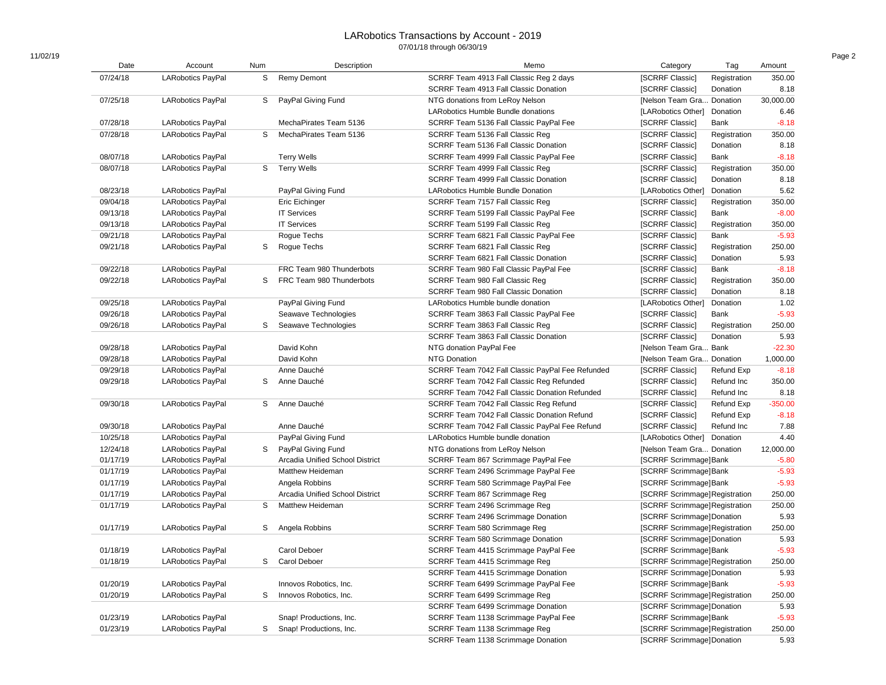# LARobotics Transactions by Account - 2019

07/01/18 through 06/30/19

| Date | Account | Num | Description | Memo | Category | Tag | Amount |
|---|---|---|---|---|---|---|---|
| 07/24/18 | LARobotics PayPal | S | Remy Demont | SCRRF Team 4913 Fall Classic Reg 2 days | [SCRRF Classic] | Registration | 350.00 |
| | | | | SCRRF Team 4913 Fall Classic Donation | [SCRRF Classic] | Donation | 8.18 |
| 07/25/18 | LARobotics PayPal | S | PayPal Giving Fund | NTG donations from LeRoy Nelson | [Nelson Team Gra... | Donation | 30,000.00 |
| | | | | LARobotics Humble Bundle donations | [LARobotics Other] | Donation | 6.46 |
| 07/28/18 | LARobotics PayPal | | MechaPirates Team 5136 | SCRRF Team 5136 Fall Classic PayPal Fee | [SCRRF Classic] | Bank | -8.18 |
| 07/28/18 | LARobotics PayPal | S | MechaPirates Team 5136 | SCRRF Team 5136 Fall Classic Reg | [SCRRF Classic] | Registration | 350.00 |
| | | | | SCRRF Team 5136 Fall Classic Donation | [SCRRF Classic] | Donation | 8.18 |
| 08/07/18 | LARobotics PayPal | | Terry Wells | SCRRF Team 4999 Fall Classic PayPal Fee | [SCRRF Classic] | Bank | -8.18 |
| 08/07/18 | LARobotics PayPal | S | Terry Wells | SCRRF Team 4999 Fall Classic Reg | [SCRRF Classic] | Registration | 350.00 |
| | | | | SCRRF Team 4999 Fall Classic Donation | [SCRRF Classic] | Donation | 8.18 |
| 08/23/18 | LARobotics PayPal | | PayPal Giving Fund | LARobotics Humble Bundle Donation | [LARobotics Other] | Donation | 5.62 |
| 09/04/18 | LARobotics PayPal | | Eric Eichinger | SCRRF Team 7157 Fall Classic Reg | [SCRRF Classic] | Registration | 350.00 |
| 09/13/18 | LARobotics PayPal | | IT Services | SCRRF Team 5199 Fall Classic PayPal Fee | [SCRRF Classic] | Bank | -8.00 |
| 09/13/18 | LARobotics PayPal | | IT Services | SCRRF Team 5199 Fall Classic Reg | [SCRRF Classic] | Registration | 350.00 |
| 09/21/18 | LARobotics PayPal | | Rogue Techs | SCRRF Team 6821 Fall Classic PayPal Fee | [SCRRF Classic] | Bank | -5.93 |
| 09/21/18 | LARobotics PayPal | S | Rogue Techs | SCRRF Team 6821 Fall Classic Reg | [SCRRF Classic] | Registration | 250.00 |
| | | | | SCRRF Team 6821 Fall Classic Donation | [SCRRF Classic] | Donation | 5.93 |
| 09/22/18 | LARobotics PayPal | | FRC Team 980 Thunderbots | SCRRF Team 980 Fall Classic PayPal Fee | [SCRRF Classic] | Bank | -8.18 |
| 09/22/18 | LARobotics PayPal | S | FRC Team 980 Thunderbots | SCRRF Team 980 Fall Classic Reg | [SCRRF Classic] | Registration | 350.00 |
| | | | | SCRRF Team 980 Fall Classic Donation | [SCRRF Classic] | Donation | 8.18 |
| 09/25/18 | LARobotics PayPal | | PayPal Giving Fund | LARobotics Humble bundle donation | [LARobotics Other] | Donation | 1.02 |
| 09/26/18 | LARobotics PayPal | | Seawave Technologies | SCRRF Team 3863 Fall Classic PayPal Fee | [SCRRF Classic] | Bank | -5.93 |
| 09/26/18 | LARobotics PayPal | S | Seawave Technologies | SCRRF Team 3863 Fall Classic Reg | [SCRRF Classic] | Registration | 250.00 |
| | | | | SCRRF Team 3863 Fall Classic Donation | [SCRRF Classic] | Donation | 5.93 |
| 09/28/18 | LARobotics PayPal | | David Kohn | NTG donation PayPal Fee | [Nelson Team Gra... | Bank | -22.30 |
| 09/28/18 | LARobotics PayPal | | David Kohn | NTG Donation | [Nelson Team Gra... | Donation | 1,000.00 |
| 09/29/18 | LARobotics PayPal | | Anne Dauché | SCRRF Team 7042 Fall Classic PayPal Fee Refunded | [SCRRF Classic] | Refund Exp | -8.18 |
| 09/29/18 | LARobotics PayPal | S | Anne Dauché | SCRRF Team 7042 Fall Classic Reg Refunded | [SCRRF Classic] | Refund Inc | 350.00 |
| | | | | SCRRF Team 7042 Fall Classic Donation Refunded | [SCRRF Classic] | Refund Inc | 8.18 |
| 09/30/18 | LARobotics PayPal | S | Anne Dauché | SCRRF Team 7042 Fall Classic Reg Refund | [SCRRF Classic] | Refund Exp | -350.00 |
| | | | | SCRRF Team 7042 Fall Classic Donation Refund | [SCRRF Classic] | Refund Exp | -8.18 |
| 09/30/18 | LARobotics PayPal | | Anne Dauché | SCRRF Team 7042 Fall Classic PayPal Fee Refund | [SCRRF Classic] | Refund Inc | 7.88 |
| 10/25/18 | LARobotics PayPal | | PayPal Giving Fund | LARobotics Humble bundle donation | [LARobotics Other] | Donation | 4.40 |
| 12/24/18 | LARobotics PayPal | S | PayPal Giving Fund | NTG donations from LeRoy Nelson | [Nelson Team Gra... | Donation | 12,000.00 |
| 01/17/19 | LARobotics PayPal | | Arcadia Unified School District | SCRRF Team 867 Scrimmage PayPal Fee | [SCRRF Scrimmage] | Bank | -5.80 |
| 01/17/19 | LARobotics PayPal | | Matthew Heideman | SCRRF Team 2496 Scrimmage PayPal Fee | [SCRRF Scrimmage] | Bank | -5.93 |
| 01/17/19 | LARobotics PayPal | | Angela Robbins | SCRRF Team 580 Scrimmage PayPal Fee | [SCRRF Scrimmage] | Bank | -5.93 |
| 01/17/19 | LARobotics PayPal | | Arcadia Unified School District | SCRRF Team 867 Scrimmage Reg | [SCRRF Scrimmage] | Registration | 250.00 |
| 01/17/19 | LARobotics PayPal | S | Matthew Heideman | SCRRF Team 2496 Scrimmage Reg | [SCRRF Scrimmage] | Registration | 250.00 |
| | | | | SCRRF Team 2496 Scrimmage Donation | [SCRRF Scrimmage] | Donation | 5.93 |
| 01/17/19 | LARobotics PayPal | S | Angela Robbins | SCRRF Team 580 Scrimmage Reg | [SCRRF Scrimmage] | Registration | 250.00 |
| | | | | SCRRF Team 580 Scrimmage Donation | [SCRRF Scrimmage] | Donation | 5.93 |
| 01/18/19 | LARobotics PayPal | | Carol Deboer | SCRRF Team 4415 Scrimmage PayPal Fee | [SCRRF Scrimmage] | Bank | -5.93 |
| 01/18/19 | LARobotics PayPal | S | Carol Deboer | SCRRF Team 4415 Scrimmage Reg | [SCRRF Scrimmage] | Registration | 250.00 |
| | | | | SCRRF Team 4415 Scrimmage Donation | [SCRRF Scrimmage] | Donation | 5.93 |
| 01/20/19 | LARobotics PayPal | | Innovos Robotics, Inc. | SCRRF Team 6499 Scrimmage PayPal Fee | [SCRRF Scrimmage] | Bank | -5.93 |
| 01/20/19 | LARobotics PayPal | S | Innovos Robotics, Inc. | SCRRF Team 6499 Scrimmage Reg | [SCRRF Scrimmage] | Registration | 250.00 |
| | | | | SCRRF Team 6499 Scrimmage Donation | [SCRRF Scrimmage] | Donation | 5.93 |
| 01/23/19 | LARobotics PayPal | | Snap! Productions, Inc. | SCRRF Team 1138 Scrimmage PayPal Fee | [SCRRF Scrimmage] | Bank | -5.93 |
| 01/23/19 | LARobotics PayPal | S | Snap! Productions, Inc. | SCRRF Team 1138 Scrimmage Reg | [SCRRF Scrimmage] | Registration | 250.00 |
| | | | | SCRRF Team 1138 Scrimmage Donation | [SCRRF Scrimmage] | Donation | 5.93 |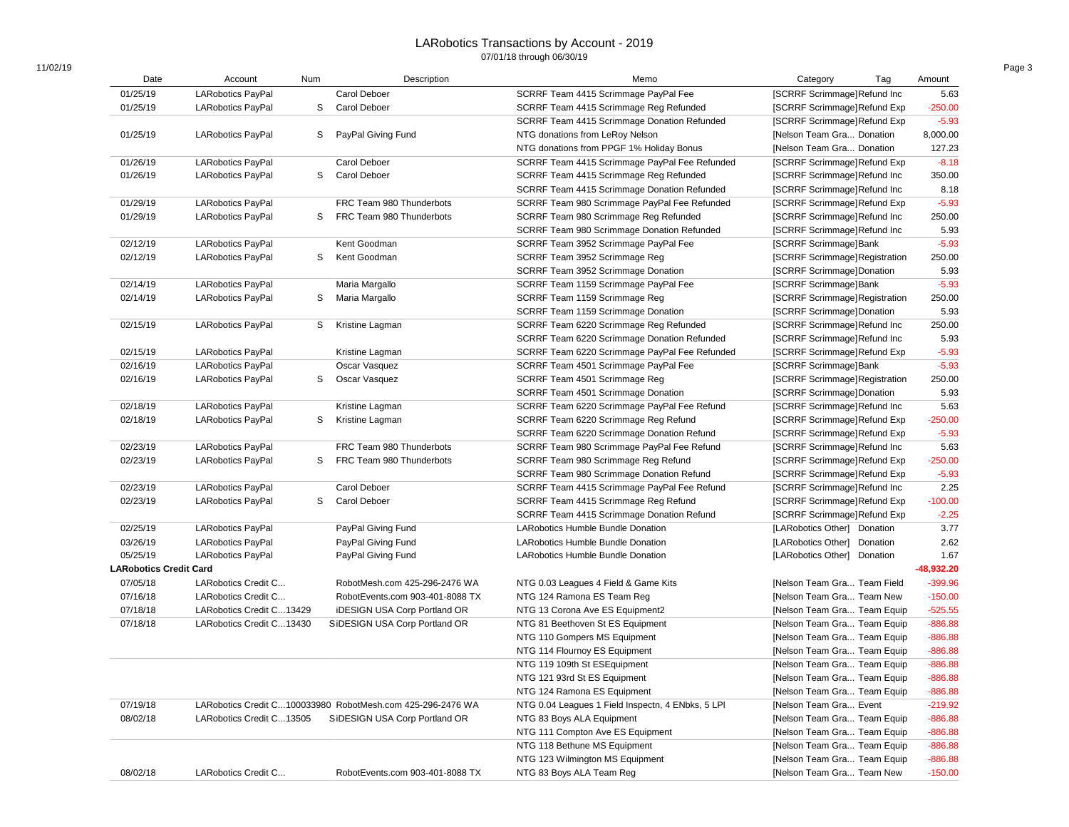# LARobotics Transactions by Account - 2019

07/01/18 through 06/30/19

| Date | Account | Num | Description | Memo | Category | Tag | Amount |
|---|---|---|---|---|---|---|---|
| 01/25/19 | LARobotics PayPal | | Carol Deboer | SCRRF Team 4415 Scrimmage PayPal Fee | [SCRRF Scrimmage] | Refund Inc | 5.63 |
| 01/25/19 | LARobotics PayPal | S | Carol Deboer | SCRRF Team 4415 Scrimmage Reg Refunded | [SCRRF Scrimmage] | Refund Exp | -250.00 |
| | | | | SCRRF Team 4415 Scrimmage Donation Refunded | [SCRRF Scrimmage] | Refund Exp | -5.93 |
| 01/25/19 | LARobotics PayPal | S | PayPal Giving Fund | NTG donations from LeRoy Nelson | [Nelson Team Gra... | Donation | 8,000.00 |
| | | | | NTG donations from PPGF 1% Holiday Bonus | [Nelson Team Gra... | Donation | 127.23 |
| 01/26/19 | LARobotics PayPal | | Carol Deboer | SCRRF Team 4415 Scrimmage PayPal Fee Refunded | [SCRRF Scrimmage] | Refund Exp | -8.18 |
| 01/26/19 | LARobotics PayPal | S | Carol Deboer | SCRRF Team 4415 Scrimmage Reg Refunded | [SCRRF Scrimmage] | Refund Inc | 350.00 |
| | | | | SCRRF Team 4415 Scrimmage Donation Refunded | [SCRRF Scrimmage] | Refund Inc | 8.18 |
| 01/29/19 | LARobotics PayPal | | FRC Team 980 Thunderbots | SCRRF Team 980 Scrimmage PayPal Fee Refunded | [SCRRF Scrimmage] | Refund Exp | -5.93 |
| 01/29/19 | LARobotics PayPal | S | FRC Team 980 Thunderbots | SCRRF Team 980 Scrimmage Reg Refunded | [SCRRF Scrimmage] | Refund Inc | 250.00 |
| | | | | SCRRF Team 980 Scrimmage Donation Refunded | [SCRRF Scrimmage] | Refund Inc | 5.93 |
| 02/12/19 | LARobotics PayPal | | Kent Goodman | SCRRF Team 3952 Scrimmage PayPal Fee | [SCRRF Scrimmage] | Bank | -5.93 |
| 02/12/19 | LARobotics PayPal | S | Kent Goodman | SCRRF Team 3952 Scrimmage Reg | [SCRRF Scrimmage] | Registration | 250.00 |
| | | | | SCRRF Team 3952 Scrimmage Donation | [SCRRF Scrimmage] | Donation | 5.93 |
| 02/14/19 | LARobotics PayPal | | Maria Margallo | SCRRF Team 1159 Scrimmage PayPal Fee | [SCRRF Scrimmage] | Bank | -5.93 |
| 02/14/19 | LARobotics PayPal | S | Maria Margallo | SCRRF Team 1159 Scrimmage Reg | [SCRRF Scrimmage] | Registration | 250.00 |
| | | | | SCRRF Team 1159 Scrimmage Donation | [SCRRF Scrimmage] | Donation | 5.93 |
| 02/15/19 | LARobotics PayPal | S | Kristine Lagman | SCRRF Team 6220 Scrimmage Reg Refunded | [SCRRF Scrimmage] | Refund Inc | 250.00 |
| | | | | SCRRF Team 6220 Scrimmage Donation Refunded | [SCRRF Scrimmage] | Refund Inc | 5.93 |
| 02/15/19 | LARobotics PayPal | | Kristine Lagman | SCRRF Team 6220 Scrimmage PayPal Fee Refunded | [SCRRF Scrimmage] | Refund Exp | -5.93 |
| 02/16/19 | LARobotics PayPal | | Oscar Vasquez | SCRRF Team 4501 Scrimmage PayPal Fee | [SCRRF Scrimmage] | Bank | -5.93 |
| 02/16/19 | LARobotics PayPal | S | Oscar Vasquez | SCRRF Team 4501 Scrimmage Reg | [SCRRF Scrimmage] | Registration | 250.00 |
| | | | | SCRRF Team 4501 Scrimmage Donation | [SCRRF Scrimmage] | Donation | 5.93 |
| 02/18/19 | LARobotics PayPal | | Kristine Lagman | SCRRF Team 6220 Scrimmage PayPal Fee Refund | [SCRRF Scrimmage] | Refund Inc | 5.63 |
| 02/18/19 | LARobotics PayPal | S | Kristine Lagman | SCRRF Team 6220 Scrimmage Reg Refund | [SCRRF Scrimmage] | Refund Exp | -250.00 |
| | | | | SCRRF Team 6220 Scrimmage Donation Refund | [SCRRF Scrimmage] | Refund Exp | -5.93 |
| 02/23/19 | LARobotics PayPal | | FRC Team 980 Thunderbots | SCRRF Team 980 Scrimmage PayPal Fee Refund | [SCRRF Scrimmage] | Refund Inc | 5.63 |
| 02/23/19 | LARobotics PayPal | S | FRC Team 980 Thunderbots | SCRRF Team 980 Scrimmage Reg Refund | [SCRRF Scrimmage] | Refund Exp | -250.00 |
| | | | | SCRRF Team 980 Scrimmage Donation Refund | [SCRRF Scrimmage] | Refund Exp | -5.93 |
| 02/23/19 | LARobotics PayPal | | Carol Deboer | SCRRF Team 4415 Scrimmage PayPal Fee Refund | [SCRRF Scrimmage] | Refund Inc | 2.25 |
| 02/23/19 | LARobotics PayPal | S | Carol Deboer | SCRRF Team 4415 Scrimmage Reg Refund | [SCRRF Scrimmage] | Refund Exp | -100.00 |
| | | | | SCRRF Team 4415 Scrimmage Donation Refund | [SCRRF Scrimmage] | Refund Exp | -2.25 |
| 02/25/19 | LARobotics PayPal | | PayPal Giving Fund | LARobotics Humble Bundle Donation | [LARobotics Other] | Donation | 3.77 |
| 03/26/19 | LARobotics PayPal | | PayPal Giving Fund | LARobotics Humble Bundle Donation | [LARobotics Other] | Donation | 2.62 |
| 05/25/19 | LARobotics PayPal | | PayPal Giving Fund | LARobotics Humble Bundle Donation | [LARobotics Other] | Donation | 1.67 |
| **LARobotics Credit Card** | | | | | | | **-48,932.20** |
| 07/05/18 | LARobotics Credit C... | | RobotMesh.com 425-296-2476 WA | NTG 0.03 Leagues 4 Field & Game Kits | [Nelson Team Gra... | Team Field | -399.96 |
| 07/16/18 | LARobotics Credit C... | | RobotEvents.com 903-401-8088 TX | NTG 124 Ramona ES Team Reg | [Nelson Team Gra... | Team New | -150.00 |
| 07/18/18 | LARobotics Credit C... | 13429 | iDESIGN USA Corp Portland OR | NTG 13 Corona Ave ES Equipment2 | [Nelson Team Gra... | Team Equip | -525.55 |
| 07/18/18 | LARobotics Credit C... | 13430 S | iDESIGN USA Corp Portland OR | NTG 81 Beethoven St ES Equipment | [Nelson Team Gra... | Team Equip | -886.88 |
| | | | | NTG 110 Gompers MS Equipment | [Nelson Team Gra... | Team Equip | -886.88 |
| | | | | NTG 114 Flournoy ES Equipment | [Nelson Team Gra... | Team Equip | -886.88 |
| | | | | NTG 119 109th St ESEquipment | [Nelson Team Gra... | Team Equip | -886.88 |
| | | | | NTG 121 93rd St ES Equipment | [Nelson Team Gra... | Team Equip | -886.88 |
| | | | | NTG 124 Ramona ES Equipment | [Nelson Team Gra... | Team Equip | -886.88 |
| 07/19/18 | LARobotics Credit C... | 100033980 | RobotMesh.com 425-296-2476 WA | NTG 0.04 Leagues 1 Field Inspectn, 4 ENbks, 5 LPl | [Nelson Team Gra... | Event | -219.92 |
| 08/02/18 | LARobotics Credit C... | 13505 S | iDESIGN USA Corp Portland OR | NTG 83 Boys ALA Equipment | [Nelson Team Gra... | Team Equip | -886.88 |
| | | | | NTG 111 Compton Ave ES Equipment | [Nelson Team Gra... | Team Equip | -886.88 |
| | | | | NTG 118 Bethune MS Equipment | [Nelson Team Gra... | Team Equip | -886.88 |
| | | | | NTG 123 Wilmington MS Equipment | [Nelson Team Gra... | Team Equip | -886.88 |
| 08/02/18 | LARobotics Credit C... | | RobotEvents.com 903-401-8088 TX | NTG 83 Boys ALA Team Reg | [Nelson Team Gra... | Team New | -150.00 |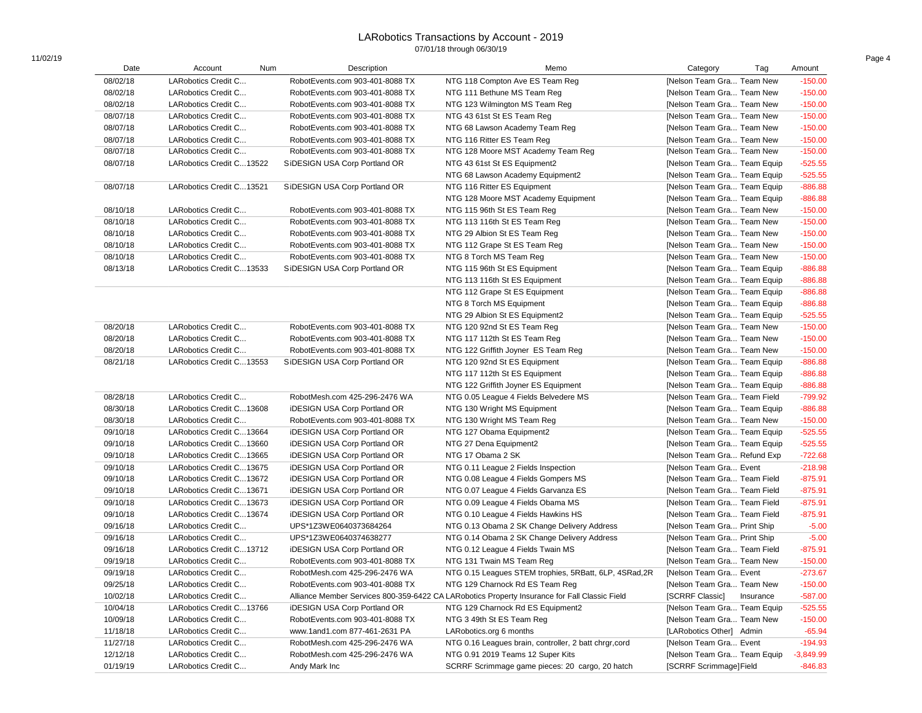# LARobotics Transactions by Account - 2019

07/01/18 through 06/30/19

| Date | Account | Num | Description | Memo | Category | Tag | Amount |
|---|---|---|---|---|---|---|---|
| 08/02/18 | LARobotics Credit C... | | RobotEvents.com 903-401-8088 TX | NTG 118 Compton Ave ES Team Reg | [Nelson Team Gra... | Team New | -150.00 |
| 08/02/18 | LARobotics Credit C... | | RobotEvents.com 903-401-8088 TX | NTG 111 Bethune MS Team Reg | [Nelson Team Gra... | Team New | -150.00 |
| 08/02/18 | LARobotics Credit C... | | RobotEvents.com 903-401-8088 TX | NTG 123 Wilmington MS Team Reg | [Nelson Team Gra... | Team New | -150.00 |
| 08/07/18 | LARobotics Credit C... | | RobotEvents.com 903-401-8088 TX | NTG 43 61st St ES Team Reg | [Nelson Team Gra... | Team New | -150.00 |
| 08/07/18 | LARobotics Credit C... | | RobotEvents.com 903-401-8088 TX | NTG 68 Lawson Academy Team Reg | [Nelson Team Gra... | Team New | -150.00 |
| 08/07/18 | LARobotics Credit C... | | RobotEvents.com 903-401-8088 TX | NTG 116 Ritter ES Team Reg | [Nelson Team Gra... | Team New | -150.00 |
| 08/07/18 | LARobotics Credit C... | | RobotEvents.com 903-401-8088 TX | NTG 128 Moore MST Academy Team Reg | [Nelson Team Gra... | Team New | -150.00 |
| 08/07/18 | LARobotics Credit C...13522 | | SiDESIGN USA Corp Portland OR | NTG 43 61st St ES Equipment2 | [Nelson Team Gra... | Team Equip | -525.55 |
| | | | | NTG 68 Lawson Academy Equipment2 | [Nelson Team Gra... | Team Equip | -525.55 |
| 08/07/18 | LARobotics Credit C...13521 | | SiDESIGN USA Corp Portland OR | NTG 116 Ritter ES Equipment | [Nelson Team Gra... | Team Equip | -886.88 |
| | | | | NTG 128 Moore MST Academy Equipment | [Nelson Team Gra... | Team Equip | -886.88 |
| 08/10/18 | LARobotics Credit C... | | RobotEvents.com 903-401-8088 TX | NTG 115 96th St ES Team Reg | [Nelson Team Gra... | Team New | -150.00 |
| 08/10/18 | LARobotics Credit C... | | RobotEvents.com 903-401-8088 TX | NTG 113 116th St ES Team Reg | [Nelson Team Gra... | Team New | -150.00 |
| 08/10/18 | LARobotics Credit C... | | RobotEvents.com 903-401-8088 TX | NTG 29 Albion St ES Team Reg | [Nelson Team Gra... | Team New | -150.00 |
| 08/10/18 | LARobotics Credit C... | | RobotEvents.com 903-401-8088 TX | NTG 112 Grape St ES Team Reg | [Nelson Team Gra... | Team New | -150.00 |
| 08/10/18 | LARobotics Credit C... | | RobotEvents.com 903-401-8088 TX | NTG 8 Torch MS Team Reg | [Nelson Team Gra... | Team New | -150.00 |
| 08/13/18 | LARobotics Credit C...13533 | | SiDESIGN USA Corp Portland OR | NTG 115 96th St ES Equipment | [Nelson Team Gra... | Team Equip | -886.88 |
| | | | | NTG 113 116th St ES Equipment | [Nelson Team Gra... | Team Equip | -886.88 |
| | | | | NTG 112 Grape St ES Equipment | [Nelson Team Gra... | Team Equip | -886.88 |
| | | | | NTG 8 Torch MS Equipment | [Nelson Team Gra... | Team Equip | -886.88 |
| | | | | NTG 29 Albion St ES Equipment2 | [Nelson Team Gra... | Team Equip | -525.55 |
| 08/20/18 | LARobotics Credit C... | | RobotEvents.com 903-401-8088 TX | NTG 120 92nd St ES Team Reg | [Nelson Team Gra... | Team New | -150.00 |
| 08/20/18 | LARobotics Credit C... | | RobotEvents.com 903-401-8088 TX | NTG 117 112th St ES Team Reg | [Nelson Team Gra... | Team New | -150.00 |
| 08/20/18 | LARobotics Credit C... | | RobotEvents.com 903-401-8088 TX | NTG 122 Griffith Joyner ES Team Reg | [Nelson Team Gra... | Team New | -150.00 |
| 08/21/18 | LARobotics Credit C...13553 | | SiDESIGN USA Corp Portland OR | NTG 120 92nd St ES Equipment | [Nelson Team Gra... | Team Equip | -886.88 |
| | | | | NTG 117 112th St ES Equipment | [Nelson Team Gra... | Team Equip | -886.88 |
| | | | | NTG 122 Griffith Joyner ES Equipment | [Nelson Team Gra... | Team Equip | -886.88 |
| 08/28/18 | LARobotics Credit C... | | RobotMesh.com 425-296-2476 WA | NTG 0.05 League 4 Fields Belvedere MS | [Nelson Team Gra... | Team Field | -799.92 |
| 08/30/18 | LARobotics Credit C...13608 | | iDESIGN USA Corp Portland OR | NTG 130 Wright MS Equipment | [Nelson Team Gra... | Team Equip | -886.88 |
| 08/30/18 | LARobotics Credit C... | | RobotEvents.com 903-401-8088 TX | NTG 130 Wright MS Team Reg | [Nelson Team Gra... | Team New | -150.00 |
| 09/10/18 | LARobotics Credit C...13664 | | iDESIGN USA Corp Portland OR | NTG 127 Obama Equipment2 | [Nelson Team Gra... | Team Equip | -525.55 |
| 09/10/18 | LARobotics Credit C...13660 | | iDESIGN USA Corp Portland OR | NTG 27 Dena Equipment2 | [Nelson Team Gra... | Team Equip | -525.55 |
| 09/10/18 | LARobotics Credit C...13665 | | iDESIGN USA Corp Portland OR | NTG 17 Obama 2 SK | [Nelson Team Gra... | Refund Exp | -722.68 |
| 09/10/18 | LARobotics Credit C...13675 | | iDESIGN USA Corp Portland OR | NTG 0.11 League 2 Fields Inspection | [Nelson Team Gra... | Event | -218.98 |
| 09/10/18 | LARobotics Credit C...13672 | | iDESIGN USA Corp Portland OR | NTG 0.08 League 4 Fields Gompers MS | [Nelson Team Gra... | Team Field | -875.91 |
| 09/10/18 | LARobotics Credit C...13671 | | iDESIGN USA Corp Portland OR | NTG 0.07 League 4 Fields Garvanza ES | [Nelson Team Gra... | Team Field | -875.91 |
| 09/10/18 | LARobotics Credit C...13673 | | iDESIGN USA Corp Portland OR | NTG 0.09 League 4 Fields Obama MS | [Nelson Team Gra... | Team Field | -875.91 |
| 09/10/18 | LARobotics Credit C...13674 | | iDESIGN USA Corp Portland OR | NTG 0.10 League 4 Fields Hawkins HS | [Nelson Team Gra... | Team Field | -875.91 |
| 09/16/18 | LARobotics Credit C... | | UPS*1Z3WE0640373684264 | NTG 0.13 Obama 2 SK Change Delivery Address | [Nelson Team Gra... | Print Ship | -5.00 |
| 09/16/18 | LARobotics Credit C... | | UPS*1Z3WE0640374638277 | NTG 0.14 Obama 2 SK Change Delivery Address | [Nelson Team Gra... | Print Ship | -5.00 |
| 09/16/18 | LARobotics Credit C...13712 | | iDESIGN USA Corp Portland OR | NTG 0.12 League 4 Fields Twain MS | [Nelson Team Gra... | Team Field | -875.91 |
| 09/19/18 | LARobotics Credit C... | | RobotEvents.com 903-401-8088 TX | NTG 131 Twain MS Team Reg | [Nelson Team Gra... | Team New | -150.00 |
| 09/19/18 | LARobotics Credit C... | | RobotMesh.com 425-296-2476 WA | NTG 0.15 Leagues STEM trophies, 5RBatt, 6LP, 4SRad,2R | [Nelson Team Gra... | Event | -273.67 |
| 09/25/18 | LARobotics Credit C... | | RobotEvents.com 903-401-8088 TX | NTG 129 Charnock Rd ES Team Reg | [Nelson Team Gra... | Team New | -150.00 |
| 10/02/18 | LARobotics Credit C... | | Alliance Member Services 800-359-6422 CA | LARobotics Property Insurance for Fall Classic Field | [SCRRF Classic] | Insurance | -587.00 |
| 10/04/18 | LARobotics Credit C...13766 | | iDESIGN USA Corp Portland OR | NTG 129 Charnock Rd ES Equipment2 | [Nelson Team Gra... | Team Equip | -525.55 |
| 10/09/18 | LARobotics Credit C... | | RobotEvents.com 903-401-8088 TX | NTG 3 49th St ES Team Reg | [Nelson Team Gra... | Team New | -150.00 |
| 11/18/18 | LARobotics Credit C... | | www.1and1.com 877-461-2631 PA | LARobotics.org 6 months | [LARobotics Other] | Admin | -65.94 |
| 11/27/18 | LARobotics Credit C... | | RobotMesh.com 425-296-2476 WA | NTG 0.16 Leagues brain, controller, 2 batt chrgr,cord | [Nelson Team Gra... | Event | -194.93 |
| 12/12/18 | LARobotics Credit C... | | RobotMesh.com 425-296-2476 WA | NTG 0.91 2019 Teams 12 Super Kits | [Nelson Team Gra... | Team Equip | -3,849.99 |
| 01/19/19 | LARobotics Credit C... | | Andy Mark Inc | SCRRF Scrimmage game pieces: 20 cargo, 20 hatch | [SCRRF Scrimmage] | Field | -846.83 |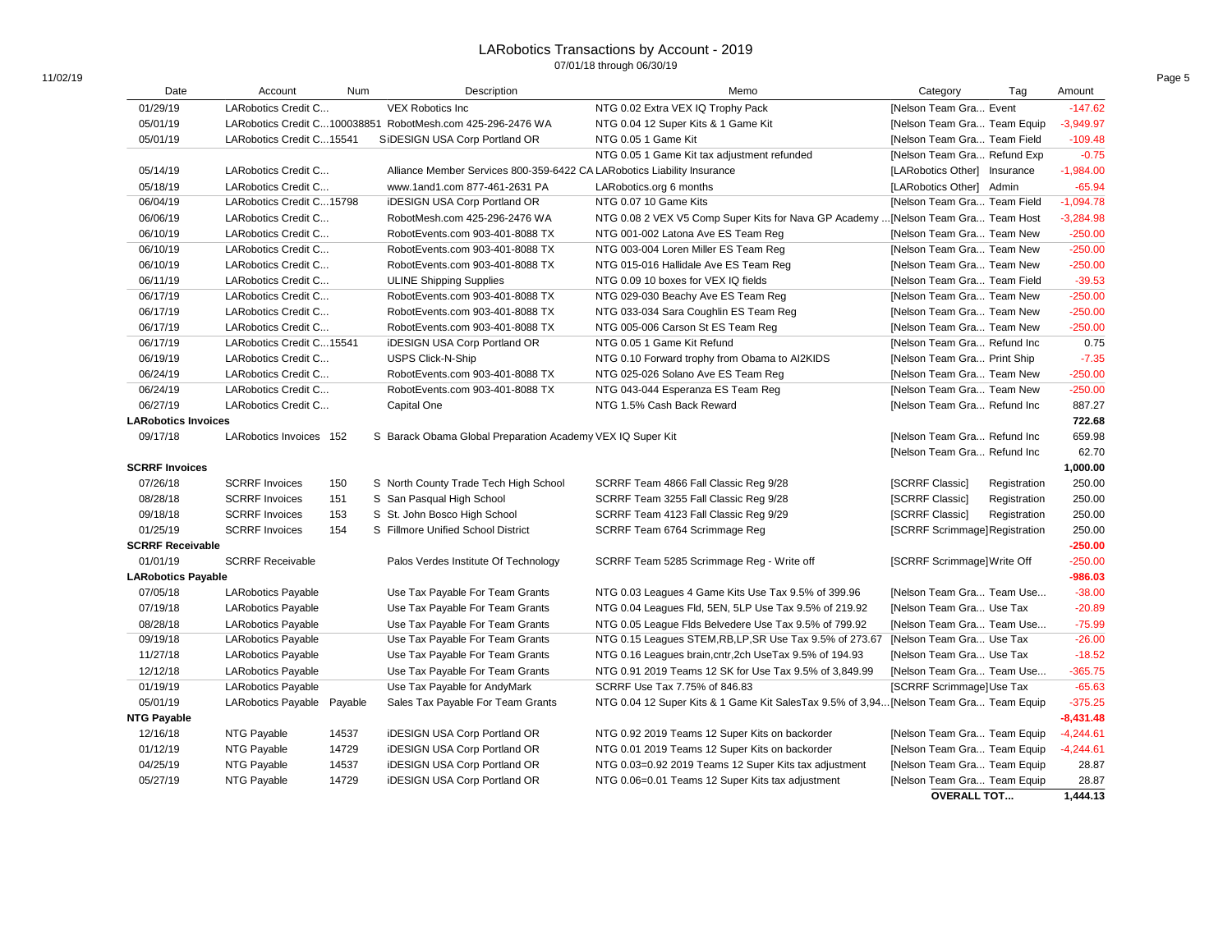# LARobotics Transactions by Account - 2019

07/01/18 through 06/30/19

| Date | Account | Num | Description | Memo | Category | Tag | Amount |
|---|---|---|---|---|---|---|---|
| 01/29/19 | LARobotics Credit C... | | VEX Robotics Inc | NTG 0.02 Extra VEX IQ Trophy Pack | [Nelson Team Gra... | Event | -147.62 |
| 05/01/19 | LARobotics Credit C... | 100038851 | RobotMesh.com 425-296-2476 WA | NTG 0.04 12 Super Kits & 1 Game Kit | [Nelson Team Gra... | Team Equip | -3,949.97 |
| 05/01/19 | LARobotics Credit C... | 15541 | S iDESIGN USA Corp Portland OR | NTG 0.05 1 Game Kit | [Nelson Team Gra... | Team Field | -109.48 |
| | | | | NTG 0.05 1 Game Kit tax adjustment refunded | [Nelson Team Gra... | Refund Exp | -0.75 |
| 05/14/19 | LARobotics Credit C... | | Alliance Member Services 800-359-6422 CA | LARobotics Liability Insurance | [LARobotics Other] | Insurance | -1,984.00 |
| 05/18/19 | LARobotics Credit C... | | www.1and1.com 877-461-2631 PA | LARobotics.org 6 months | [LARobotics Other] | Admin | -65.94 |
| 06/04/19 | LARobotics Credit C... | 15798 | iDESIGN USA Corp Portland OR | NTG 0.07 10 Game Kits | [Nelson Team Gra... | Team Field | -1,094.78 |
| 06/06/19 | LARobotics Credit C... | | RobotMesh.com 425-296-2476 WA | NTG 0.08 2 VEX V5 Comp Super Kits for Nava GP Academy ... | [Nelson Team Gra... | Team Host | -3,284.98 |
| 06/10/19 | LARobotics Credit C... | | RobotEvents.com 903-401-8088 TX | NTG 001-002 Latona Ave ES Team Reg | [Nelson Team Gra... | Team New | -250.00 |
| 06/10/19 | LARobotics Credit C... | | RobotEvents.com 903-401-8088 TX | NTG 003-004 Loren Miller ES Team Reg | [Nelson Team Gra... | Team New | -250.00 |
| 06/10/19 | LARobotics Credit C... | | RobotEvents.com 903-401-8088 TX | NTG 015-016 Hallidale Ave ES Team Reg | [Nelson Team Gra... | Team New | -250.00 |
| 06/11/19 | LARobotics Credit C... | | ULINE Shipping Supplies | NTG 0.09 10 boxes for VEX IQ fields | [Nelson Team Gra... | Team Field | -39.53 |
| 06/17/19 | LARobotics Credit C... | | RobotEvents.com 903-401-8088 TX | NTG 029-030 Beachy Ave ES Team Reg | [Nelson Team Gra... | Team New | -250.00 |
| 06/17/19 | LARobotics Credit C... | | RobotEvents.com 903-401-8088 TX | NTG 033-034 Sara Coughlin ES Team Reg | [Nelson Team Gra... | Team New | -250.00 |
| 06/17/19 | LARobotics Credit C... | | RobotEvents.com 903-401-8088 TX | NTG 005-006 Carson St ES Team Reg | [Nelson Team Gra... | Team New | -250.00 |
| 06/17/19 | LARobotics Credit C... | 15541 | iDESIGN USA Corp Portland OR | NTG 0.05 1 Game Kit Refund | [Nelson Team Gra... | Refund Inc | 0.75 |
| 06/19/19 | LARobotics Credit C... | | USPS Click-N-Ship | NTG 0.10 Forward trophy from Obama to AI2KIDS | [Nelson Team Gra... | Print Ship | -7.35 |
| 06/24/19 | LARobotics Credit C... | | RobotEvents.com 903-401-8088 TX | NTG 025-026 Solano Ave ES Team Reg | [Nelson Team Gra... | Team New | -250.00 |
| 06/24/19 | LARobotics Credit C... | | RobotEvents.com 903-401-8088 TX | NTG 043-044 Esperanza ES Team Reg | [Nelson Team Gra... | Team New | -250.00 |
| 06/27/19 | LARobotics Credit C... | | Capital One | NTG 1.5% Cash Back Reward | [Nelson Team Gra... | Refund Inc | 887.27 |
| **LARobotics Invoices** | | | | | | | **722.68** |
| 09/17/18 | LARobotics Invoices | 152 | S Barack Obama Global Preparation Academy | VEX IQ Super Kit | [Nelson Team Gra... | Refund Inc | 659.98 |
| | | | | | [Nelson Team Gra... | Refund Inc | 62.70 |
| **SCRRF Invoices** | | | | | | | **1,000.00** |
| 07/26/18 | SCRRF Invoices | 150 | S North County Trade Tech High School | SCRRF Team 4866 Fall Classic Reg 9/28 | [SCRRF Classic] | Registration | 250.00 |
| 08/28/18 | SCRRF Invoices | 151 | S San Pasqual High School | SCRRF Team 3255 Fall Classic Reg 9/28 | [SCRRF Classic] | Registration | 250.00 |
| 09/18/18 | SCRRF Invoices | 153 | S St. John Bosco High School | SCRRF Team 4123 Fall Classic Reg 9/29 | [SCRRF Classic] | Registration | 250.00 |
| 01/25/19 | SCRRF Invoices | 154 | S Fillmore Unified School District | SCRRF Team 6764 Scrimmage Reg | [SCRRF Scrimmage] | Registration | 250.00 |
| **SCRRF Receivable** | | | | | | | **-250.00** |
| 01/01/19 | SCRRF Receivable | | Palos Verdes Institute Of Technology | SCRRF Team 5285 Scrimmage Reg - Write off | [SCRRF Scrimmage] | Write Off | -250.00 |
| **LARobotics Payable** | | | | | | | **-986.03** |
| 07/05/18 | LARobotics Payable | | Use Tax Payable For Team Grants | NTG 0.03 Leagues 4 Game Kits Use Tax 9.5% of 399.96 | [Nelson Team Gra... | Team Use... | -38.00 |
| 07/19/18 | LARobotics Payable | | Use Tax Payable For Team Grants | NTG 0.04 Leagues Fld, 5EN, 5LP Use Tax 9.5% of 219.92 | [Nelson Team Gra... | Use Tax | -20.89 |
| 08/28/18 | LARobotics Payable | | Use Tax Payable For Team Grants | NTG 0.05 League Flds Belvedere Use Tax 9.5% of 799.92 | [Nelson Team Gra... | Team Use... | -75.99 |
| 09/19/18 | LARobotics Payable | | Use Tax Payable For Team Grants | NTG 0.15 Leagues STEM,RB,LP,SR Use Tax 9.5% of 273.67 | [Nelson Team Gra... | Use Tax | -26.00 |
| 11/27/18 | LARobotics Payable | | Use Tax Payable For Team Grants | NTG 0.16 Leagues brain,cntr,2ch UseTax 9.5% of 194.93 | [Nelson Team Gra... | Use Tax | -18.52 |
| 12/12/18 | LARobotics Payable | | Use Tax Payable For Team Grants | NTG 0.91 2019 Teams 12 SK for Use Tax 9.5% of 3,849.99 | [Nelson Team Gra... | Team Use... | -365.75 |
| 01/19/19 | LARobotics Payable | | Use Tax Payable for AndyMark | SCRRF Use Tax 7.75% of 846.83 | [SCRRF Scrimmage] | Use Tax | -65.63 |
| 05/01/19 | LARobotics Payable | Payable | Sales Tax Payable For Team Grants | NTG 0.04 12 Super Kits & 1 Game Kit SalesTax 9.5% of 3,94... | [Nelson Team Gra... | Team Equip | -375.25 |
| **NTG Payable** | | | | | | | **-8,431.48** |
| 12/16/18 | NTG Payable | 14537 | iDESIGN USA Corp Portland OR | NTG 0.92 2019 Teams 12 Super Kits on backorder | [Nelson Team Gra... | Team Equip | -4,244.61 |
| 01/12/19 | NTG Payable | 14729 | iDESIGN USA Corp Portland OR | NTG 0.01 2019 Teams 12 Super Kits on backorder | [Nelson Team Gra... | Team Equip | -4,244.61 |
| 04/25/19 | NTG Payable | 14537 | iDESIGN USA Corp Portland OR | NTG 0.03=0.92 2019 Teams 12 Super Kits tax adjustment | [Nelson Team Gra... | Team Equip | 28.87 |
| 05/27/19 | NTG Payable | 14729 | iDESIGN USA Corp Portland OR | NTG 0.06=0.01 Teams 12 Super Kits tax adjustment | [Nelson Team Gra... | Team Equip | 28.87 |
| | | | | | **OVERALL TOT...** | | **1,444.13** |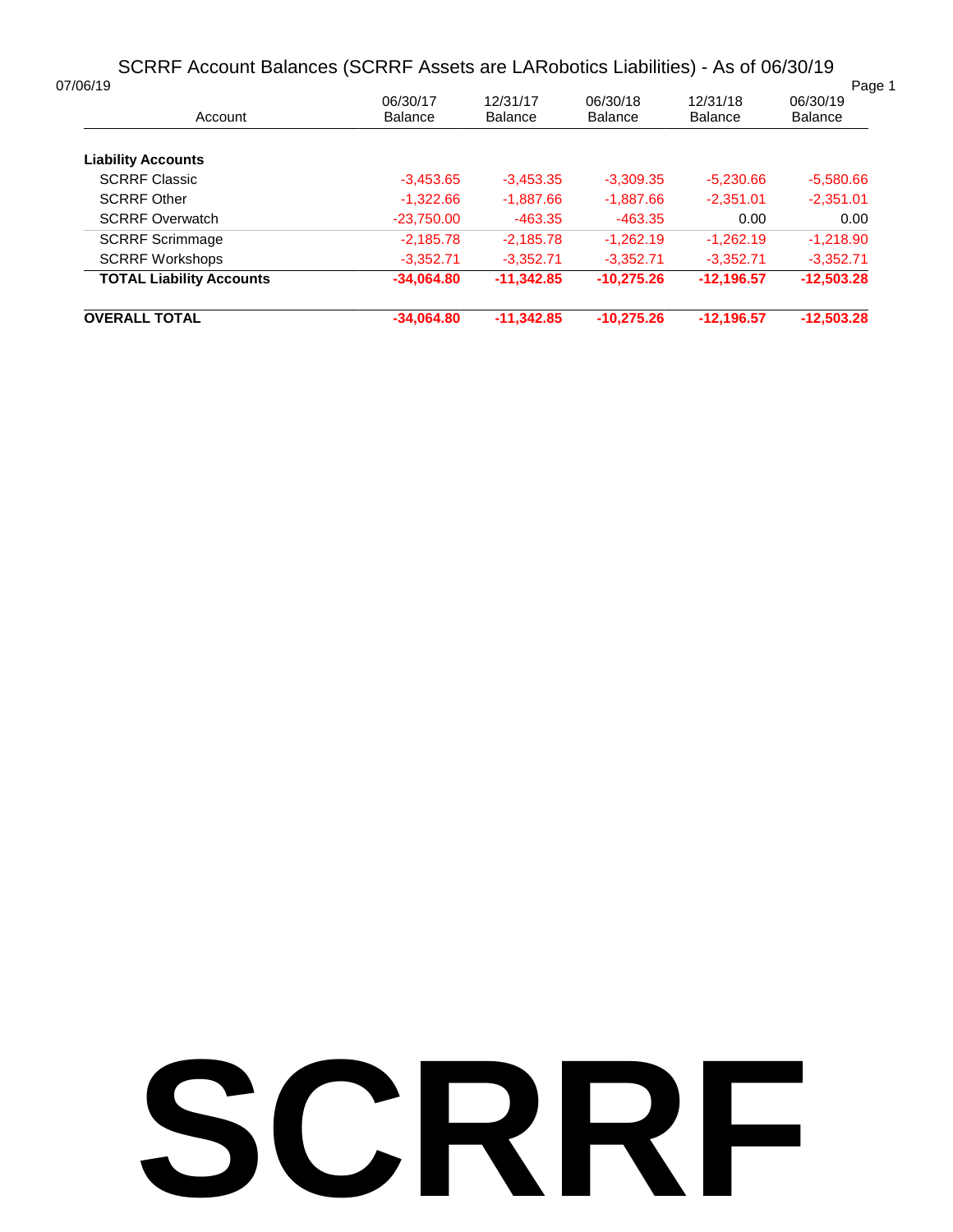# SCRRF Account Balances (SCRRF Assets are LARobotics Liabilities) - As of 06/30/19

07/06/19

| Account | 06/30/17 Balance | 12/31/17 Balance | 06/30/18 Balance | 12/31/18 Balance | 06/30/19 Balance |
|---|---|---|---|---|---|
| **Liability Accounts** | | | | | |
| SCRRF Classic | -3,453.65 | -3,453.35 | -3,309.35 | -5,230.66 | -5,580.66 |
| SCRRF Other | -1,322.66 | -1,887.66 | -1,887.66 | -2,351.01 | -2,351.01 |
| SCRRF Overwatch | -23,750.00 | -463.35 | -463.35 | 0.00 | 0.00 |
| SCRRF Scrimmage | -2,185.78 | -2,185.78 | -1,262.19 | -1,262.19 | -1,218.90 |
| SCRRF Workshops | -3,352.71 | -3,352.71 | -3,352.71 | -3,352.71 | -3,352.71 |
| **TOTAL Liability Accounts** | **-34,064.80** | **-11,342.85** | **-10,275.26** | **-12,196.57** | **-12,503.28** |
| **OVERALL TOTAL** | **-34,064.80** | **-11,342.85** | **-10,275.26** | **-12,196.57** | **-12,503.28** |

# SCRRF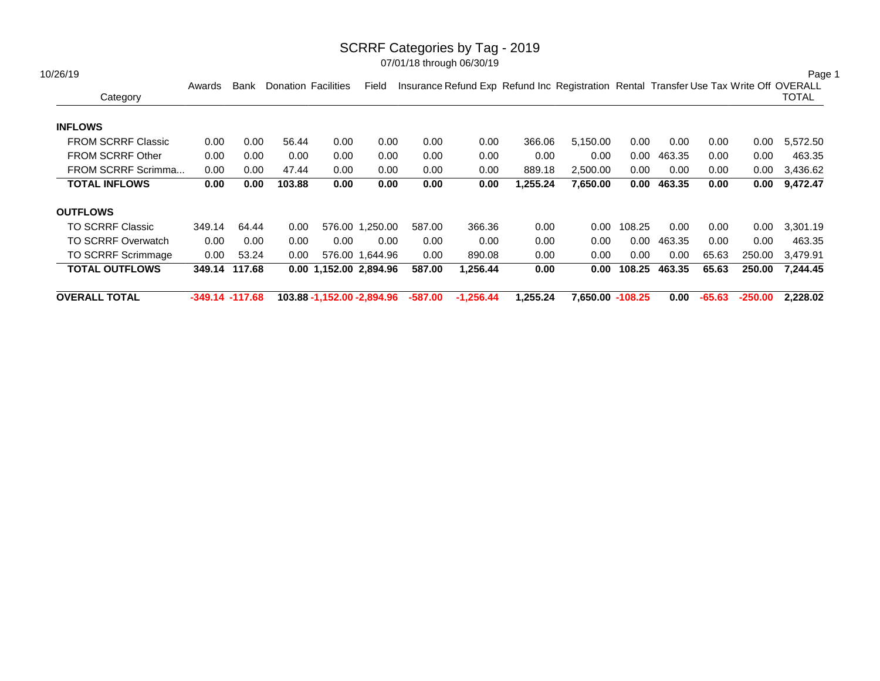# SCRRF Categories by Tag - 2019

07/01/18 through 06/30/19

10/26/19

| Category | Awards | Bank | Donation | Facilities | Field | Insurance | Refund Exp | Refund Inc | Registration | Rental | Transfer | Use Tax | Write Off | OVERALL TOTAL |
|---|---|---|---|---|---|---|---|---|---|---|---|---|---|---|
| **INFLOWS** | | | | | | | | | | | | | | |
| FROM SCRRF Classic | 0.00 | 0.00 | 56.44 | 0.00 | 0.00 | 0.00 | 0.00 | 366.06 | 5,150.00 | 0.00 | 0.00 | 0.00 | 0.00 | 5,572.50 |
| FROM SCRRF Other | 0.00 | 0.00 | 0.00 | 0.00 | 0.00 | 0.00 | 0.00 | 0.00 | 0.00 | 0.00 | 463.35 | 0.00 | 0.00 | 463.35 |
| FROM SCRRF Scrimma... | 0.00 | 0.00 | 47.44 | 0.00 | 0.00 | 0.00 | 0.00 | 889.18 | 2,500.00 | 0.00 | 0.00 | 0.00 | 0.00 | 3,436.62 |
| **TOTAL INFLOWS** | **0.00** | **0.00** | **103.88** | **0.00** | **0.00** | **0.00** | **0.00** | **1,255.24** | **7,650.00** | **0.00** | **463.35** | **0.00** | **0.00** | **9,472.47** |
| **OUTFLOWS** | | | | | | | | | | | | | | |
| TO SCRRF Classic | 349.14 | 64.44 | 0.00 | 576.00 | 1,250.00 | 587.00 | 366.36 | 0.00 | 0.00 | 108.25 | 0.00 | 0.00 | 0.00 | 3,301.19 |
| TO SCRRF Overwatch | 0.00 | 0.00 | 0.00 | 0.00 | 0.00 | 0.00 | 0.00 | 0.00 | 0.00 | 0.00 | 463.35 | 0.00 | 0.00 | 463.35 |
| TO SCRRF Scrimmage | 0.00 | 53.24 | 0.00 | 576.00 | 1,644.96 | 0.00 | 890.08 | 0.00 | 0.00 | 0.00 | 0.00 | 65.63 | 250.00 | 3,479.91 |
| **TOTAL OUTFLOWS** | **349.14** | **117.68** | **0.00** | **1,152.00** | **2,894.96** | **587.00** | **1,256.44** | **0.00** | **0.00** | **108.25** | **463.35** | **65.63** | **250.00** | **7,244.45** |
| **OVERALL TOTAL** | **-349.14** | **-117.68** | **103.88** | **-1,152.00** | **-2,894.96** | **-587.00** | **-1,256.44** | **1,255.24** | **7,650.00** | **-108.25** | **0.00** | **-65.63** | **-250.00** | **2,228.02** |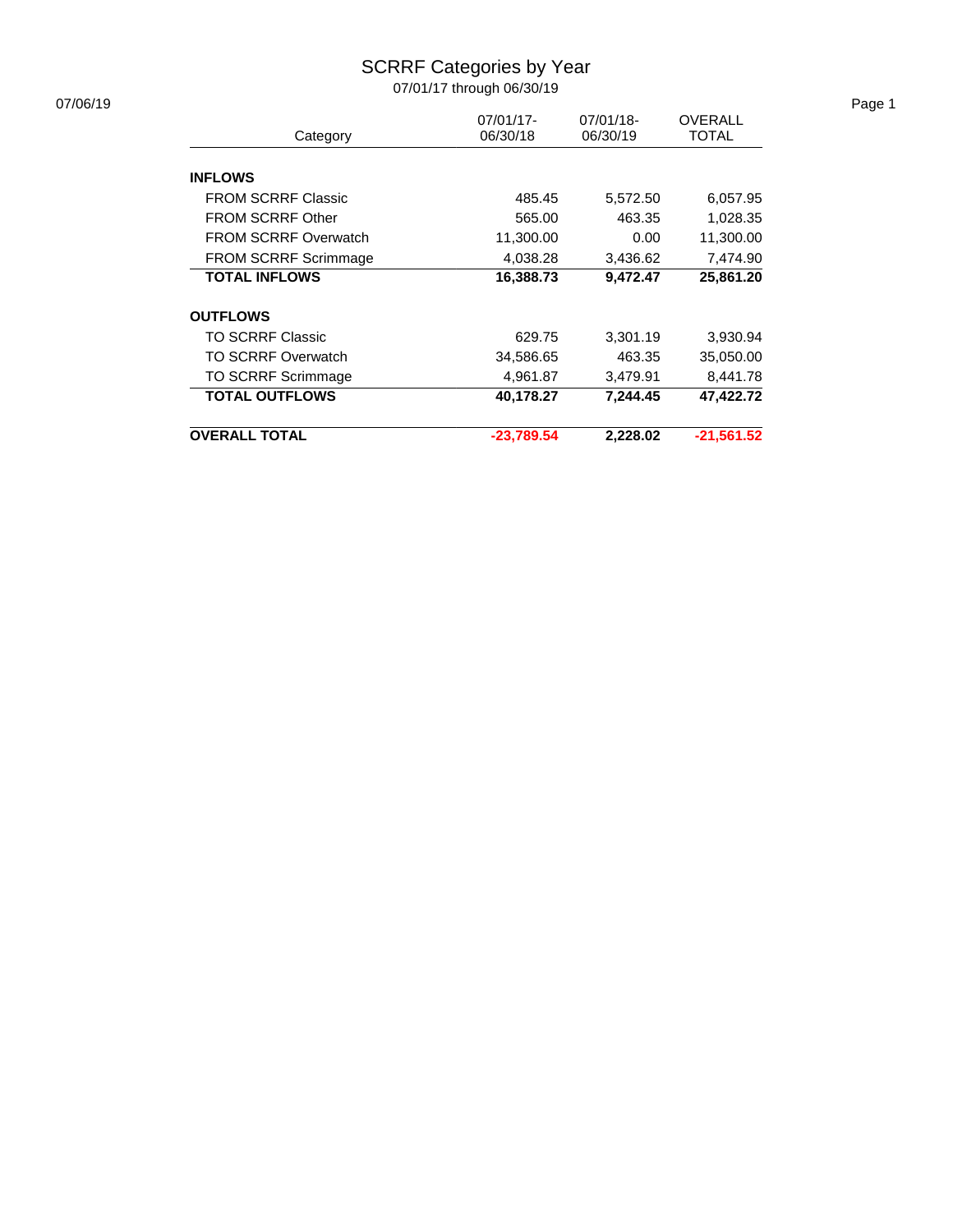# SCRRF Categories by Year

07/01/17 through 06/30/19

07/06/19

| Category | 07/01/17-06/30/18 | 07/01/18-06/30/19 | OVERALL TOTAL |
|---|---|---|---|
| **INFLOWS** | | | |
| FROM SCRRF Classic | 485.45 | 5,572.50 | 6,057.95 |
| FROM SCRRF Other | 565.00 | 463.35 | 1,028.35 |
| FROM SCRRF Overwatch | 11,300.00 | 0.00 | 11,300.00 |
| FROM SCRRF Scrimmage | 4,038.28 | 3,436.62 | 7,474.90 |
| **TOTAL INFLOWS** | **16,388.73** | **9,472.47** | **25,861.20** |
| **OUTFLOWS** | | | |
| TO SCRRF Classic | 629.75 | 3,301.19 | 3,930.94 |
| TO SCRRF Overwatch | 34,586.65 | 463.35 | 35,050.00 |
| TO SCRRF Scrimmage | 4,961.87 | 3,479.91 | 8,441.78 |
| **TOTAL OUTFLOWS** | **40,178.27** | **7,244.45** | **47,422.72** |
| **OVERALL TOTAL** | **-23,789.54** | **2,228.02** | **-21,561.52** |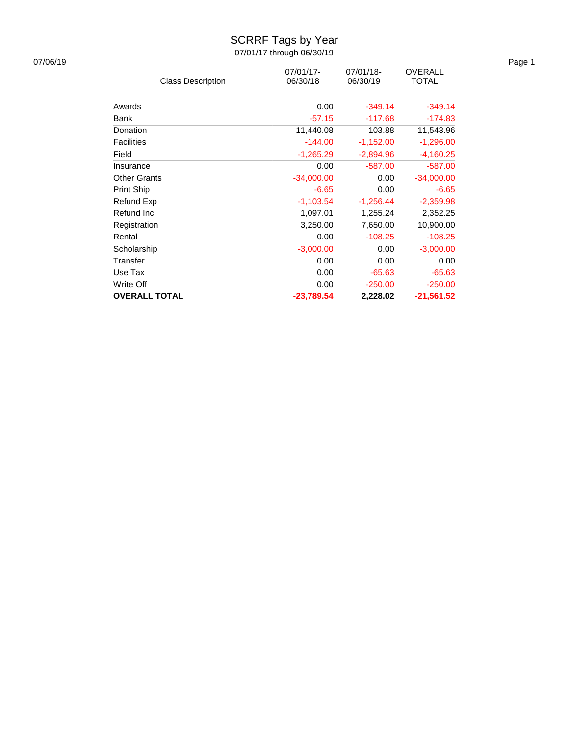# SCRRF Tags by Year

07/01/17 through 06/30/19

07/06/19

| Class Description | 07/01/17-06/30/18 | 07/01/18-06/30/19 | OVERALL TOTAL |
|---|---|---|---|
| Awards | 0.00 | -349.14 | -349.14 |
| Bank | -57.15 | -117.68 | -174.83 |
| Donation | 11,440.08 | 103.88 | 11,543.96 |
| Facilities | -144.00 | -1,152.00 | -1,296.00 |
| Field | -1,265.29 | -2,894.96 | -4,160.25 |
| Insurance | 0.00 | -587.00 | -587.00 |
| Other Grants | -34,000.00 | 0.00 | -34,000.00 |
| Print Ship | -6.65 | 0.00 | -6.65 |
| Refund Exp | -1,103.54 | -1,256.44 | -2,359.98 |
| Refund Inc | 1,097.01 | 1,255.24 | 2,352.25 |
| Registration | 3,250.00 | 7,650.00 | 10,900.00 |
| Rental | 0.00 | -108.25 | -108.25 |
| Scholarship | -3,000.00 | 0.00 | -3,000.00 |
| Transfer | 0.00 | 0.00 | 0.00 |
| Use Tax | 0.00 | -65.63 | -65.63 |
| Write Off | 0.00 | -250.00 | -250.00 |
| **OVERALL TOTAL** | **-23,789.54** | **2,228.02** | **-21,561.52** |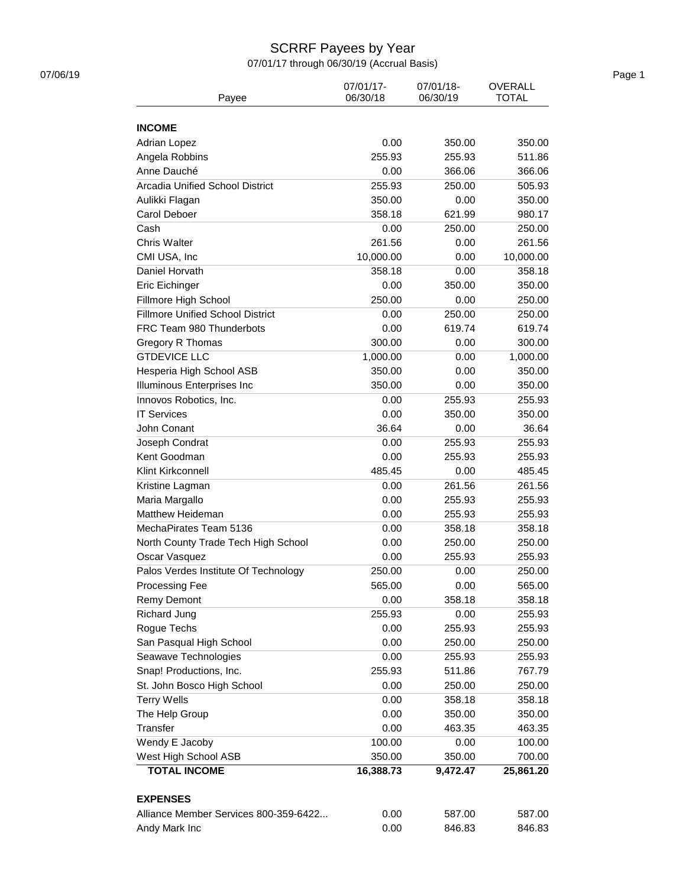# SCRRF Payees by Year

07/01/17 through 06/30/19 (Accrual Basis)

| Payee | 07/01/17-06/30/18 | 07/01/18-06/30/19 | OVERALL TOTAL |
|---|---|---|---|
| **INCOME** | | | |
| Adrian Lopez | 0.00 | 350.00 | 350.00 |
| Angela Robbins | 255.93 | 255.93 | 511.86 |
| Anne Dauché | 0.00 | 366.06 | 366.06 |
| Arcadia Unified School District | 255.93 | 250.00 | 505.93 |
| Aulikki Flagan | 350.00 | 0.00 | 350.00 |
| Carol Deboer | 358.18 | 621.99 | 980.17 |
| Cash | 0.00 | 250.00 | 250.00 |
| Chris Walter | 261.56 | 0.00 | 261.56 |
| CMI USA, Inc | 10,000.00 | 0.00 | 10,000.00 |
| Daniel Horvath | 358.18 | 0.00 | 358.18 |
| Eric Eichinger | 0.00 | 350.00 | 350.00 |
| Fillmore High School | 250.00 | 0.00 | 250.00 |
| Fillmore Unified School District | 0.00 | 250.00 | 250.00 |
| FRC Team 980 Thunderbots | 0.00 | 619.74 | 619.74 |
| Gregory R Thomas | 300.00 | 0.00 | 300.00 |
| GTDEVICE LLC | 1,000.00 | 0.00 | 1,000.00 |
| Hesperia High School ASB | 350.00 | 0.00 | 350.00 |
| Illuminous Enterprises Inc | 350.00 | 0.00 | 350.00 |
| Innovos Robotics, Inc. | 0.00 | 255.93 | 255.93 |
| IT Services | 0.00 | 350.00 | 350.00 |
| John Conant | 36.64 | 0.00 | 36.64 |
| Joseph Condrat | 0.00 | 255.93 | 255.93 |
| Kent Goodman | 0.00 | 255.93 | 255.93 |
| Klint Kirkconnell | 485.45 | 0.00 | 485.45 |
| Kristine Lagman | 0.00 | 261.56 | 261.56 |
| Maria Margallo | 0.00 | 255.93 | 255.93 |
| Matthew Heideman | 0.00 | 255.93 | 255.93 |
| MechaPirates Team 5136 | 0.00 | 358.18 | 358.18 |
| North County Trade Tech High School | 0.00 | 250.00 | 250.00 |
| Oscar Vasquez | 0.00 | 255.93 | 255.93 |
| Palos Verdes Institute Of Technology | 250.00 | 0.00 | 250.00 |
| Processing Fee | 565.00 | 0.00 | 565.00 |
| Remy Demont | 0.00 | 358.18 | 358.18 |
| Richard Jung | 255.93 | 0.00 | 255.93 |
| Rogue Techs | 0.00 | 255.93 | 255.93 |
| San Pasqual High School | 0.00 | 250.00 | 250.00 |
| Seawave Technologies | 0.00 | 255.93 | 255.93 |
| Snap! Productions, Inc. | 255.93 | 511.86 | 767.79 |
| St. John Bosco High School | 0.00 | 250.00 | 250.00 |
| Terry Wells | 0.00 | 358.18 | 358.18 |
| The Help Group | 0.00 | 350.00 | 350.00 |
| Transfer | 0.00 | 463.35 | 463.35 |
| Wendy E Jacoby | 100.00 | 0.00 | 100.00 |
| West High School ASB | 350.00 | 350.00 | 700.00 |
| **TOTAL INCOME** | **16,388.73** | **9,472.47** | **25,861.20** |
| **EXPENSES** | | | |
| Alliance Member Services 800-359-6422... | 0.00 | 587.00 | 587.00 |
| Andy Mark Inc | 0.00 | 846.83 | 846.83 |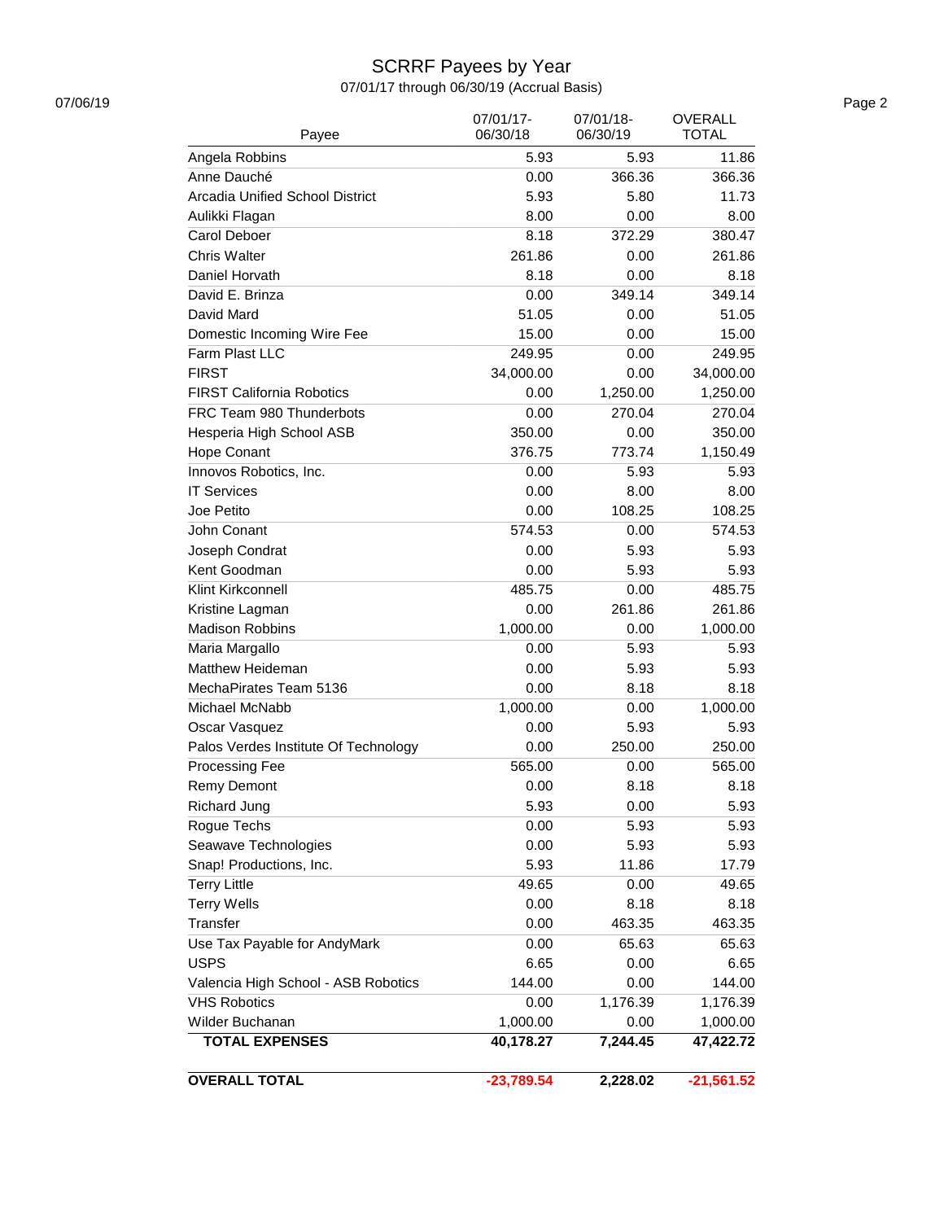# SCRRF Payees by Year

07/01/17 through 06/30/19 (Accrual Basis)

| Payee | 07/01/17-06/30/18 | 07/01/18-06/30/19 | OVERALL TOTAL |
|---|---|---|---|
| Angela Robbins | 5.93 | 5.93 | 11.86 |
| Anne Dauché | 0.00 | 366.36 | 366.36 |
| Arcadia Unified School District | 5.93 | 5.80 | 11.73 |
| Aulikki Flagan | 8.00 | 0.00 | 8.00 |
| Carol Deboer | 8.18 | 372.29 | 380.47 |
| Chris Walter | 261.86 | 0.00 | 261.86 |
| Daniel Horvath | 8.18 | 0.00 | 8.18 |
| David E. Brinza | 0.00 | 349.14 | 349.14 |
| David Mard | 51.05 | 0.00 | 51.05 |
| Domestic Incoming Wire Fee | 15.00 | 0.00 | 15.00 |
| Farm Plast LLC | 249.95 | 0.00 | 249.95 |
| FIRST | 34,000.00 | 0.00 | 34,000.00 |
| FIRST California Robotics | 0.00 | 1,250.00 | 1,250.00 |
| FRC Team 980 Thunderbots | 0.00 | 270.04 | 270.04 |
| Hesperia High School ASB | 350.00 | 0.00 | 350.00 |
| Hope Conant | 376.75 | 773.74 | 1,150.49 |
| Innovos Robotics, Inc. | 0.00 | 5.93 | 5.93 |
| IT Services | 0.00 | 8.00 | 8.00 |
| Joe Petito | 0.00 | 108.25 | 108.25 |
| John Conant | 574.53 | 0.00 | 574.53 |
| Joseph Condrat | 0.00 | 5.93 | 5.93 |
| Kent Goodman | 0.00 | 5.93 | 5.93 |
| Klint Kirkconnell | 485.75 | 0.00 | 485.75 |
| Kristine Lagman | 0.00 | 261.86 | 261.86 |
| Madison Robbins | 1,000.00 | 0.00 | 1,000.00 |
| Maria Margallo | 0.00 | 5.93 | 5.93 |
| Matthew Heideman | 0.00 | 5.93 | 5.93 |
| MechaPirates Team 5136 | 0.00 | 8.18 | 8.18 |
| Michael McNabb | 1,000.00 | 0.00 | 1,000.00 |
| Oscar Vasquez | 0.00 | 5.93 | 5.93 |
| Palos Verdes Institute Of Technology | 0.00 | 250.00 | 250.00 |
| Processing Fee | 565.00 | 0.00 | 565.00 |
| Remy Demont | 0.00 | 8.18 | 8.18 |
| Richard Jung | 5.93 | 0.00 | 5.93 |
| Rogue Techs | 0.00 | 5.93 | 5.93 |
| Seawave Technologies | 0.00 | 5.93 | 5.93 |
| Snap! Productions, Inc. | 5.93 | 11.86 | 17.79 |
| Terry Little | 49.65 | 0.00 | 49.65 |
| Terry Wells | 0.00 | 8.18 | 8.18 |
| Transfer | 0.00 | 463.35 | 463.35 |
| Use Tax Payable for AndyMark | 0.00 | 65.63 | 65.63 |
| USPS | 6.65 | 0.00 | 6.65 |
| Valencia High School - ASB Robotics | 144.00 | 0.00 | 144.00 |
| VHS Robotics | 0.00 | 1,176.39 | 1,176.39 |
| Wilder Buchanan | 1,000.00 | 0.00 | 1,000.00 |
| **TOTAL EXPENSES** | **40,178.27** | **7,244.45** | **47,422.72** |
| **OVERALL TOTAL** | **-23,789.54** | **2,228.02** | **-21,561.52** |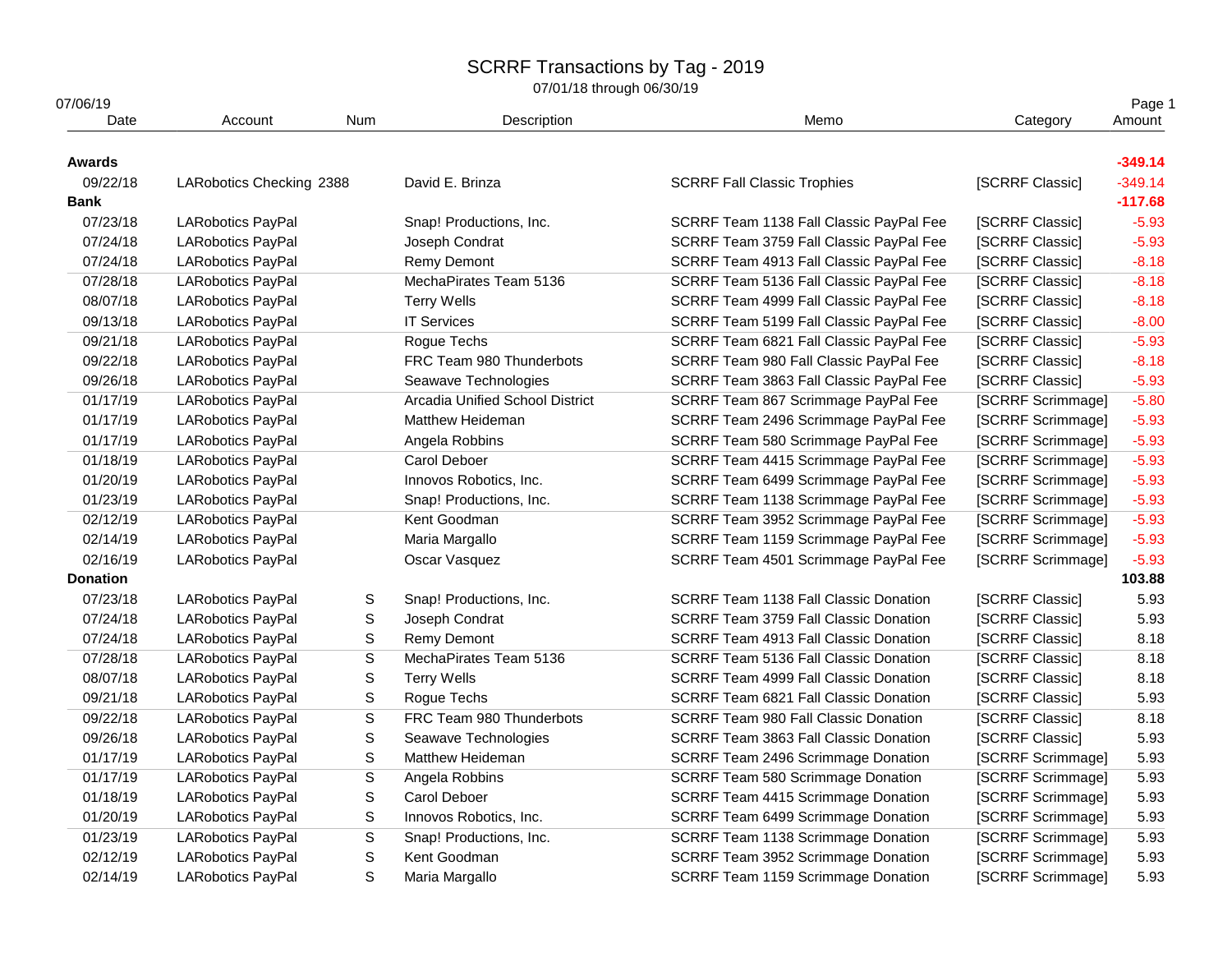# SCRRF Transactions by Tag - 2019

07/01/18 through 06/30/19

07/06/19

| Date | Account | Num | Description | Memo | Category | Amount |
|---|---|---|---|---|---|---|
| **Awards** | | | | | | **-349.14** |
| 09/22/18 | LARobotics Checking 2388 | | David E. Brinza | SCRRF Fall Classic Trophies | [SCRRF Classic] | -349.14 |
| **Bank** | | | | | | **-117.68** |
| 07/23/18 | LARobotics PayPal | | Snap! Productions, Inc. | SCRRF Team 1138 Fall Classic PayPal Fee | [SCRRF Classic] | -5.93 |
| 07/24/18 | LARobotics PayPal | | Joseph Condrat | SCRRF Team 3759 Fall Classic PayPal Fee | [SCRRF Classic] | -5.93 |
| 07/24/18 | LARobotics PayPal | | Remy Demont | SCRRF Team 4913 Fall Classic PayPal Fee | [SCRRF Classic] | -8.18 |
| 07/28/18 | LARobotics PayPal | | MechaPirates Team 5136 | SCRRF Team 5136 Fall Classic PayPal Fee | [SCRRF Classic] | -8.18 |
| 08/07/18 | LARobotics PayPal | | Terry Wells | SCRRF Team 4999 Fall Classic PayPal Fee | [SCRRF Classic] | -8.18 |
| 09/13/18 | LARobotics PayPal | | IT Services | SCRRF Team 5199 Fall Classic PayPal Fee | [SCRRF Classic] | -8.00 |
| 09/21/18 | LARobotics PayPal | | Rogue Techs | SCRRF Team 6821 Fall Classic PayPal Fee | [SCRRF Classic] | -5.93 |
| 09/22/18 | LARobotics PayPal | | FRC Team 980 Thunderbots | SCRRF Team 980 Fall Classic PayPal Fee | [SCRRF Classic] | -8.18 |
| 09/26/18 | LARobotics PayPal | | Seawave Technologies | SCRRF Team 3863 Fall Classic PayPal Fee | [SCRRF Classic] | -5.93 |
| 01/17/19 | LARobotics PayPal | | Arcadia Unified School District | SCRRF Team 867 Scrimmage PayPal Fee | [SCRRF Scrimmage] | -5.80 |
| 01/17/19 | LARobotics PayPal | | Matthew Heideman | SCRRF Team 2496 Scrimmage PayPal Fee | [SCRRF Scrimmage] | -5.93 |
| 01/17/19 | LARobotics PayPal | | Angela Robbins | SCRRF Team 580 Scrimmage PayPal Fee | [SCRRF Scrimmage] | -5.93 |
| 01/18/19 | LARobotics PayPal | | Carol Deboer | SCRRF Team 4415 Scrimmage PayPal Fee | [SCRRF Scrimmage] | -5.93 |
| 01/20/19 | LARobotics PayPal | | Innovos Robotics, Inc. | SCRRF Team 6499 Scrimmage PayPal Fee | [SCRRF Scrimmage] | -5.93 |
| 01/23/19 | LARobotics PayPal | | Snap! Productions, Inc. | SCRRF Team 1138 Scrimmage PayPal Fee | [SCRRF Scrimmage] | -5.93 |
| 02/12/19 | LARobotics PayPal | | Kent Goodman | SCRRF Team 3952 Scrimmage PayPal Fee | [SCRRF Scrimmage] | -5.93 |
| 02/14/19 | LARobotics PayPal | | Maria Margallo | SCRRF Team 1159 Scrimmage PayPal Fee | [SCRRF Scrimmage] | -5.93 |
| 02/16/19 | LARobotics PayPal | | Oscar Vasquez | SCRRF Team 4501 Scrimmage PayPal Fee | [SCRRF Scrimmage] | -5.93 |
| **Donation** | | | | | | **103.88** |
| 07/23/18 | LARobotics PayPal | S | Snap! Productions, Inc. | SCRRF Team 1138 Fall Classic Donation | [SCRRF Classic] | 5.93 |
| 07/24/18 | LARobotics PayPal | S | Joseph Condrat | SCRRF Team 3759 Fall Classic Donation | [SCRRF Classic] | 5.93 |
| 07/24/18 | LARobotics PayPal | S | Remy Demont | SCRRF Team 4913 Fall Classic Donation | [SCRRF Classic] | 8.18 |
| 07/28/18 | LARobotics PayPal | S | MechaPirates Team 5136 | SCRRF Team 5136 Fall Classic Donation | [SCRRF Classic] | 8.18 |
| 08/07/18 | LARobotics PayPal | S | Terry Wells | SCRRF Team 4999 Fall Classic Donation | [SCRRF Classic] | 8.18 |
| 09/21/18 | LARobotics PayPal | S | Rogue Techs | SCRRF Team 6821 Fall Classic Donation | [SCRRF Classic] | 5.93 |
| 09/22/18 | LARobotics PayPal | S | FRC Team 980 Thunderbots | SCRRF Team 980 Fall Classic Donation | [SCRRF Classic] | 8.18 |
| 09/26/18 | LARobotics PayPal | S | Seawave Technologies | SCRRF Team 3863 Fall Classic Donation | [SCRRF Classic] | 5.93 |
| 01/17/19 | LARobotics PayPal | S | Matthew Heideman | SCRRF Team 2496 Scrimmage Donation | [SCRRF Scrimmage] | 5.93 |
| 01/17/19 | LARobotics PayPal | S | Angela Robbins | SCRRF Team 580 Scrimmage Donation | [SCRRF Scrimmage] | 5.93 |
| 01/18/19 | LARobotics PayPal | S | Carol Deboer | SCRRF Team 4415 Scrimmage Donation | [SCRRF Scrimmage] | 5.93 |
| 01/20/19 | LARobotics PayPal | S | Innovos Robotics, Inc. | SCRRF Team 6499 Scrimmage Donation | [SCRRF Scrimmage] | 5.93 |
| 01/23/19 | LARobotics PayPal | S | Snap! Productions, Inc. | SCRRF Team 1138 Scrimmage Donation | [SCRRF Scrimmage] | 5.93 |
| 02/12/19 | LARobotics PayPal | S | Kent Goodman | SCRRF Team 3952 Scrimmage Donation | [SCRRF Scrimmage] | 5.93 |
| 02/14/19 | LARobotics PayPal | S | Maria Margallo | SCRRF Team 1159 Scrimmage Donation | [SCRRF Scrimmage] | 5.93 |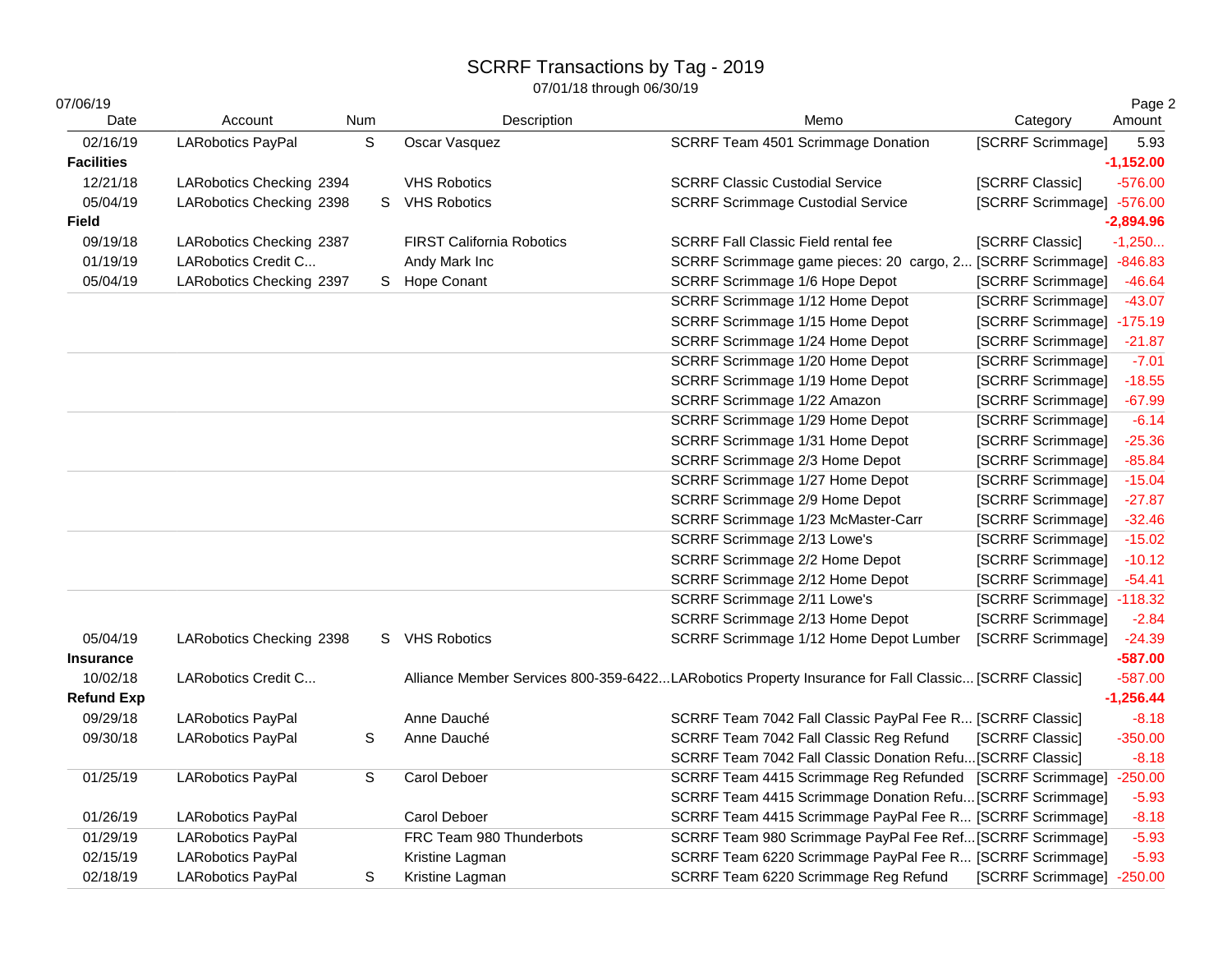# SCRRF Transactions by Tag - 2019

07/01/18 through 06/30/19

07/06/19

| Date | Account | Num | Description | Memo | Category | Amount |
|---|---|---|---|---|---|---|
| 02/16/19 | LARobotics PayPal | S | Oscar Vasquez | SCRRF Team 4501 Scrimmage Donation | [SCRRF Scrimmage] | 5.93 |
| **Facilities** | | | | | | **-1,152.00** |
| 12/21/18 | LARobotics Checking | 2394 | VHS Robotics | SCRRF Classic Custodial Service | [SCRRF Classic] | -576.00 |
| 05/04/19 | LARobotics Checking | 2398 S | VHS Robotics | SCRRF Scrimmage Custodial Service | [SCRRF Scrimmage] | -576.00 |
| **Field** | | | | | | **-2,894.96** |
| 09/19/18 | LARobotics Checking | 2387 | FIRST California Robotics | SCRRF Fall Classic Field rental fee | [SCRRF Classic] | -1,250... |
| 01/19/19 | LARobotics Credit C... | | Andy Mark Inc | SCRRF Scrimmage game pieces: 20 cargo, 2... | [SCRRF Scrimmage] | -846.83 |
| 05/04/19 | LARobotics Checking | 2397 S | Hope Conant | SCRRF Scrimmage 1/6 Hope Depot | [SCRRF Scrimmage] | -46.64 |
| | | | | SCRRF Scrimmage 1/12 Home Depot | [SCRRF Scrimmage] | -43.07 |
| | | | | SCRRF Scrimmage 1/15 Home Depot | [SCRRF Scrimmage] | -175.19 |
| | | | | SCRRF Scrimmage 1/24 Home Depot | [SCRRF Scrimmage] | -21.87 |
| | | | | SCRRF Scrimmage 1/20 Home Depot | [SCRRF Scrimmage] | -7.01 |
| | | | | SCRRF Scrimmage 1/19 Home Depot | [SCRRF Scrimmage] | -18.55 |
| | | | | SCRRF Scrimmage 1/22 Amazon | [SCRRF Scrimmage] | -67.99 |
| | | | | SCRRF Scrimmage 1/29 Home Depot | [SCRRF Scrimmage] | -6.14 |
| | | | | SCRRF Scrimmage 1/31 Home Depot | [SCRRF Scrimmage] | -25.36 |
| | | | | SCRRF Scrimmage 2/3 Home Depot | [SCRRF Scrimmage] | -85.84 |
| | | | | SCRRF Scrimmage 1/27 Home Depot | [SCRRF Scrimmage] | -15.04 |
| | | | | SCRRF Scrimmage 2/9 Home Depot | [SCRRF Scrimmage] | -27.87 |
| | | | | SCRRF Scrimmage 1/23 McMaster-Carr | [SCRRF Scrimmage] | -32.46 |
| | | | | SCRRF Scrimmage 2/13 Lowe's | [SCRRF Scrimmage] | -15.02 |
| | | | | SCRRF Scrimmage 2/2 Home Depot | [SCRRF Scrimmage] | -10.12 |
| | | | | SCRRF Scrimmage 2/12 Home Depot | [SCRRF Scrimmage] | -54.41 |
| | | | | SCRRF Scrimmage 2/11 Lowe's | [SCRRF Scrimmage] | -118.32 |
| | | | | SCRRF Scrimmage 2/13 Home Depot | [SCRRF Scrimmage] | -2.84 |
| 05/04/19 | LARobotics Checking | 2398 S | VHS Robotics | SCRRF Scrimmage 1/12 Home Depot Lumber | [SCRRF Scrimmage] | -24.39 |
| **Insurance** | | | | | | **-587.00** |
| 10/02/18 | LARobotics Credit C... | | Alliance Member Services 800-359-6422... | LARobotics Property Insurance for Fall Classic... | [SCRRF Classic] | -587.00 |
| **Refund Exp** | | | | | | **-1,256.44** |
| 09/29/18 | LARobotics PayPal | | Anne Dauché | SCRRF Team 7042 Fall Classic PayPal Fee R... | [SCRRF Classic] | -8.18 |
| 09/30/18 | LARobotics PayPal | S | Anne Dauché | SCRRF Team 7042 Fall Classic Reg Refund | [SCRRF Classic] | -350.00 |
| | | | | SCRRF Team 7042 Fall Classic Donation Refu... | [SCRRF Classic] | -8.18 |
| 01/25/19 | LARobotics PayPal | S | Carol Deboer | SCRRF Team 4415 Scrimmage Reg Refunded | [SCRRF Scrimmage] | -250.00 |
| | | | | SCRRF Team 4415 Scrimmage Donation Refu... | [SCRRF Scrimmage] | -5.93 |
| 01/26/19 | LARobotics PayPal | | Carol Deboer | SCRRF Team 4415 Scrimmage PayPal Fee R... | [SCRRF Scrimmage] | -8.18 |
| 01/29/19 | LARobotics PayPal | | FRC Team 980 Thunderbots | SCRRF Team 980 Scrimmage PayPal Fee Ref... | [SCRRF Scrimmage] | -5.93 |
| 02/15/19 | LARobotics PayPal | | Kristine Lagman | SCRRF Team 6220 Scrimmage PayPal Fee R... | [SCRRF Scrimmage] | -5.93 |
| 02/18/19 | LARobotics PayPal | S | Kristine Lagman | SCRRF Team 6220 Scrimmage Reg Refund | [SCRRF Scrimmage] | -250.00 |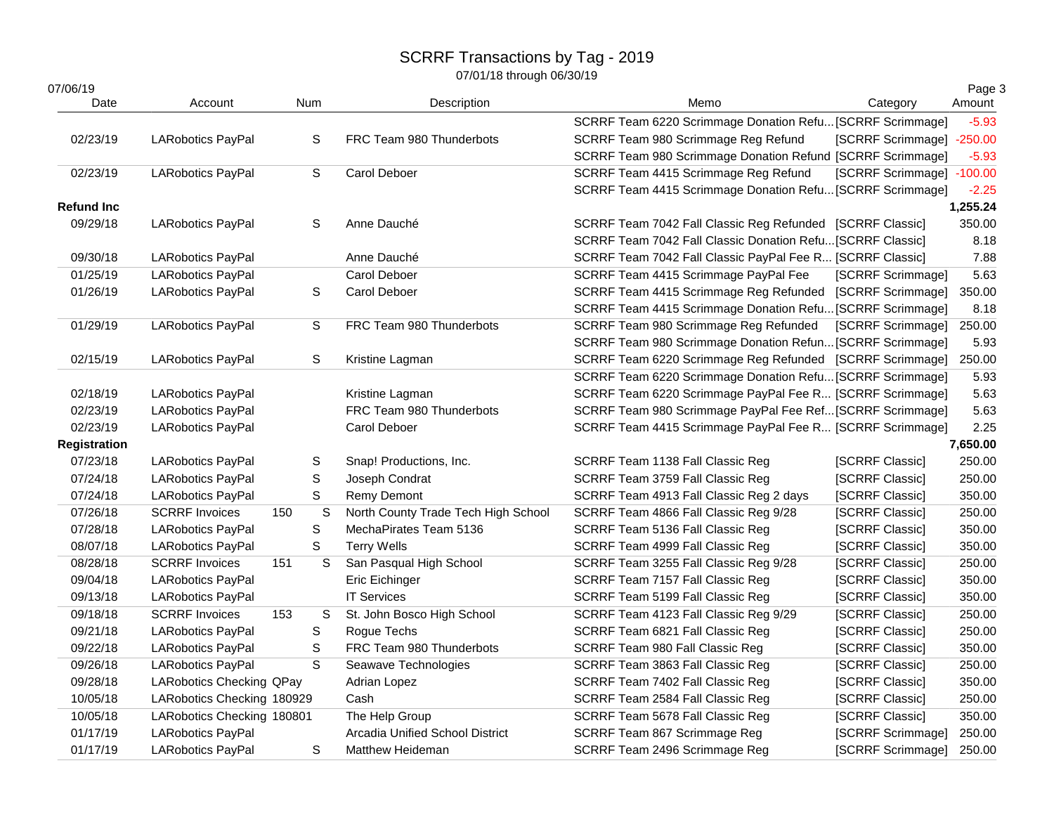# SCRRF Transactions by Tag - 2019

07/01/18 through 06/30/19

07/06/19

| Date | Account | Num | | Description | Memo | Category | Amount |
|---|---|---|---|---|---|---|---|
| | | | | | SCRRF Team 6220 Scrimmage Donation Refu... | [SCRRF Scrimmage] | -5.93 |
| 02/23/19 | LARobotics PayPal | | S | FRC Team 980 Thunderbots | SCRRF Team 980 Scrimmage Reg Refund | [SCRRF Scrimmage] | -250.00 |
| | | | | | SCRRF Team 980 Scrimmage Donation Refund | [SCRRF Scrimmage] | -5.93 |
| 02/23/19 | LARobotics PayPal | | S | Carol Deboer | SCRRF Team 4415 Scrimmage Reg Refund | [SCRRF Scrimmage] | -100.00 |
| | | | | | SCRRF Team 4415 Scrimmage Donation Refu... | [SCRRF Scrimmage] | -2.25 |
| **Refund Inc** | | | | | | | **1,255.24** |
| 09/29/18 | LARobotics PayPal | | S | Anne Dauché | SCRRF Team 7042 Fall Classic Reg Refunded | [SCRRF Classic] | 350.00 |
| | | | | | SCRRF Team 7042 Fall Classic Donation Refu... | [SCRRF Classic] | 8.18 |
| 09/30/18 | LARobotics PayPal | | | Anne Dauché | SCRRF Team 7042 Fall Classic PayPal Fee R... | [SCRRF Classic] | 7.88 |
| 01/25/19 | LARobotics PayPal | | | Carol Deboer | SCRRF Team 4415 Scrimmage PayPal Fee | [SCRRF Scrimmage] | 5.63 |
| 01/26/19 | LARobotics PayPal | | S | Carol Deboer | SCRRF Team 4415 Scrimmage Reg Refunded | [SCRRF Scrimmage] | 350.00 |
| | | | | | SCRRF Team 4415 Scrimmage Donation Refu... | [SCRRF Scrimmage] | 8.18 |
| 01/29/19 | LARobotics PayPal | | S | FRC Team 980 Thunderbots | SCRRF Team 980 Scrimmage Reg Refunded | [SCRRF Scrimmage] | 250.00 |
| | | | | | SCRRF Team 980 Scrimmage Donation Refun... | [SCRRF Scrimmage] | 5.93 |
| 02/15/19 | LARobotics PayPal | | S | Kristine Lagman | SCRRF Team 6220 Scrimmage Reg Refunded | [SCRRF Scrimmage] | 250.00 |
| | | | | | SCRRF Team 6220 Scrimmage Donation Refu... | [SCRRF Scrimmage] | 5.93 |
| 02/18/19 | LARobotics PayPal | | | Kristine Lagman | SCRRF Team 6220 Scrimmage PayPal Fee R... | [SCRRF Scrimmage] | 5.63 |
| 02/23/19 | LARobotics PayPal | | | FRC Team 980 Thunderbots | SCRRF Team 980 Scrimmage PayPal Fee Ref... | [SCRRF Scrimmage] | 5.63 |
| 02/23/19 | LARobotics PayPal | | | Carol Deboer | SCRRF Team 4415 Scrimmage PayPal Fee R... | [SCRRF Scrimmage] | 2.25 |
| **Registration** | | | | | | | **7,650.00** |
| 07/23/18 | LARobotics PayPal | | S | Snap! Productions, Inc. | SCRRF Team 1138 Fall Classic Reg | [SCRRF Classic] | 250.00 |
| 07/24/18 | LARobotics PayPal | | S | Joseph Condrat | SCRRF Team 3759 Fall Classic Reg | [SCRRF Classic] | 250.00 |
| 07/24/18 | LARobotics PayPal | | S | Remy Demont | SCRRF Team 4913 Fall Classic Reg 2 days | [SCRRF Classic] | 350.00 |
| 07/26/18 | SCRRF Invoices | 150 | S | North County Trade Tech High School | SCRRF Team 4866 Fall Classic Reg 9/28 | [SCRRF Classic] | 250.00 |
| 07/28/18 | LARobotics PayPal | | S | MechaPirates Team 5136 | SCRRF Team 5136 Fall Classic Reg | [SCRRF Classic] | 350.00 |
| 08/07/18 | LARobotics PayPal | | S | Terry Wells | SCRRF Team 4999 Fall Classic Reg | [SCRRF Classic] | 350.00 |
| 08/28/18 | SCRRF Invoices | 151 | S | San Pasqual High School | SCRRF Team 3255 Fall Classic Reg 9/28 | [SCRRF Classic] | 250.00 |
| 09/04/18 | LARobotics PayPal | | | Eric Eichinger | SCRRF Team 7157 Fall Classic Reg | [SCRRF Classic] | 350.00 |
| 09/13/18 | LARobotics PayPal | | | IT Services | SCRRF Team 5199 Fall Classic Reg | [SCRRF Classic] | 350.00 |
| 09/18/18 | SCRRF Invoices | 153 | S | St. John Bosco High School | SCRRF Team 4123 Fall Classic Reg 9/29 | [SCRRF Classic] | 250.00 |
| 09/21/18 | LARobotics PayPal | | S | Rogue Techs | SCRRF Team 6821 Fall Classic Reg | [SCRRF Classic] | 250.00 |
| 09/22/18 | LARobotics PayPal | | S | FRC Team 980 Thunderbots | SCRRF Team 980 Fall Classic Reg | [SCRRF Classic] | 350.00 |
| 09/26/18 | LARobotics PayPal | | S | Seawave Technologies | SCRRF Team 3863 Fall Classic Reg | [SCRRF Classic] | 250.00 |
| 09/28/18 | LARobotics Checking | QPay | | Adrian Lopez | SCRRF Team 7402 Fall Classic Reg | [SCRRF Classic] | 350.00 |
| 10/05/18 | LARobotics Checking | 180929 | | Cash | SCRRF Team 2584 Fall Classic Reg | [SCRRF Classic] | 250.00 |
| 10/05/18 | LARobotics Checking | 180801 | | The Help Group | SCRRF Team 5678 Fall Classic Reg | [SCRRF Classic] | 350.00 |
| 01/17/19 | LARobotics PayPal | | | Arcadia Unified School District | SCRRF Team 867 Scrimmage Reg | [SCRRF Scrimmage] | 250.00 |
| 01/17/19 | LARobotics PayPal | | S | Matthew Heideman | SCRRF Team 2496 Scrimmage Reg | [SCRRF Scrimmage] | 250.00 |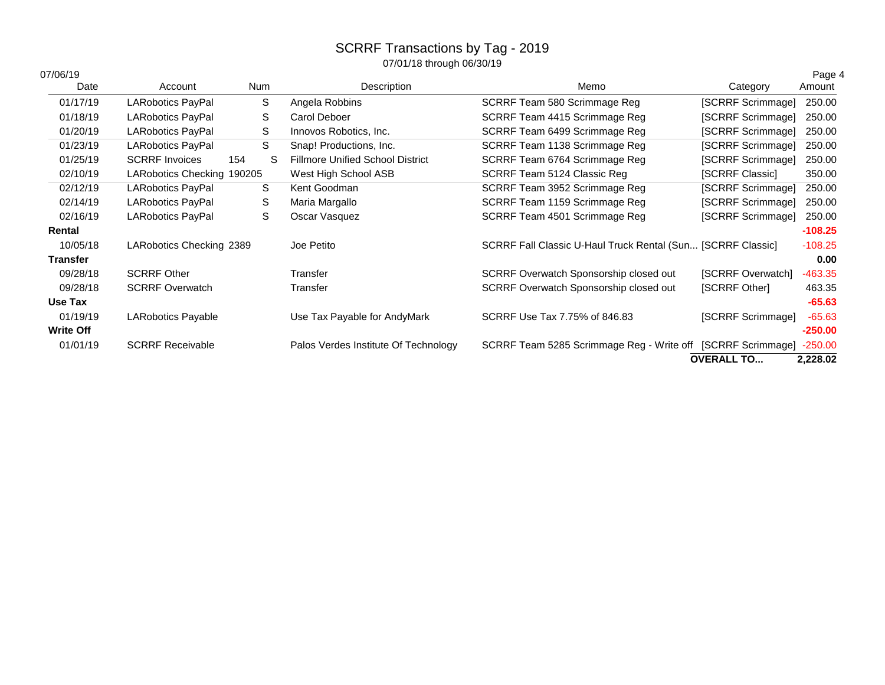# SCRRF Transactions by Tag - 2019

07/01/18 through 06/30/19

07/06/19

| Date | Account | Num | Description | Memo | Category | Amount |
|---|---|---|---|---|---|---|
| 01/17/19 | LARobotics PayPal | S | Angela Robbins | SCRRF Team 580 Scrimmage Reg | [SCRRF Scrimmage] | 250.00 |
| 01/18/19 | LARobotics PayPal | S | Carol Deboer | SCRRF Team 4415 Scrimmage Reg | [SCRRF Scrimmage] | 250.00 |
| 01/20/19 | LARobotics PayPal | S | Innovos Robotics, Inc. | SCRRF Team 6499 Scrimmage Reg | [SCRRF Scrimmage] | 250.00 |
| 01/23/19 | LARobotics PayPal | S | Snap! Productions, Inc. | SCRRF Team 1138 Scrimmage Reg | [SCRRF Scrimmage] | 250.00 |
| 01/25/19 | SCRRF Invoices | 154 S | Fillmore Unified School District | SCRRF Team 6764 Scrimmage Reg | [SCRRF Scrimmage] | 250.00 |
| 02/10/19 | LARobotics Checking | 190205 | West High School ASB | SCRRF Team 5124 Classic Reg | [SCRRF Classic] | 350.00 |
| 02/12/19 | LARobotics PayPal | S | Kent Goodman | SCRRF Team 3952 Scrimmage Reg | [SCRRF Scrimmage] | 250.00 |
| 02/14/19 | LARobotics PayPal | S | Maria Margallo | SCRRF Team 1159 Scrimmage Reg | [SCRRF Scrimmage] | 250.00 |
| 02/16/19 | LARobotics PayPal | S | Oscar Vasquez | SCRRF Team 4501 Scrimmage Reg | [SCRRF Scrimmage] | 250.00 |
| **Rental** | | | | | | **-108.25** |
| 10/05/18 | LARobotics Checking | 2389 | Joe Petito | SCRRF Fall Classic U-Haul Truck Rental (Sun... | [SCRRF Classic] | -108.25 |
| **Transfer** | | | | | | **0.00** |
| 09/28/18 | SCRRF Other | | Transfer | SCRRF Overwatch Sponsorship closed out | [SCRRF Overwatch] | -463.35 |
| 09/28/18 | SCRRF Overwatch | | Transfer | SCRRF Overwatch Sponsorship closed out | [SCRRF Other] | 463.35 |
| **Use Tax** | | | | | | **-65.63** |
| 01/19/19 | LARobotics Payable | | Use Tax Payable for AndyMark | SCRRF Use Tax 7.75% of 846.83 | [SCRRF Scrimmage] | -65.63 |
| **Write Off** | | | | | | **-250.00** |
| 01/01/19 | SCRRF Receivable | | Palos Verdes Institute Of Technology | SCRRF Team 5285 Scrimmage Reg - Write off | [SCRRF Scrimmage] | -250.00 |
| | | | | | **OVERALL TO...** | **2,228.02** |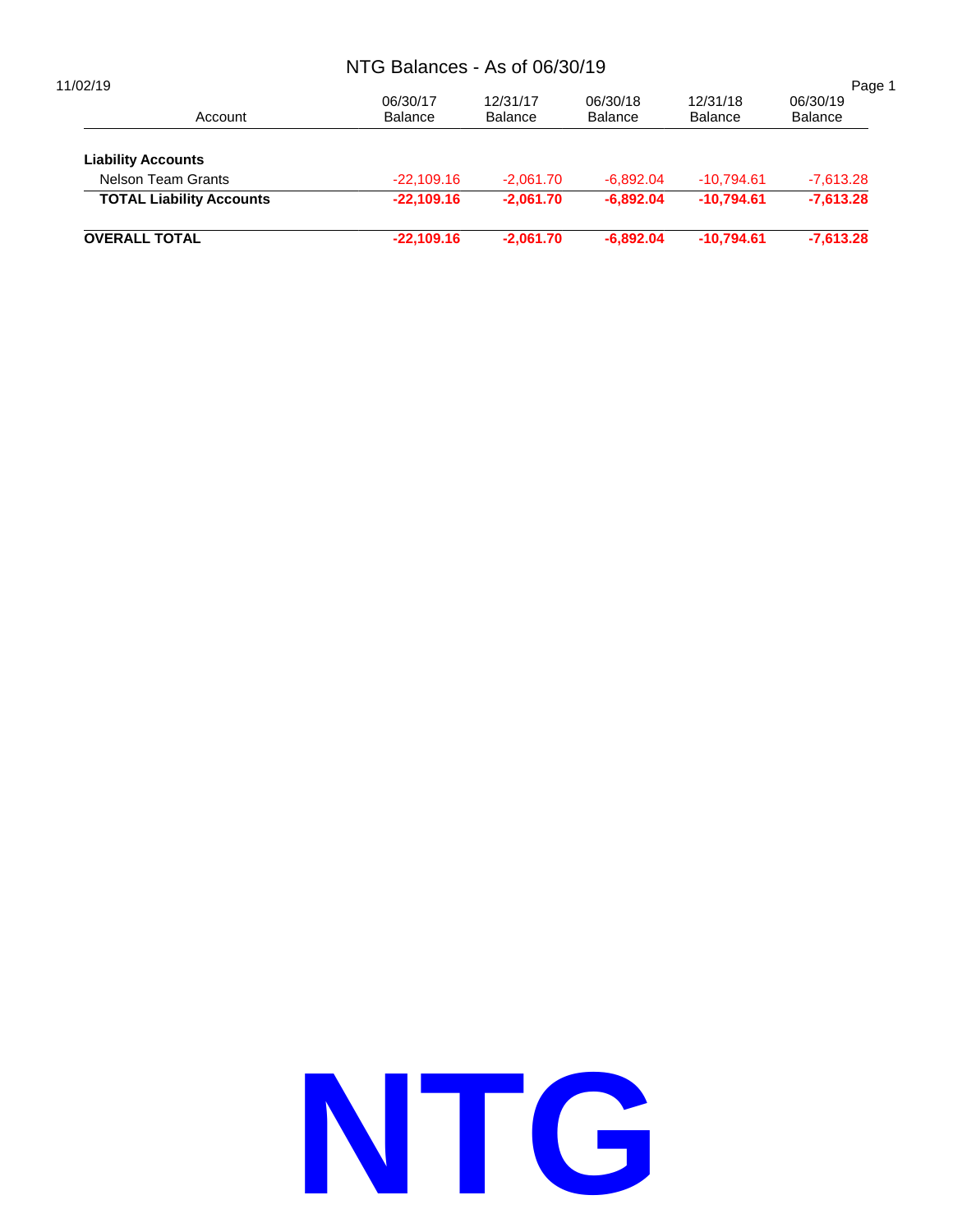# NTG Balances - As of 06/30/19

11/02/19

| Account | 06/30/17 Balance | 12/31/17 Balance | 06/30/18 Balance | 12/31/18 Balance | 06/30/19 Balance |
|---|---|---|---|---|---|
| **Liability Accounts** | | | | | |
| Nelson Team Grants | -22,109.16 | -2,061.70 | -6,892.04 | -10,794.61 | -7,613.28 |
| **TOTAL Liability Accounts** | **-22,109.16** | **-2,061.70** | **-6,892.04** | **-10,794.61** | **-7,613.28** |
| **OVERALL TOTAL** | **-22,109.16** | **-2,061.70** | **-6,892.04** | **-10,794.61** | **-7,613.28** |

**NTG**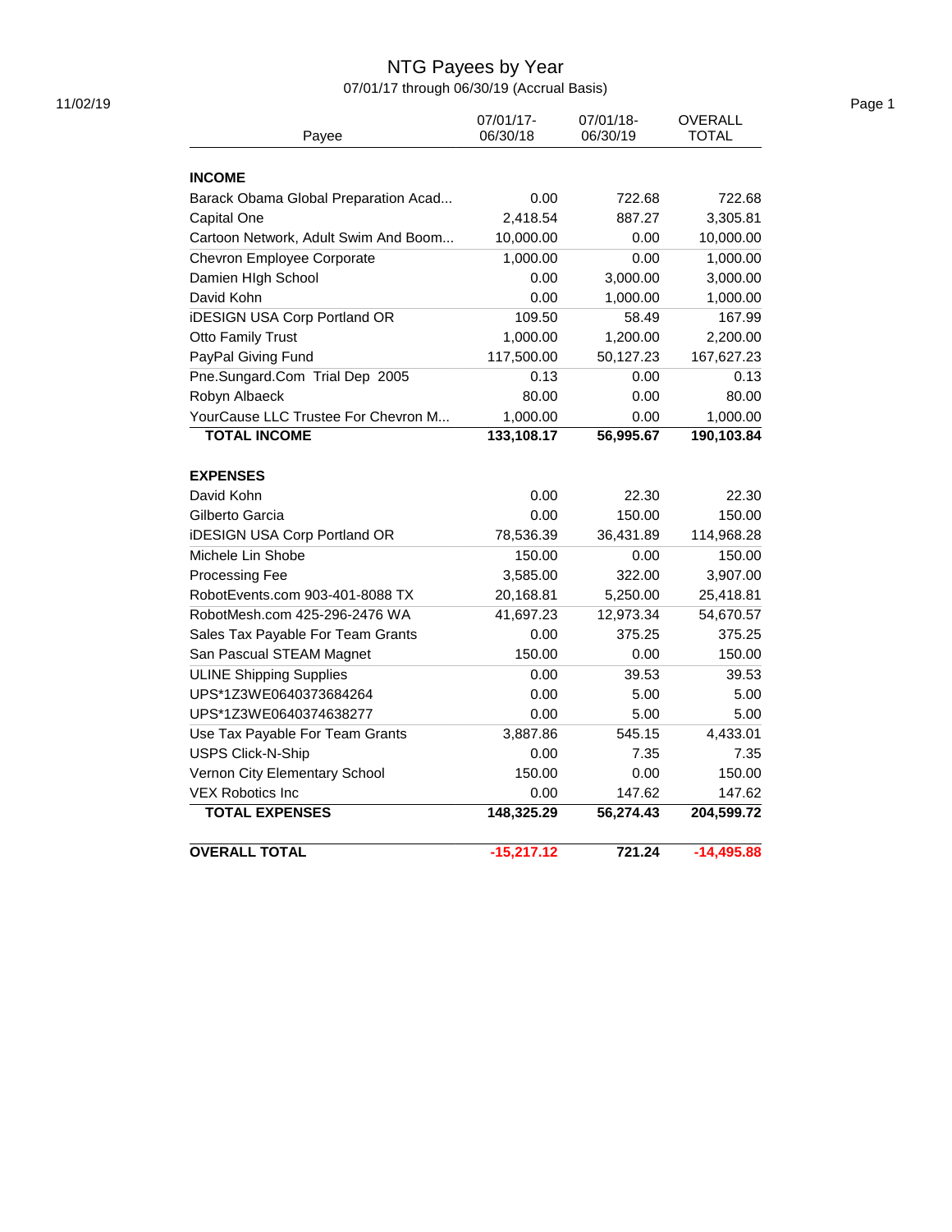# NTG Payees by Year

07/01/17 through 06/30/19 (Accrual Basis)

11/02/19

| Payee | 07/01/17-06/30/18 | 07/01/18-06/30/19 | OVERALL TOTAL |
|---|---|---|---|
| **INCOME** | | | |
| Barack Obama Global Preparation Acad... | 0.00 | 722.68 | 722.68 |
| Capital One | 2,418.54 | 887.27 | 3,305.81 |
| Cartoon Network, Adult Swim And Boom... | 10,000.00 | 0.00 | 10,000.00 |
| Chevron Employee Corporate | 1,000.00 | 0.00 | 1,000.00 |
| Damien HIgh School | 0.00 | 3,000.00 | 3,000.00 |
| David Kohn | 0.00 | 1,000.00 | 1,000.00 |
| iDESIGN USA Corp Portland OR | 109.50 | 58.49 | 167.99 |
| Otto Family Trust | 1,000.00 | 1,200.00 | 2,200.00 |
| PayPal Giving Fund | 117,500.00 | 50,127.23 | 167,627.23 |
| Pne.Sungard.Com Trial Dep 2005 | 0.13 | 0.00 | 0.13 |
| Robyn Albaeck | 80.00 | 0.00 | 80.00 |
| YourCause LLC Trustee For Chevron M... | 1,000.00 | 0.00 | 1,000.00 |
| **TOTAL INCOME** | **133,108.17** | **56,995.67** | **190,103.84** |
| **EXPENSES** | | | |
| David Kohn | 0.00 | 22.30 | 22.30 |
| Gilberto Garcia | 0.00 | 150.00 | 150.00 |
| iDESIGN USA Corp Portland OR | 78,536.39 | 36,431.89 | 114,968.28 |
| Michele Lin Shobe | 150.00 | 0.00 | 150.00 |
| Processing Fee | 3,585.00 | 322.00 | 3,907.00 |
| RobotEvents.com 903-401-8088 TX | 20,168.81 | 5,250.00 | 25,418.81 |
| RobotMesh.com 425-296-2476 WA | 41,697.23 | 12,973.34 | 54,670.57 |
| Sales Tax Payable For Team Grants | 0.00 | 375.25 | 375.25 |
| San Pascual STEAM Magnet | 150.00 | 0.00 | 150.00 |
| ULINE Shipping Supplies | 0.00 | 39.53 | 39.53 |
| UPS*1Z3WE0640373684264 | 0.00 | 5.00 | 5.00 |
| UPS*1Z3WE0640374638277 | 0.00 | 5.00 | 5.00 |
| Use Tax Payable For Team Grants | 3,887.86 | 545.15 | 4,433.01 |
| USPS Click-N-Ship | 0.00 | 7.35 | 7.35 |
| Vernon City Elementary School | 150.00 | 0.00 | 150.00 |
| VEX Robotics Inc | 0.00 | 147.62 | 147.62 |
| **TOTAL EXPENSES** | **148,325.29** | **56,274.43** | **204,599.72** |
| **OVERALL TOTAL** | **-15,217.12** | **721.24** | **-14,495.88** |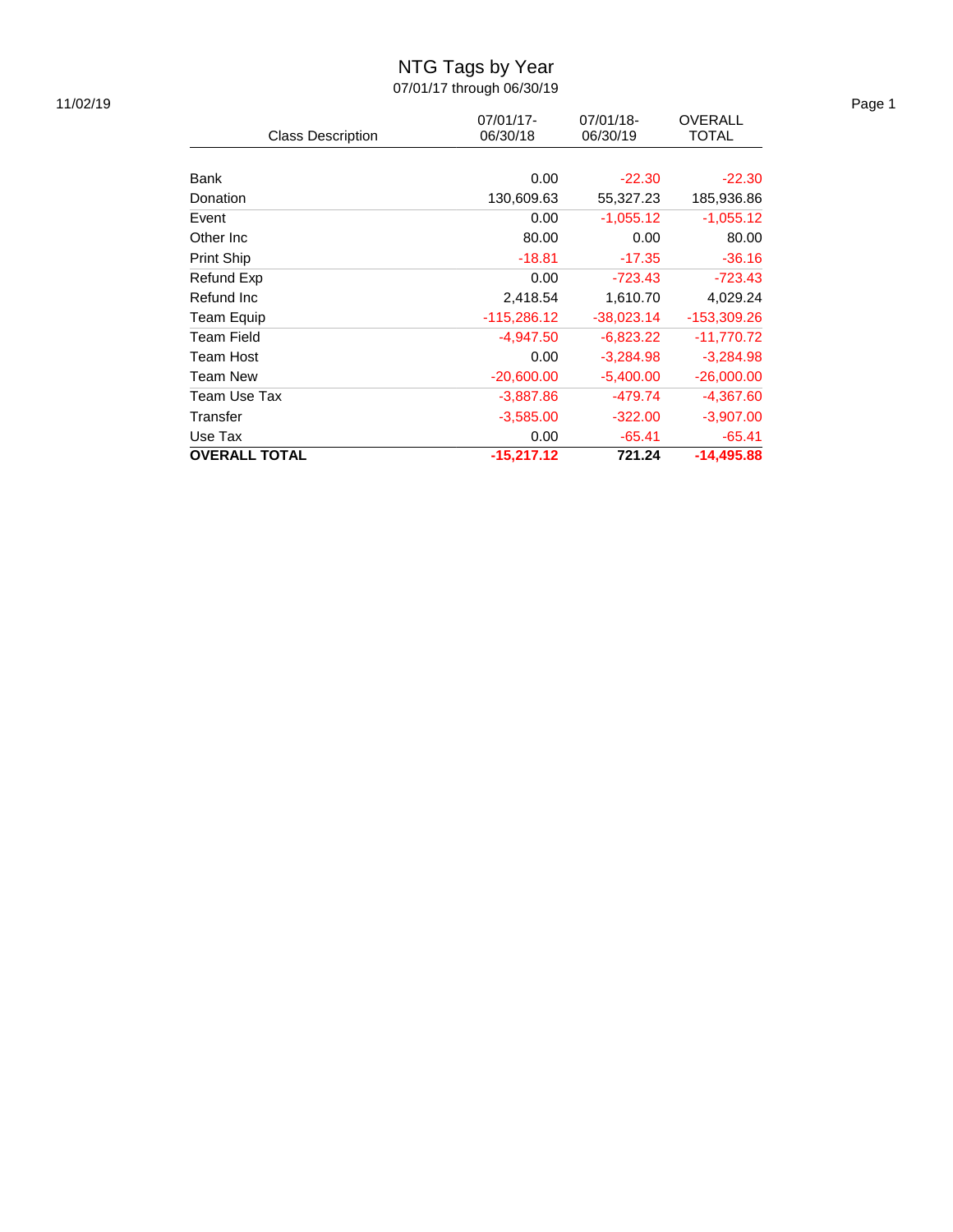# NTG Tags by Year

07/01/17 through 06/30/19

11/02/19

| Class Description | 07/01/17-06/30/18 | 07/01/18-06/30/19 | OVERALL TOTAL |
|---|---|---|---|
| Bank | 0.00 | -22.30 | -22.30 |
| Donation | 130,609.63 | 55,327.23 | 185,936.86 |
| Event | 0.00 | -1,055.12 | -1,055.12 |
| Other Inc | 80.00 | 0.00 | 80.00 |
| Print Ship | -18.81 | -17.35 | -36.16 |
| Refund Exp | 0.00 | -723.43 | -723.43 |
| Refund Inc | 2,418.54 | 1,610.70 | 4,029.24 |
| Team Equip | -115,286.12 | -38,023.14 | -153,309.26 |
| Team Field | -4,947.50 | -6,823.22 | -11,770.72 |
| Team Host | 0.00 | -3,284.98 | -3,284.98 |
| Team New | -20,600.00 | -5,400.00 | -26,000.00 |
| Team Use Tax | -3,887.86 | -479.74 | -4,367.60 |
| Transfer | -3,585.00 | -322.00 | -3,907.00 |
| Use Tax | 0.00 | -65.41 | -65.41 |
| **OVERALL TOTAL** | **-15,217.12** | **721.24** | **-14,495.88** |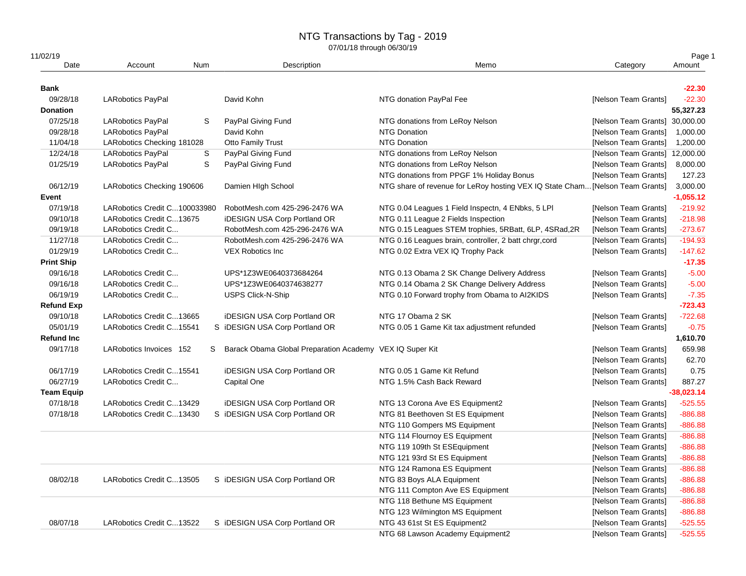# NTG Transactions by Tag - 2019

07/01/18 through 06/30/19

11/02/19

| Date | Account | Num | Description | Memo | Category | Amount |
|---|---|---|---|---|---|---|
| **Bank** | | | | | | **-22.30** |
| 09/28/18 | LARobotics PayPal | | David Kohn | NTG donation PayPal Fee | [Nelson Team Grants] | -22.30 |
| **Donation** | | | | | | **55,327.23** |
| 07/25/18 | LARobotics PayPal | S | PayPal Giving Fund | NTG donations from LeRoy Nelson | [Nelson Team Grants] | 30,000.00 |
| 09/28/18 | LARobotics PayPal | | David Kohn | NTG Donation | [Nelson Team Grants] | 1,000.00 |
| 11/04/18 | LARobotics Checking 181028 | | Otto Family Trust | NTG Donation | [Nelson Team Grants] | 1,200.00 |
| 12/24/18 | LARobotics PayPal | S | PayPal Giving Fund | NTG donations from LeRoy Nelson | [Nelson Team Grants] | 12,000.00 |
| 01/25/19 | LARobotics PayPal | S | PayPal Giving Fund | NTG donations from LeRoy Nelson | [Nelson Team Grants] | 8,000.00 |
| | | | | NTG donations from PPGF 1% Holiday Bonus | [Nelson Team Grants] | 127.23 |
| 06/12/19 | LARobotics Checking 190606 | | Damien HIgh School | NTG share of revenue for LeRoy hosting VEX IQ State Cham... | [Nelson Team Grants] | 3,000.00 |
| **Event** | | | | | | **-1,055.12** |
| 07/19/18 | LARobotics Credit C...100033980 | | RobotMesh.com 425-296-2476 WA | NTG 0.04 Leagues 1 Field Inspectn, 4 ENbks, 5 LPI | [Nelson Team Grants] | -219.92 |
| 09/10/18 | LARobotics Credit C...13675 | | iDESIGN USA Corp Portland OR | NTG 0.11 League 2 Fields Inspection | [Nelson Team Grants] | -218.98 |
| 09/19/18 | LARobotics Credit C... | | RobotMesh.com 425-296-2476 WA | NTG 0.15 Leagues STEM trophies, 5RBatt, 6LP, 4SRad,2R | [Nelson Team Grants] | -273.67 |
| 11/27/18 | LARobotics Credit C... | | RobotMesh.com 425-296-2476 WA | NTG 0.16 Leagues brain, controller, 2 batt chrgr,cord | [Nelson Team Grants] | -194.93 |
| 01/29/19 | LARobotics Credit C... | | VEX Robotics Inc | NTG 0.02 Extra VEX IQ Trophy Pack | [Nelson Team Grants] | -147.62 |
| **Print Ship** | | | | | | **-17.35** |
| 09/16/18 | LARobotics Credit C... | | UPS*1Z3WE0640373684264 | NTG 0.13 Obama 2 SK Change Delivery Address | [Nelson Team Grants] | -5.00 |
| 09/16/18 | LARobotics Credit C... | | UPS*1Z3WE0640374638277 | NTG 0.14 Obama 2 SK Change Delivery Address | [Nelson Team Grants] | -5.00 |
| 06/19/19 | LARobotics Credit C... | | USPS Click-N-Ship | NTG 0.10 Forward trophy from Obama to AI2KIDS | [Nelson Team Grants] | -7.35 |
| **Refund Exp** | | | | | | **-723.43** |
| 09/10/18 | LARobotics Credit C...13665 | | iDESIGN USA Corp Portland OR | NTG 17 Obama 2 SK | [Nelson Team Grants] | -722.68 |
| 05/01/19 | LARobotics Credit C...15541 | S | iDESIGN USA Corp Portland OR | NTG 0.05 1 Game Kit tax adjustment refunded | [Nelson Team Grants] | -0.75 |
| **Refund Inc** | | | | | | **1,610.70** |
| 09/17/18 | LARobotics Invoices 152 | S | Barack Obama Global Preparation Academy | VEX IQ Super Kit | [Nelson Team Grants] | 659.98 |
| | | | | | [Nelson Team Grants] | 62.70 |
| 06/17/19 | LARobotics Credit C...15541 | | iDESIGN USA Corp Portland OR | NTG 0.05 1 Game Kit Refund | [Nelson Team Grants] | 0.75 |
| 06/27/19 | LARobotics Credit C... | | Capital One | NTG 1.5% Cash Back Reward | [Nelson Team Grants] | 887.27 |
| **Team Equip** | | | | | | **-38,023.14** |
| 07/18/18 | LARobotics Credit C...13429 | | iDESIGN USA Corp Portland OR | NTG 13 Corona Ave ES Equipment2 | [Nelson Team Grants] | -525.55 |
| 07/18/18 | LARobotics Credit C...13430 | S | iDESIGN USA Corp Portland OR | NTG 81 Beethoven St ES Equipment | [Nelson Team Grants] | -886.88 |
| | | | | NTG 110 Gompers MS Equipment | [Nelson Team Grants] | -886.88 |
| | | | | NTG 114 Flournoy ES Equipment | [Nelson Team Grants] | -886.88 |
| | | | | NTG 119 109th St ESEquipment | [Nelson Team Grants] | -886.88 |
| | | | | NTG 121 93rd St ES Equipment | [Nelson Team Grants] | -886.88 |
| | | | | NTG 124 Ramona ES Equipment | [Nelson Team Grants] | -886.88 |
| 08/02/18 | LARobotics Credit C...13505 | S | iDESIGN USA Corp Portland OR | NTG 83 Boys ALA Equipment | [Nelson Team Grants] | -886.88 |
| | | | | NTG 111 Compton Ave ES Equipment | [Nelson Team Grants] | -886.88 |
| | | | | NTG 118 Bethune MS Equipment | [Nelson Team Grants] | -886.88 |
| | | | | NTG 123 Wilmington MS Equipment | [Nelson Team Grants] | -886.88 |
| 08/07/18 | LARobotics Credit C...13522 | S | iDESIGN USA Corp Portland OR | NTG 43 61st St ES Equipment2 | [Nelson Team Grants] | -525.55 |
| | | | | NTG 68 Lawson Academy Equipment2 | [Nelson Team Grants] | -525.55 |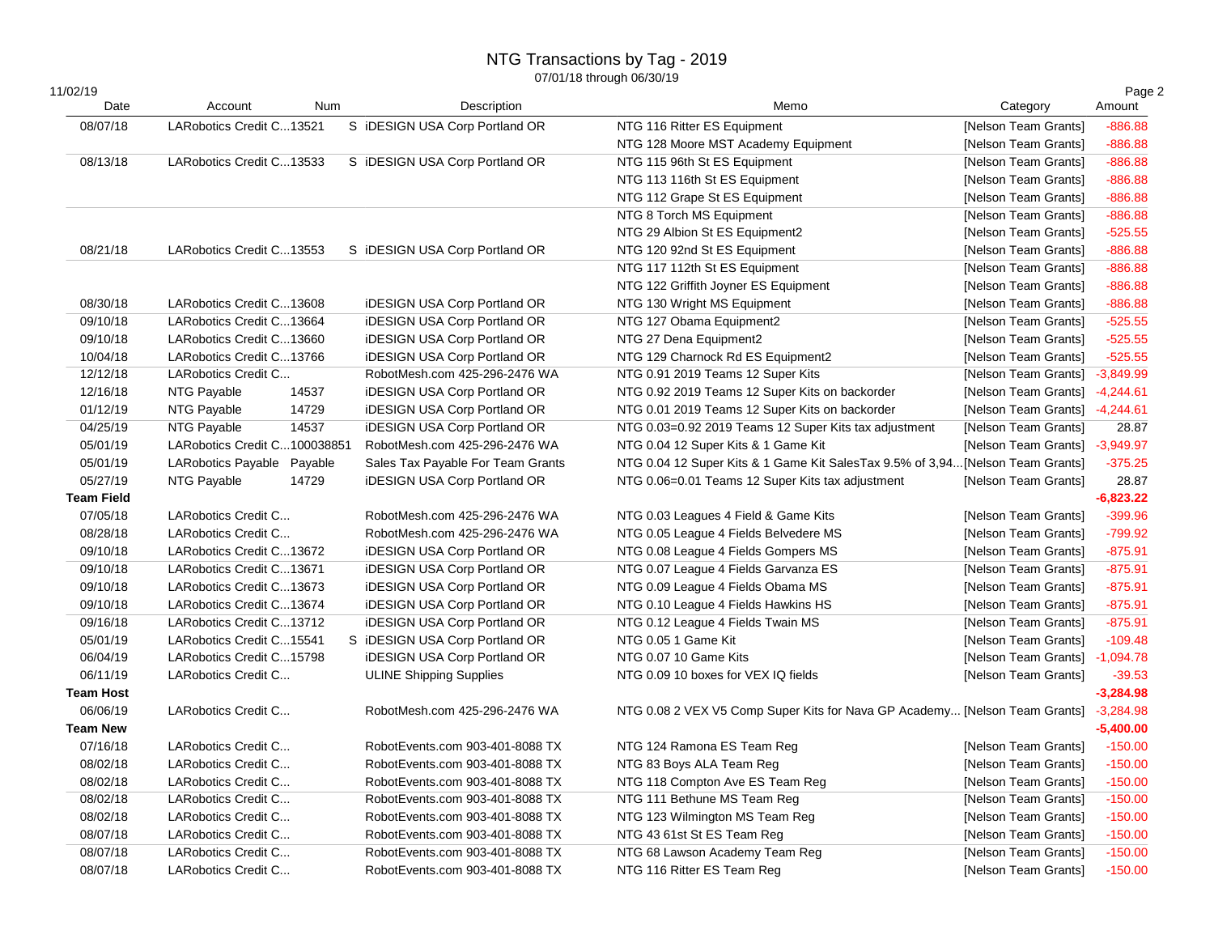# NTG Transactions by Tag - 2019

07/01/18 through 06/30/19

11/02/19

| Date | Account | Num | Description | Memo | Category | Amount |
|---|---|---|---|---|---|---|
| 08/07/18 | LARobotics Credit C... | 13521 | S iDESIGN USA Corp Portland OR | NTG 116 Ritter ES Equipment | [Nelson Team Grants] | -886.88 |
| | | | | NTG 128 Moore MST Academy Equipment | [Nelson Team Grants] | -886.88 |
| 08/13/18 | LARobotics Credit C... | 13533 | S iDESIGN USA Corp Portland OR | NTG 115 96th St ES Equipment | [Nelson Team Grants] | -886.88 |
| | | | | NTG 113 116th St ES Equipment | [Nelson Team Grants] | -886.88 |
| | | | | NTG 112 Grape St ES Equipment | [Nelson Team Grants] | -886.88 |
| | | | | NTG 8 Torch MS Equipment | [Nelson Team Grants] | -886.88 |
| | | | | NTG 29 Albion St ES Equipment2 | [Nelson Team Grants] | -525.55 |
| 08/21/18 | LARobotics Credit C... | 13553 | S iDESIGN USA Corp Portland OR | NTG 120 92nd St ES Equipment | [Nelson Team Grants] | -886.88 |
| | | | | NTG 117 112th St ES Equipment | [Nelson Team Grants] | -886.88 |
| | | | | NTG 122 Griffith Joyner ES Equipment | [Nelson Team Grants] | -886.88 |
| 08/30/18 | LARobotics Credit C... | 13608 | iDESIGN USA Corp Portland OR | NTG 130 Wright MS Equipment | [Nelson Team Grants] | -886.88 |
| 09/10/18 | LARobotics Credit C... | 13664 | iDESIGN USA Corp Portland OR | NTG 127 Obama Equipment2 | [Nelson Team Grants] | -525.55 |
| 09/10/18 | LARobotics Credit C... | 13660 | iDESIGN USA Corp Portland OR | NTG 27 Dena Equipment2 | [Nelson Team Grants] | -525.55 |
| 10/04/18 | LARobotics Credit C... | 13766 | iDESIGN USA Corp Portland OR | NTG 129 Charnock Rd ES Equipment2 | [Nelson Team Grants] | -525.55 |
| 12/12/18 | LARobotics Credit C... | | RobotMesh.com 425-296-2476 WA | NTG 0.91 2019 Teams 12 Super Kits | [Nelson Team Grants] | -3,849.99 |
| 12/16/18 | NTG Payable | 14537 | iDESIGN USA Corp Portland OR | NTG 0.92 2019 Teams 12 Super Kits on backorder | [Nelson Team Grants] | -4,244.61 |
| 01/12/19 | NTG Payable | 14729 | iDESIGN USA Corp Portland OR | NTG 0.01 2019 Teams 12 Super Kits on backorder | [Nelson Team Grants] | -4,244.61 |
| 04/25/19 | NTG Payable | 14537 | iDESIGN USA Corp Portland OR | NTG 0.03=0.92 2019 Teams 12 Super Kits tax adjustment | [Nelson Team Grants] | 28.87 |
| 05/01/19 | LARobotics Credit C... | 100038851 | RobotMesh.com 425-296-2476 WA | NTG 0.04 12 Super Kits & 1 Game Kit | [Nelson Team Grants] | -3,949.97 |
| 05/01/19 | LARobotics Payable | Payable | Sales Tax Payable For Team Grants | NTG 0.04 12 Super Kits & 1 Game Kit SalesTax 9.5% of 3,94... | [Nelson Team Grants] | -375.25 |
| 05/27/19 | NTG Payable | 14729 | iDESIGN USA Corp Portland OR | NTG 0.06=0.01 Teams 12 Super Kits tax adjustment | [Nelson Team Grants] | 28.87 |
| **Team Field** | | | | | | **-6,823.22** |
| 07/05/18 | LARobotics Credit C... | | RobotMesh.com 425-296-2476 WA | NTG 0.03 Leagues 4 Field & Game Kits | [Nelson Team Grants] | -399.96 |
| 08/28/18 | LARobotics Credit C... | | RobotMesh.com 425-296-2476 WA | NTG 0.05 League 4 Fields Belvedere MS | [Nelson Team Grants] | -799.92 |
| 09/10/18 | LARobotics Credit C... | 13672 | iDESIGN USA Corp Portland OR | NTG 0.08 League 4 Fields Gompers MS | [Nelson Team Grants] | -875.91 |
| 09/10/18 | LARobotics Credit C... | 13671 | iDESIGN USA Corp Portland OR | NTG 0.07 League 4 Fields Garvanza ES | [Nelson Team Grants] | -875.91 |
| 09/10/18 | LARobotics Credit C... | 13673 | iDESIGN USA Corp Portland OR | NTG 0.09 League 4 Fields Obama MS | [Nelson Team Grants] | -875.91 |
| 09/10/18 | LARobotics Credit C... | 13674 | iDESIGN USA Corp Portland OR | NTG 0.10 League 4 Fields Hawkins HS | [Nelson Team Grants] | -875.91 |
| 09/16/18 | LARobotics Credit C... | 13712 | iDESIGN USA Corp Portland OR | NTG 0.12 League 4 Fields Twain MS | [Nelson Team Grants] | -875.91 |
| 05/01/19 | LARobotics Credit C... | 15541 | S iDESIGN USA Corp Portland OR | NTG 0.05 1 Game Kit | [Nelson Team Grants] | -109.48 |
| 06/04/19 | LARobotics Credit C... | 15798 | iDESIGN USA Corp Portland OR | NTG 0.07 10 Game Kits | [Nelson Team Grants] | -1,094.78 |
| 06/11/19 | LARobotics Credit C... | | ULINE Shipping Supplies | NTG 0.09 10 boxes for VEX IQ fields | [Nelson Team Grants] | -39.53 |
| **Team Host** | | | | | | **-3,284.98** |
| 06/06/19 | LARobotics Credit C... | | RobotMesh.com 425-296-2476 WA | NTG 0.08 2 VEX V5 Comp Super Kits for Nava GP Academy... | [Nelson Team Grants] | -3,284.98 |
| **Team New** | | | | | | **-5,400.00** |
| 07/16/18 | LARobotics Credit C... | | RobotEvents.com 903-401-8088 TX | NTG 124 Ramona ES Team Reg | [Nelson Team Grants] | -150.00 |
| 08/02/18 | LARobotics Credit C... | | RobotEvents.com 903-401-8088 TX | NTG 83 Boys ALA Team Reg | [Nelson Team Grants] | -150.00 |
| 08/02/18 | LARobotics Credit C... | | RobotEvents.com 903-401-8088 TX | NTG 118 Compton Ave ES Team Reg | [Nelson Team Grants] | -150.00 |
| 08/02/18 | LARobotics Credit C... | | RobotEvents.com 903-401-8088 TX | NTG 111 Bethune MS Team Reg | [Nelson Team Grants] | -150.00 |
| 08/02/18 | LARobotics Credit C... | | RobotEvents.com 903-401-8088 TX | NTG 123 Wilmington MS Team Reg | [Nelson Team Grants] | -150.00 |
| 08/07/18 | LARobotics Credit C... | | RobotEvents.com 903-401-8088 TX | NTG 43 61st St ES Team Reg | [Nelson Team Grants] | -150.00 |
| 08/07/18 | LARobotics Credit C... | | RobotEvents.com 903-401-8088 TX | NTG 68 Lawson Academy Team Reg | [Nelson Team Grants] | -150.00 |
| 08/07/18 | LARobotics Credit C... | | RobotEvents.com 903-401-8088 TX | NTG 116 Ritter ES Team Reg | [Nelson Team Grants] | -150.00 |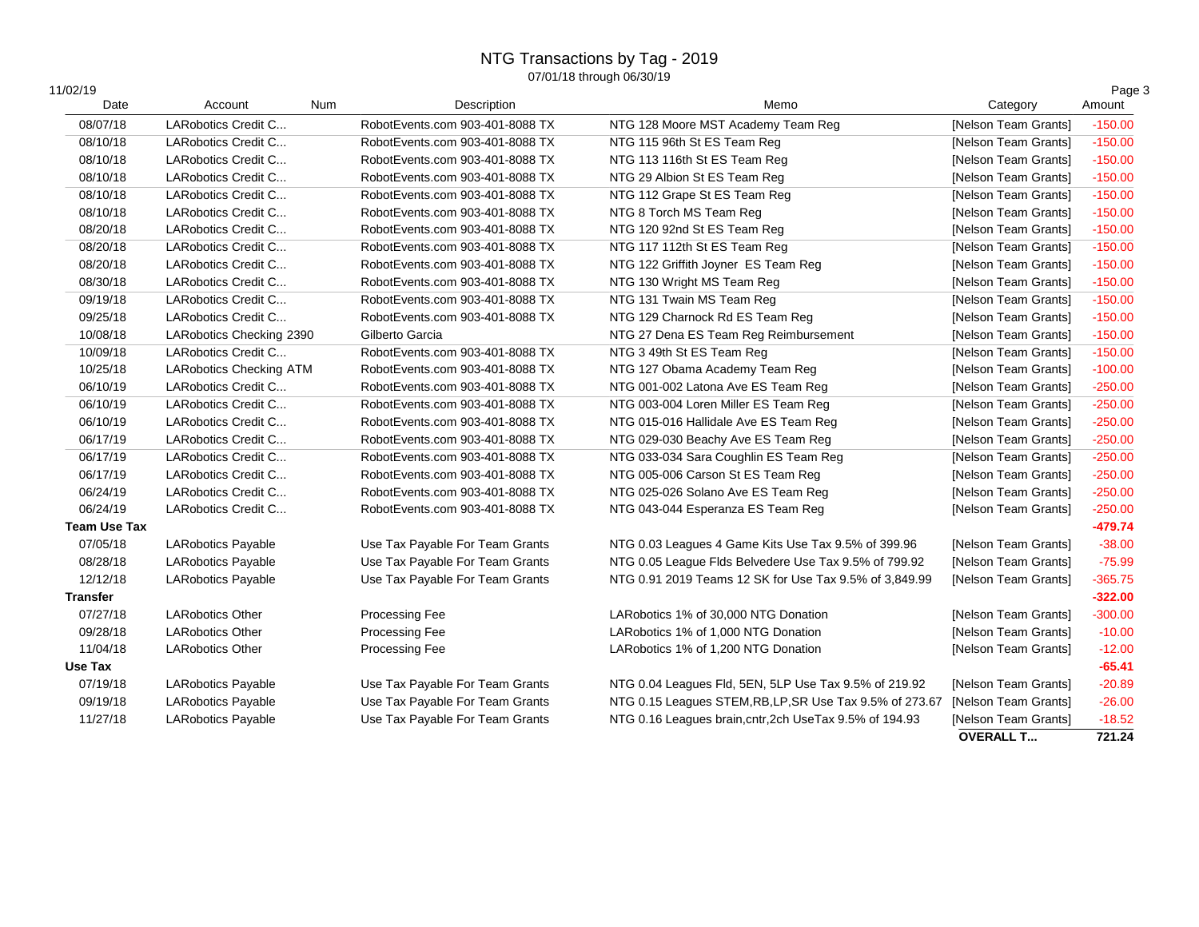# NTG Transactions by Tag - 2019

07/01/18 through 06/30/19

11/02/19

| Date | Account | Num | Description | Memo | Category | Amount |
|---|---|---|---|---|---|---|
| 08/07/18 | LARobotics Credit C... | | RobotEvents.com 903-401-8088 TX | NTG 128 Moore MST Academy Team Reg | [Nelson Team Grants] | -150.00 |
| 08/10/18 | LARobotics Credit C... | | RobotEvents.com 903-401-8088 TX | NTG 115 96th St ES Team Reg | [Nelson Team Grants] | -150.00 |
| 08/10/18 | LARobotics Credit C... | | RobotEvents.com 903-401-8088 TX | NTG 113 116th St ES Team Reg | [Nelson Team Grants] | -150.00 |
| 08/10/18 | LARobotics Credit C... | | RobotEvents.com 903-401-8088 TX | NTG 29 Albion St ES Team Reg | [Nelson Team Grants] | -150.00 |
| 08/10/18 | LARobotics Credit C... | | RobotEvents.com 903-401-8088 TX | NTG 112 Grape St ES Team Reg | [Nelson Team Grants] | -150.00 |
| 08/10/18 | LARobotics Credit C... | | RobotEvents.com 903-401-8088 TX | NTG 8 Torch MS Team Reg | [Nelson Team Grants] | -150.00 |
| 08/20/18 | LARobotics Credit C... | | RobotEvents.com 903-401-8088 TX | NTG 120 92nd St ES Team Reg | [Nelson Team Grants] | -150.00 |
| 08/20/18 | LARobotics Credit C... | | RobotEvents.com 903-401-8088 TX | NTG 117 112th St ES Team Reg | [Nelson Team Grants] | -150.00 |
| 08/20/18 | LARobotics Credit C... | | RobotEvents.com 903-401-8088 TX | NTG 122 Griffith Joyner ES Team Reg | [Nelson Team Grants] | -150.00 |
| 08/30/18 | LARobotics Credit C... | | RobotEvents.com 903-401-8088 TX | NTG 130 Wright MS Team Reg | [Nelson Team Grants] | -150.00 |
| 09/19/18 | LARobotics Credit C... | | RobotEvents.com 903-401-8088 TX | NTG 131 Twain MS Team Reg | [Nelson Team Grants] | -150.00 |
| 09/25/18 | LARobotics Credit C... | | RobotEvents.com 903-401-8088 TX | NTG 129 Charnock Rd ES Team Reg | [Nelson Team Grants] | -150.00 |
| 10/08/18 | LARobotics Checking 2390 | | Gilberto Garcia | NTG 27 Dena ES Team Reg Reimbursement | [Nelson Team Grants] | -150.00 |
| 10/09/18 | LARobotics Credit C... | | RobotEvents.com 903-401-8088 TX | NTG 3 49th St ES Team Reg | [Nelson Team Grants] | -150.00 |
| 10/25/18 | LARobotics Checking ATM | | RobotEvents.com 903-401-8088 TX | NTG 127 Obama Academy Team Reg | [Nelson Team Grants] | -100.00 |
| 06/10/19 | LARobotics Credit C... | | RobotEvents.com 903-401-8088 TX | NTG 001-002 Latona Ave ES Team Reg | [Nelson Team Grants] | -250.00 |
| 06/10/19 | LARobotics Credit C... | | RobotEvents.com 903-401-8088 TX | NTG 003-004 Loren Miller ES Team Reg | [Nelson Team Grants] | -250.00 |
| 06/10/19 | LARobotics Credit C... | | RobotEvents.com 903-401-8088 TX | NTG 015-016 Hallidale Ave ES Team Reg | [Nelson Team Grants] | -250.00 |
| 06/17/19 | LARobotics Credit C... | | RobotEvents.com 903-401-8088 TX | NTG 029-030 Beachy Ave ES Team Reg | [Nelson Team Grants] | -250.00 |
| 06/17/19 | LARobotics Credit C... | | RobotEvents.com 903-401-8088 TX | NTG 033-034 Sara Coughlin ES Team Reg | [Nelson Team Grants] | -250.00 |
| 06/17/19 | LARobotics Credit C... | | RobotEvents.com 903-401-8088 TX | NTG 005-006 Carson St ES Team Reg | [Nelson Team Grants] | -250.00 |
| 06/24/19 | LARobotics Credit C... | | RobotEvents.com 903-401-8088 TX | NTG 025-026 Solano Ave ES Team Reg | [Nelson Team Grants] | -250.00 |
| 06/24/19 | LARobotics Credit C... | | RobotEvents.com 903-401-8088 TX | NTG 043-044 Esperanza ES Team Reg | [Nelson Team Grants] | -250.00 |
| **Team Use Tax** | | | | | | **-479.74** |
| 07/05/18 | LARobotics Payable | | Use Tax Payable For Team Grants | NTG 0.03 Leagues 4 Game Kits Use Tax 9.5% of 399.96 | [Nelson Team Grants] | -38.00 |
| 08/28/18 | LARobotics Payable | | Use Tax Payable For Team Grants | NTG 0.05 League Flds Belvedere Use Tax 9.5% of 799.92 | [Nelson Team Grants] | -75.99 |
| 12/12/18 | LARobotics Payable | | Use Tax Payable For Team Grants | NTG 0.91 2019 Teams 12 SK for Use Tax 9.5% of 3,849.99 | [Nelson Team Grants] | -365.75 |
| **Transfer** | | | | | | **-322.00** |
| 07/27/18 | LARobotics Other | | Processing Fee | LARobotics 1% of 30,000 NTG Donation | [Nelson Team Grants] | -300.00 |
| 09/28/18 | LARobotics Other | | Processing Fee | LARobotics 1% of 1,000 NTG Donation | [Nelson Team Grants] | -10.00 |
| 11/04/18 | LARobotics Other | | Processing Fee | LARobotics 1% of 1,200 NTG Donation | [Nelson Team Grants] | -12.00 |
| **Use Tax** | | | | | | **-65.41** |
| 07/19/18 | LARobotics Payable | | Use Tax Payable For Team Grants | NTG 0.04 Leagues Fld, 5EN, 5LP Use Tax 9.5% of 219.92 | [Nelson Team Grants] | -20.89 |
| 09/19/18 | LARobotics Payable | | Use Tax Payable For Team Grants | NTG 0.15 Leagues STEM,RB,LP,SR Use Tax 9.5% of 273.67 | [Nelson Team Grants] | -26.00 |
| 11/27/18 | LARobotics Payable | | Use Tax Payable For Team Grants | NTG 0.16 Leagues brain,cntr,2ch UseTax 9.5% of 194.93 | [Nelson Team Grants] | -18.52 |
| | | | | | **OVERALL T...** | **721.24** |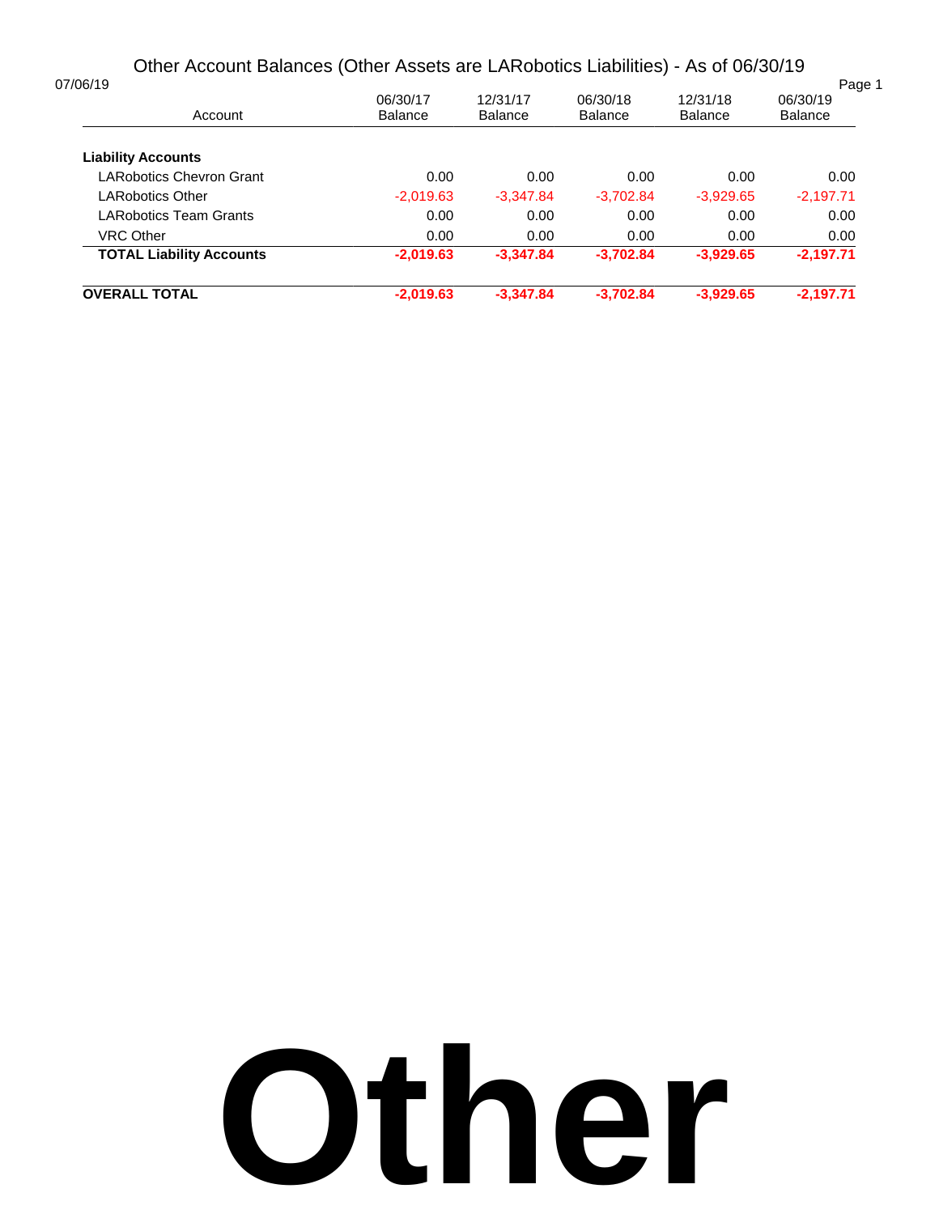# Other Account Balances (Other Assets are LARobotics Liabilities) - As of 06/30/19

07/06/19

| Account | 06/30/17 Balance | 12/31/17 Balance | 06/30/18 Balance | 12/31/18 Balance | 06/30/19 Balance |
|---|---|---|---|---|---|
| **Liability Accounts** | | | | | |
| LARobotics Chevron Grant | 0.00 | 0.00 | 0.00 | 0.00 | 0.00 |
| LARobotics Other | -2,019.63 | -3,347.84 | -3,702.84 | -3,929.65 | -2,197.71 |
| LARobotics Team Grants | 0.00 | 0.00 | 0.00 | 0.00 | 0.00 |
| VRC Other | 0.00 | 0.00 | 0.00 | 0.00 | 0.00 |
| **TOTAL Liability Accounts** | **-2,019.63** | **-3,347.84** | **-3,702.84** | **-3,929.65** | **-2,197.71** |
| **OVERALL TOTAL** | **-2,019.63** | **-3,347.84** | **-3,702.84** | **-3,929.65** | **-2,197.71** |

# Other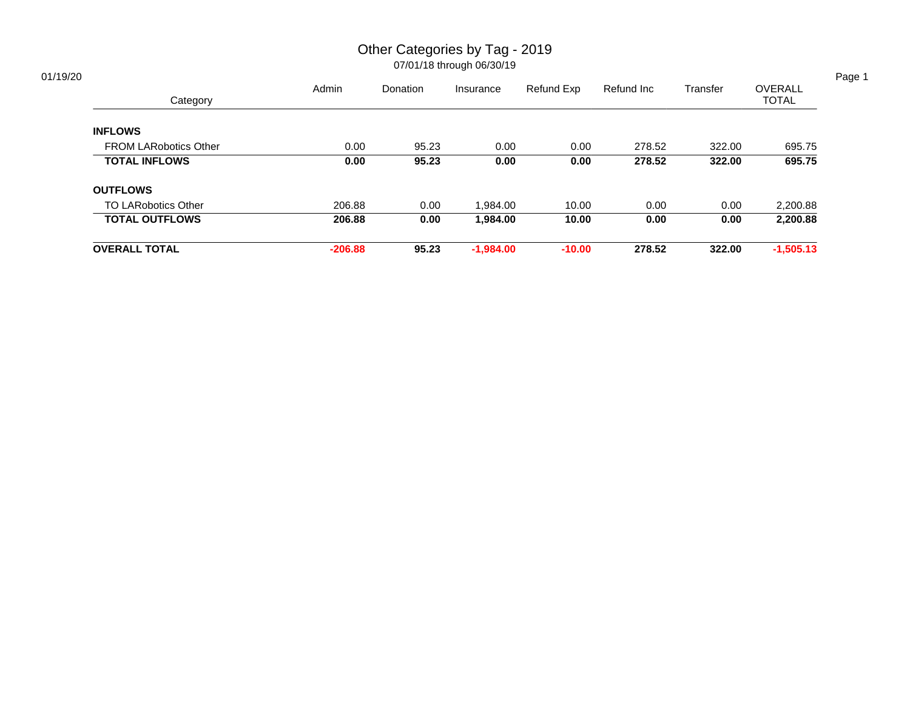# Other Categories by Tag - 2019

07/01/18 through 06/30/19

01/19/20

| Category | Admin | Donation | Insurance | Refund Exp | Refund Inc | Transfer | OVERALL TOTAL |
|---|---|---|---|---|---|---|---|
| **INFLOWS** | | | | | | | |
| FROM LARobotics Other | 0.00 | 95.23 | 0.00 | 0.00 | 278.52 | 322.00 | 695.75 |
| **TOTAL INFLOWS** | **0.00** | **95.23** | **0.00** | **0.00** | **278.52** | **322.00** | **695.75** |
| **OUTFLOWS** | | | | | | | |
| TO LARobotics Other | 206.88 | 0.00 | 1,984.00 | 10.00 | 0.00 | 0.00 | 2,200.88 |
| **TOTAL OUTFLOWS** | **206.88** | **0.00** | **1,984.00** | **10.00** | **0.00** | **0.00** | **2,200.88** |
| **OVERALL TOTAL** | **-206.88** | **95.23** | **-1,984.00** | **-10.00** | **278.52** | **322.00** | **-1,505.13** |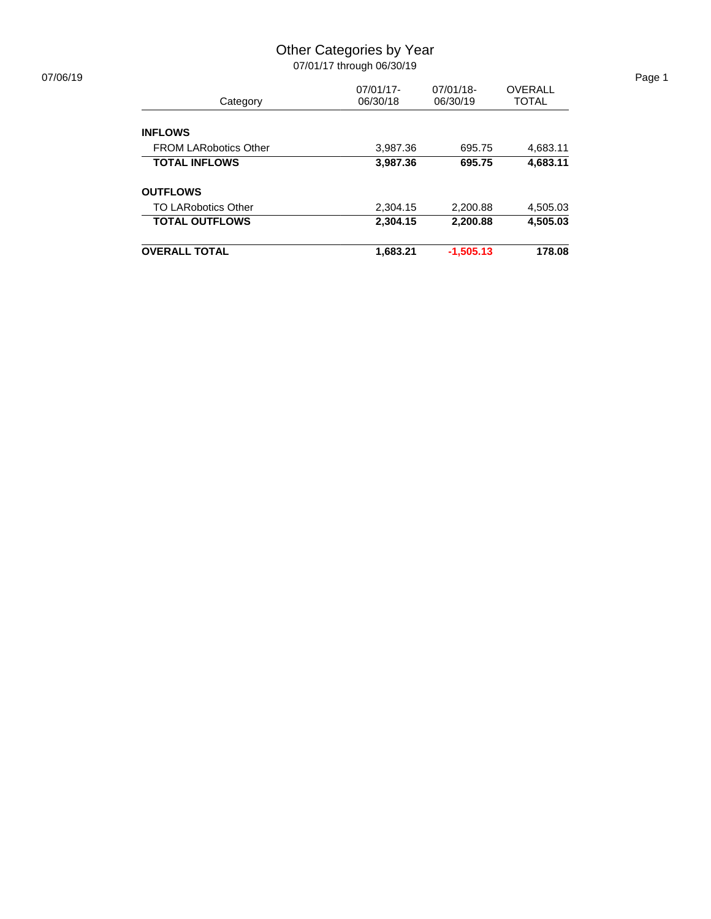# Other Categories by Year

07/01/17 through 06/30/19

07/06/19

| Category | 07/01/17-06/30/18 | 07/01/18-06/30/19 | OVERALL TOTAL |
|---|---|---|---|
| **INFLOWS** | | | |
| FROM LARobotics Other | 3,987.36 | 695.75 | 4,683.11 |
| **TOTAL INFLOWS** | **3,987.36** | **695.75** | **4,683.11** |
| **OUTFLOWS** | | | |
| TO LARobotics Other | 2,304.15 | 2,200.88 | 4,505.03 |
| **TOTAL OUTFLOWS** | **2,304.15** | **2,200.88** | **4,505.03** |
| **OVERALL TOTAL** | **1,683.21** | **-1,505.13** | **178.08** |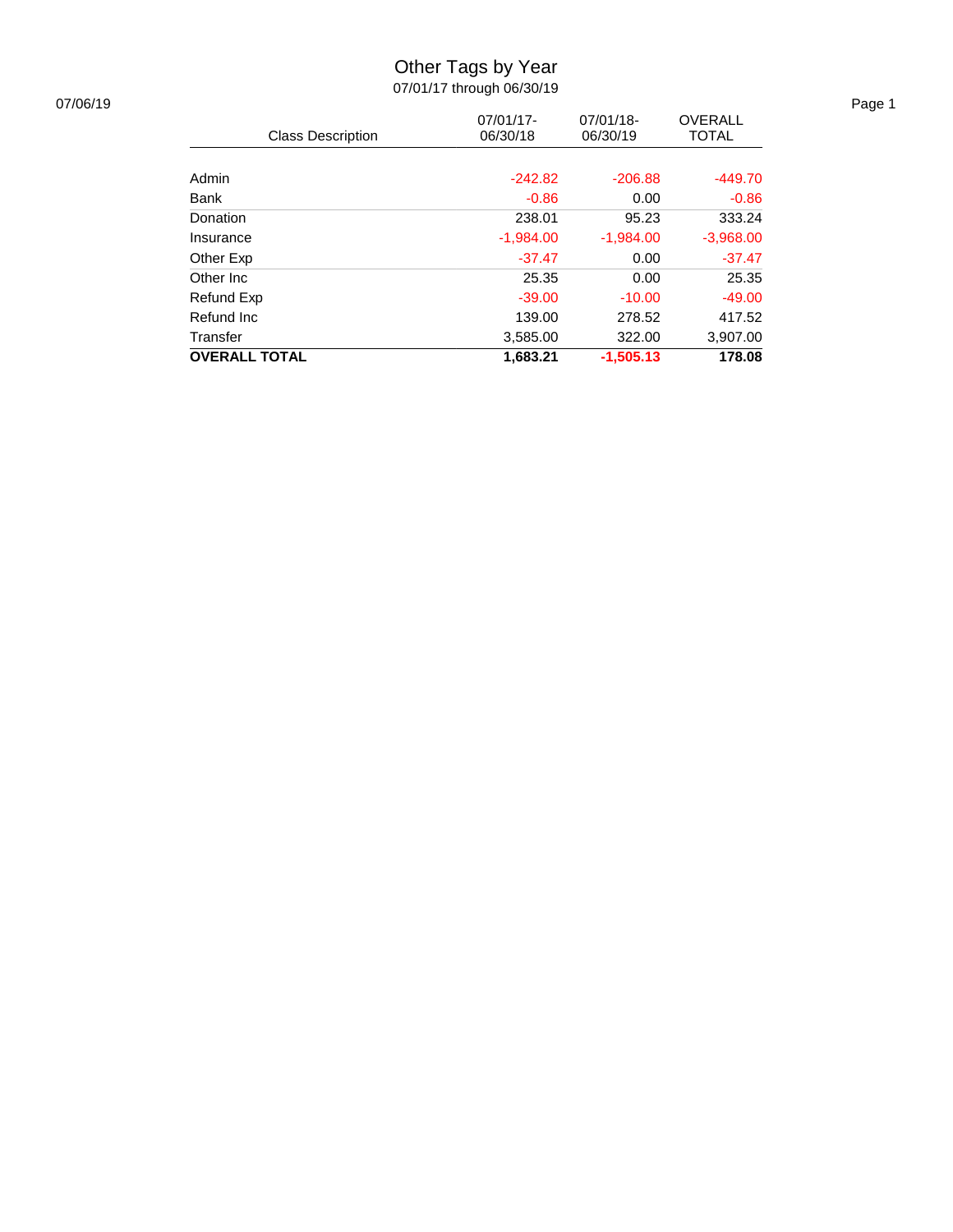# Other Tags by Year

07/01/17 through 06/30/19

07/06/19

| Class Description | 07/01/17-06/30/18 | 07/01/18-06/30/19 | OVERALL TOTAL |
|---|---|---|---|
| Admin | -242.82 | -206.88 | -449.70 |
| Bank | -0.86 | 0.00 | -0.86 |
| Donation | 238.01 | 95.23 | 333.24 |
| Insurance | -1,984.00 | -1,984.00 | -3,968.00 |
| Other Exp | -37.47 | 0.00 | -37.47 |
| Other Inc | 25.35 | 0.00 | 25.35 |
| Refund Exp | -39.00 | -10.00 | -49.00 |
| Refund Inc | 139.00 | 278.52 | 417.52 |
| Transfer | 3,585.00 | 322.00 | 3,907.00 |
| **OVERALL TOTAL** | **1,683.21** | **-1,505.13** | **178.08** |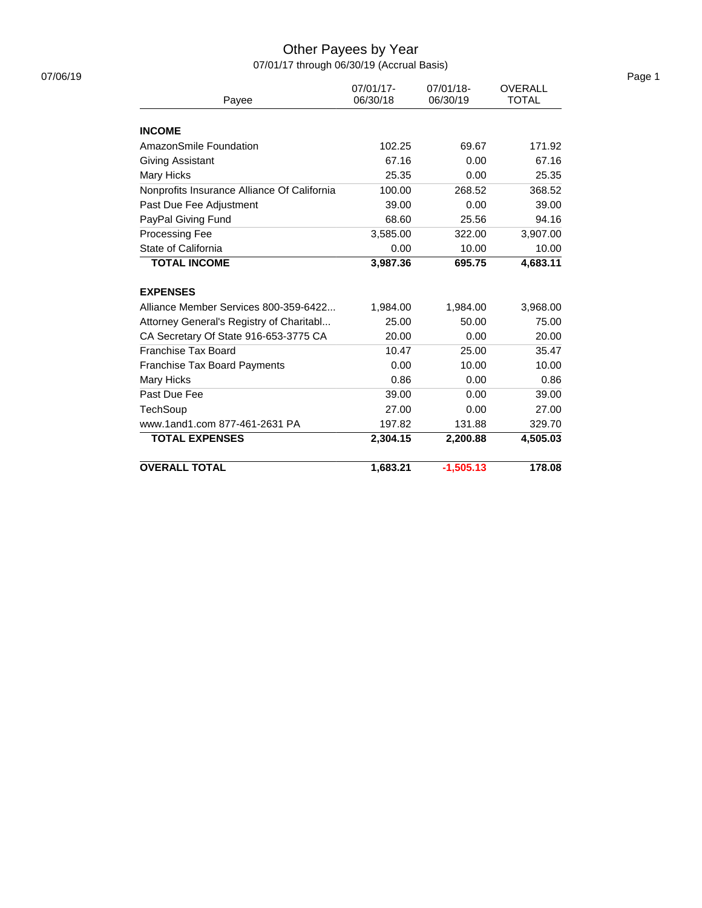# Other Payees by Year

07/01/17 through 06/30/19 (Accrual Basis)

07/06/19

| Payee | 07/01/17-06/30/18 | 07/01/18-06/30/19 | OVERALL TOTAL |
|---|---|---|---|
| **INCOME** | | | |
| AmazonSmile Foundation | 102.25 | 69.67 | 171.92 |
| Giving Assistant | 67.16 | 0.00 | 67.16 |
| Mary Hicks | 25.35 | 0.00 | 25.35 |
| Nonprofits Insurance Alliance Of California | 100.00 | 268.52 | 368.52 |
| Past Due Fee Adjustment | 39.00 | 0.00 | 39.00 |
| PayPal Giving Fund | 68.60 | 25.56 | 94.16 |
| Processing Fee | 3,585.00 | 322.00 | 3,907.00 |
| State of California | 0.00 | 10.00 | 10.00 |
| **TOTAL INCOME** | **3,987.36** | **695.75** | **4,683.11** |
| **EXPENSES** | | | |
| Alliance Member Services 800-359-6422... | 1,984.00 | 1,984.00 | 3,968.00 |
| Attorney General's Registry of Charitabl... | 25.00 | 50.00 | 75.00 |
| CA Secretary Of State 916-653-3775 CA | 20.00 | 0.00 | 20.00 |
| Franchise Tax Board | 10.47 | 25.00 | 35.47 |
| Franchise Tax Board Payments | 0.00 | 10.00 | 10.00 |
| Mary Hicks | 0.86 | 0.00 | 0.86 |
| Past Due Fee | 39.00 | 0.00 | 39.00 |
| TechSoup | 27.00 | 0.00 | 27.00 |
| www.1and1.com 877-461-2631 PA | 197.82 | 131.88 | 329.70 |
| **TOTAL EXPENSES** | **2,304.15** | **2,200.88** | **4,505.03** |
| **OVERALL TOTAL** | **1,683.21** | **-1,505.13** | **178.08** |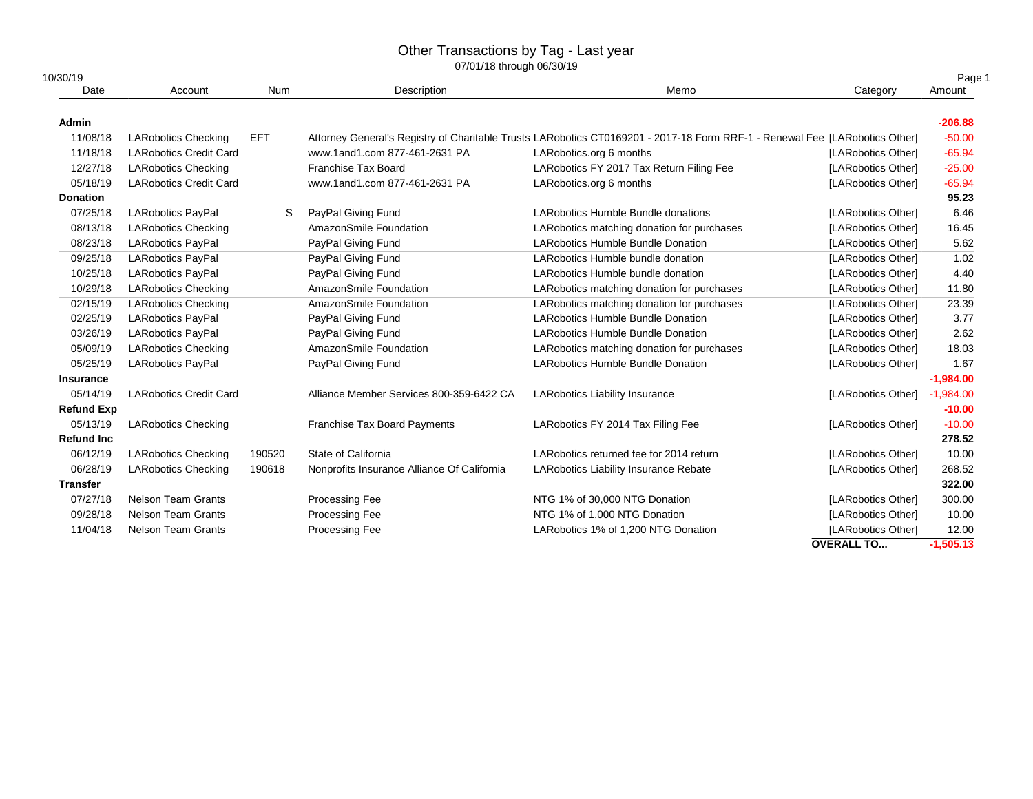# Other Transactions by Tag - Last year

07/01/18 through 06/30/19

10/30/19

| Date | Account | Num | Description | Memo | Category | Amount |
|---|---|---|---|---|---|---|
| **Admin** | | | | | | **-206.88** |
| 11/08/18 | LARobotics Checking | EFT | Attorney General's Registry of Charitable Trusts | LARobotics CT0169201 - 2017-18 Form RRF-1 - Renewal Fee | [LARobotics Other] | -50.00 |
| 11/18/18 | LARobotics Credit Card | | www.1and1.com 877-461-2631 PA | LARobotics.org 6 months | [LARobotics Other] | -65.94 |
| 12/27/18 | LARobotics Checking | | Franchise Tax Board | LARobotics FY 2017 Tax Return Filing Fee | [LARobotics Other] | -25.00 |
| 05/18/19 | LARobotics Credit Card | | www.1and1.com 877-461-2631 PA | LARobotics.org 6 months | [LARobotics Other] | -65.94 |
| **Donation** | | | | | | **95.23** |
| 07/25/18 | LARobotics PayPal | S | PayPal Giving Fund | LARobotics Humble Bundle donations | [LARobotics Other] | 6.46 |
| 08/13/18 | LARobotics Checking | | AmazonSmile Foundation | LARobotics matching donation for purchases | [LARobotics Other] | 16.45 |
| 08/23/18 | LARobotics PayPal | | PayPal Giving Fund | LARobotics Humble Bundle Donation | [LARobotics Other] | 5.62 |
| 09/25/18 | LARobotics PayPal | | PayPal Giving Fund | LARobotics Humble bundle donation | [LARobotics Other] | 1.02 |
| 10/25/18 | LARobotics PayPal | | PayPal Giving Fund | LARobotics Humble bundle donation | [LARobotics Other] | 4.40 |
| 10/29/18 | LARobotics Checking | | AmazonSmile Foundation | LARobotics matching donation for purchases | [LARobotics Other] | 11.80 |
| 02/15/19 | LARobotics Checking | | AmazonSmile Foundation | LARobotics matching donation for purchases | [LARobotics Other] | 23.39 |
| 02/25/19 | LARobotics PayPal | | PayPal Giving Fund | LARobotics Humble Bundle Donation | [LARobotics Other] | 3.77 |
| 03/26/19 | LARobotics PayPal | | PayPal Giving Fund | LARobotics Humble Bundle Donation | [LARobotics Other] | 2.62 |
| 05/09/19 | LARobotics Checking | | AmazonSmile Foundation | LARobotics matching donation for purchases | [LARobotics Other] | 18.03 |
| 05/25/19 | LARobotics PayPal | | PayPal Giving Fund | LARobotics Humble Bundle Donation | [LARobotics Other] | 1.67 |
| **Insurance** | | | | | | **-1,984.00** |
| 05/14/19 | LARobotics Credit Card | | Alliance Member Services 800-359-6422 CA | LARobotics Liability Insurance | [LARobotics Other] | -1,984.00 |
| **Refund Exp** | | | | | | **-10.00** |
| 05/13/19 | LARobotics Checking | | Franchise Tax Board Payments | LARobotics FY 2014 Tax Filing Fee | [LARobotics Other] | -10.00 |
| **Refund Inc** | | | | | | **278.52** |
| 06/12/19 | LARobotics Checking | 190520 | State of California | LARobotics returned fee for 2014 return | [LARobotics Other] | 10.00 |
| 06/28/19 | LARobotics Checking | 190618 | Nonprofits Insurance Alliance Of California | LARobotics Liability Insurance Rebate | [LARobotics Other] | 268.52 |
| **Transfer** | | | | | | **322.00** |
| 07/27/18 | Nelson Team Grants | | Processing Fee | NTG 1% of 30,000 NTG Donation | [LARobotics Other] | 300.00 |
| 09/28/18 | Nelson Team Grants | | Processing Fee | NTG 1% of 1,000 NTG Donation | [LARobotics Other] | 10.00 |
| 11/04/18 | Nelson Team Grants | | Processing Fee | LARobotics 1% of 1,200 NTG Donation | [LARobotics Other] | 12.00 |
| | | | | | **OVERALL TO...** | **-1,505.13** |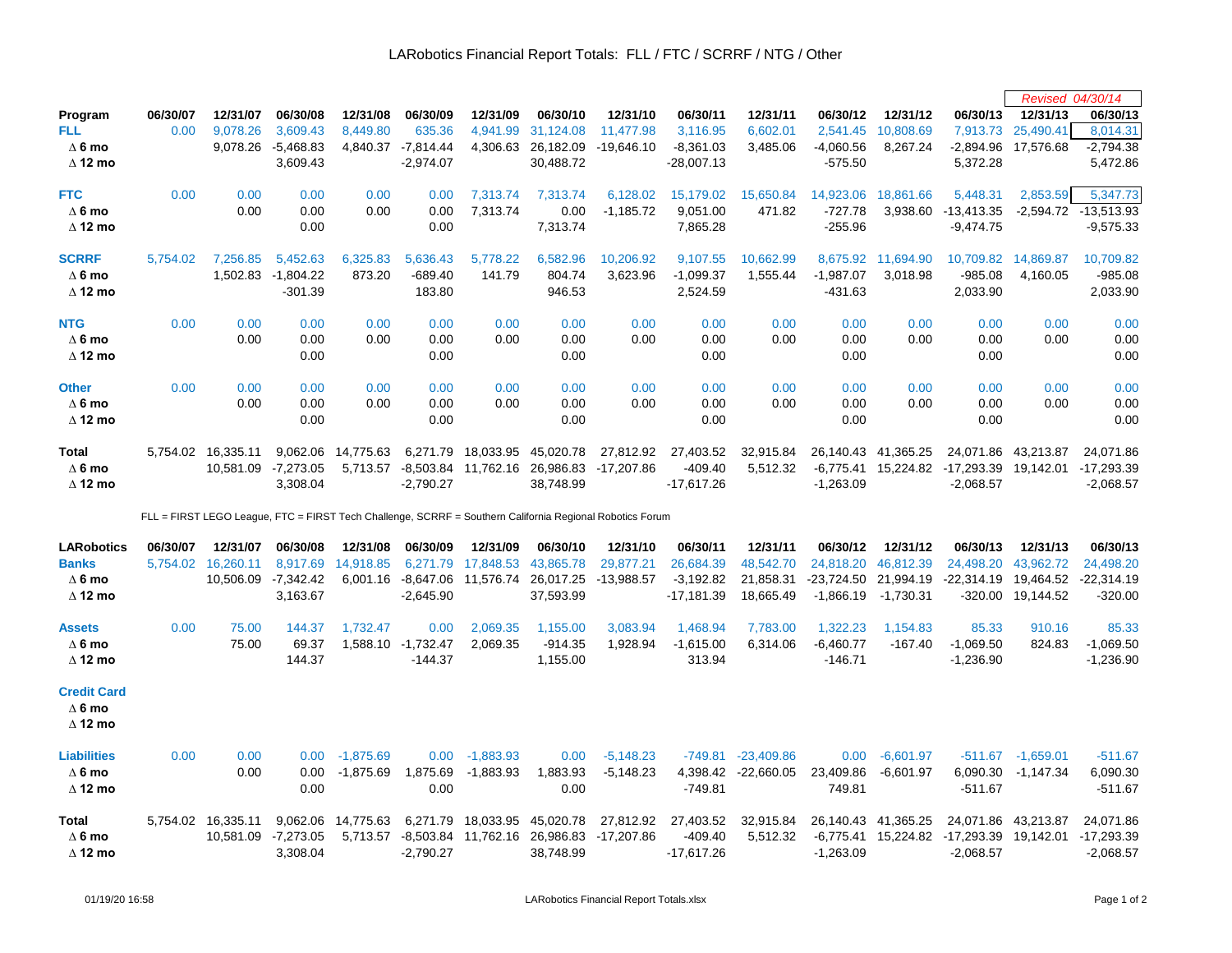# LARobotics Financial Report Totals: FLL / FTC / SCRRF / NTG / Other

| Program | 06/30/07 | 12/31/07 | 06/30/08 | 12/31/08 | 06/30/09 | 12/31/09 | 06/30/10 | 12/31/10 | 06/30/11 | 12/31/11 | 06/30/12 | 12/31/12 | 06/30/13 | 12/31/13 | *Revised 04/30/14* 06/30/13 |
|---|---|---|---|---|---|---|---|---|---|---|---|---|---|---|---|
| **FLL** | 0.00 | 9,078.26 | 3,609.43 | 8,449.80 | 635.36 | 4,941.99 | 31,124.08 | 11,477.98 | 3,116.95 | 6,602.01 | 2,541.45 | 10,808.69 | 7,913.73 | 25,490.41 | 8,014.31 |
| Δ 6 mo | | 9,078.26 | -5,468.83 | 4,840.37 | -7,814.44 | 4,306.63 | 26,182.09 | -19,646.10 | -8,361.03 | 3,485.06 | -4,060.56 | 8,267.24 | -2,894.96 | 17,576.68 | -2,794.38 |
| Δ 12 mo | | | 3,609.43 | | -2,974.07 | | 30,488.72 | | -28,007.13 | | -575.50 | | 5,372.28 | | 5,472.86 |
| **FTC** | 0.00 | 0.00 | 0.00 | 0.00 | 0.00 | 7,313.74 | 7,313.74 | 6,128.02 | 15,179.02 | 15,650.84 | 14,923.06 | 18,861.66 | 5,448.31 | 2,853.59 | 5,347.73 |
| Δ 6 mo | | 0.00 | 0.00 | 0.00 | 0.00 | 7,313.74 | 0.00 | -1,185.72 | 9,051.00 | 471.82 | -727.78 | 3,938.60 | -13,413.35 | -2,594.72 | -13,513.93 |
| Δ 12 mo | | | 0.00 | | 0.00 | | 7,313.74 | | 7,865.28 | | -255.96 | | -9,474.75 | | -9,575.33 |
| **SCRRF** | 5,754.02 | 7,256.85 | 5,452.63 | 6,325.83 | 5,636.43 | 5,778.22 | 6,582.96 | 10,206.92 | 9,107.55 | 10,662.99 | 8,675.92 | 11,694.90 | 10,709.82 | 14,869.87 | 10,709.82 |
| Δ 6 mo | | 1,502.83 | -1,804.22 | 873.20 | -689.40 | 141.79 | 804.74 | 3,623.96 | -1,099.37 | 1,555.44 | -1,987.07 | 3,018.98 | -985.08 | 4,160.05 | -985.08 |
| Δ 12 mo | | | -301.39 | | 183.80 | | 946.53 | | 2,524.59 | | -431.63 | | 2,033.90 | | 2,033.90 |
| **NTG** | 0.00 | 0.00 | 0.00 | 0.00 | 0.00 | 0.00 | 0.00 | 0.00 | 0.00 | 0.00 | 0.00 | 0.00 | 0.00 | 0.00 | 0.00 |
| Δ 6 mo | | 0.00 | 0.00 | 0.00 | 0.00 | 0.00 | 0.00 | 0.00 | 0.00 | 0.00 | 0.00 | 0.00 | 0.00 | 0.00 | 0.00 |
| Δ 12 mo | | | 0.00 | | 0.00 | | 0.00 | | 0.00 | | 0.00 | | 0.00 | | 0.00 |
| **Other** | 0.00 | 0.00 | 0.00 | 0.00 | 0.00 | 0.00 | 0.00 | 0.00 | 0.00 | 0.00 | 0.00 | 0.00 | 0.00 | 0.00 | 0.00 |
| Δ 6 mo | | 0.00 | 0.00 | 0.00 | 0.00 | 0.00 | 0.00 | 0.00 | 0.00 | 0.00 | 0.00 | 0.00 | 0.00 | 0.00 | 0.00 |
| Δ 12 mo | | | 0.00 | | 0.00 | | 0.00 | | 0.00 | | 0.00 | | 0.00 | | 0.00 |
| **Total** | 5,754.02 | 16,335.11 | 9,062.06 | 14,775.63 | 6,271.79 | 18,033.95 | 45,020.78 | 27,812.92 | 27,403.52 | 32,915.84 | 26,140.43 | 41,365.25 | 24,071.86 | 43,213.87 | 24,071.86 |
| Δ 6 mo | | 10,581.09 | -7,273.05 | 5,713.57 | -8,503.84 | 11,762.16 | 26,986.83 | -17,207.86 | -409.40 | 5,512.32 | -6,775.41 | 15,224.82 | -17,293.39 | 19,142.01 | -17,293.39 |
| Δ 12 mo | | | 3,308.04 | | -2,790.27 | | 38,748.99 | | -17,617.26 | | -1,263.09 | | -2,068.57 | | -2,068.57 |

FLL = FIRST LEGO League, FTC = FIRST Tech Challenge, SCRRF = Southern California Regional Robotics Forum

| LARobotics | 06/30/07 | 12/31/07 | 06/30/08 | 12/31/08 | 06/30/09 | 12/31/09 | 06/30/10 | 12/31/10 | 06/30/11 | 12/31/11 | 06/30/12 | 12/31/12 | 06/30/13 | 12/31/13 | 06/30/13 |
|---|---|---|---|---|---|---|---|---|---|---|---|---|---|---|---|
| **Banks** | 5,754.02 | 16,260.11 | 8,917.69 | 14,918.85 | 6,271.79 | 17,848.53 | 43,865.78 | 29,877.21 | 26,684.39 | 48,542.70 | 24,818.20 | 46,812.39 | 24,498.20 | 43,962.72 | 24,498.20 |
| Δ 6 mo | | 10,506.09 | -7,342.42 | 6,001.16 | -8,647.06 | 11,576.74 | 26,017.25 | -13,988.57 | -3,192.82 | 21,858.31 | -23,724.50 | 21,994.19 | -22,314.19 | 19,464.52 | -22,314.19 |
| Δ 12 mo | | | 3,163.67 | | -2,645.90 | | 37,593.99 | | -17,181.39 | 18,665.49 | -1,866.19 | -1,730.31 | -320.00 | 19,144.52 | -320.00 |
| **Assets** | 0.00 | 75.00 | 144.37 | 1,732.47 | 0.00 | 2,069.35 | 1,155.00 | 3,083.94 | 1,468.94 | 7,783.00 | 1,322.23 | 1,154.83 | 85.33 | 910.16 | 85.33 |
| Δ 6 mo | | 75.00 | 69.37 | 1,588.10 | -1,732.47 | 2,069.35 | -914.35 | 1,928.94 | -1,615.00 | 6,314.06 | -6,460.77 | -167.40 | -1,069.50 | 824.83 | -1,069.50 |
| Δ 12 mo | | | 144.37 | | -144.37 | | 1,155.00 | | 313.94 | | -146.71 | | -1,236.90 | | -1,236.90 |
| **Credit Card** | | | | | | | | | | | | | | | |
| Δ 6 mo | | | | | | | | | | | | | | | |
| Δ 12 mo | | | | | | | | | | | | | | | |
| **Liabilities** | 0.00 | 0.00 | 0.00 | -1,875.69 | 0.00 | -1,883.93 | 0.00 | -5,148.23 | -749.81 | -23,409.86 | 0.00 | -6,601.97 | -511.67 | -1,659.01 | -511.67 |
| Δ 6 mo | | 0.00 | 0.00 | -1,875.69 | 1,875.69 | -1,883.93 | 1,883.93 | -5,148.23 | 4,398.42 | -22,660.05 | 23,409.86 | -6,601.97 | 6,090.30 | -1,147.34 | 6,090.30 |
| Δ 12 mo | | | 0.00 | | 0.00 | | 0.00 | | -749.81 | | 749.81 | | -511.67 | | -511.67 |
| **Total** | 5,754.02 | 16,335.11 | 9,062.06 | 14,775.63 | 6,271.79 | 18,033.95 | 45,020.78 | 27,812.92 | 27,403.52 | 32,915.84 | 26,140.43 | 41,365.25 | 24,071.86 | 43,213.87 | 24,071.86 |
| Δ 6 mo | | 10,581.09 | -7,273.05 | 5,713.57 | -8,503.84 | 11,762.16 | 26,986.83 | -17,207.86 | -409.40 | 5,512.32 | -6,775.41 | 15,224.82 | -17,293.39 | 19,142.01 | -17,293.39 |
| Δ 12 mo | | | 3,308.04 | | -2,790.27 | | 38,748.99 | | -17,617.26 | | -1,263.09 | | -2,068.57 | | -2,068.57 |

01/19/20 16:58 LARobotics Financial Report Totals.xlsx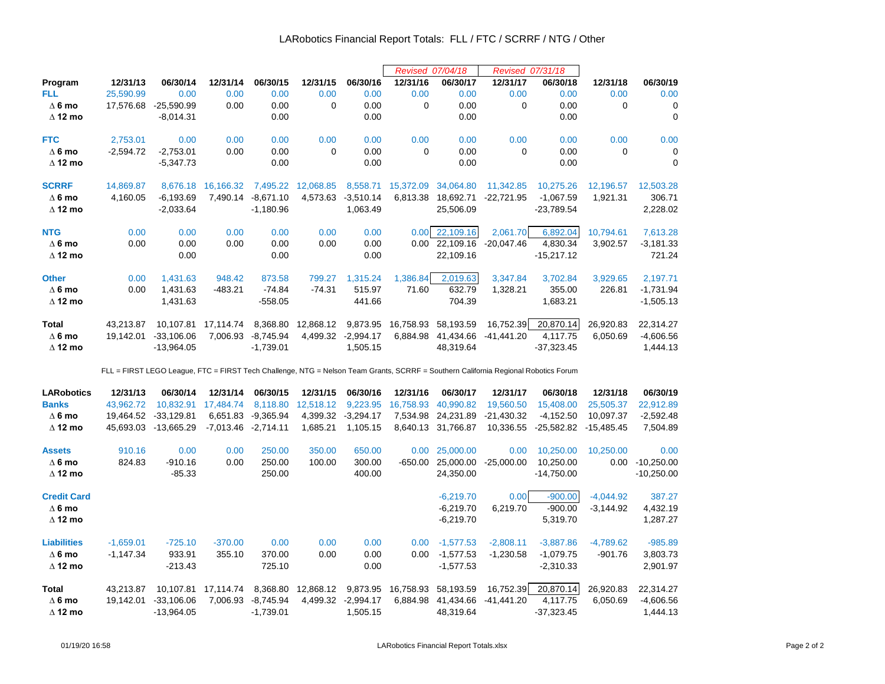# LARobotics Financial Report Totals: FLL / FTC / SCRRF / NTG / Other

| Program | 12/31/13 | 06/30/14 | 12/31/14 | 06/30/15 | 12/31/15 | 06/30/16 | *Revised 07/04/18* 12/31/16 | 06/30/17 | *Revised 07/31/18* 12/31/17 | 06/30/18 | 12/31/18 | 06/30/19 |
|---|---|---|---|---|---|---|---|---|---|---|---|---|
| **FLL** | 25,590.99 | 0.00 | 0.00 | 0.00 | 0.00 | 0.00 | 0.00 | 0.00 | 0.00 | 0.00 | 0.00 | 0.00 |
| **Δ 6 mo** | 17,576.68 | -25,590.99 | 0.00 | 0.00 | 0 | 0.00 | 0 | 0.00 | 0 | 0.00 | 0 | 0 |
| **Δ 12 mo** | | -8,014.31 | | 0.00 | | 0.00 | | 0.00 | | 0.00 | | 0 |
| **FTC** | 2,753.01 | 0.00 | 0.00 | 0.00 | 0.00 | 0.00 | 0.00 | 0.00 | 0.00 | 0.00 | 0.00 | 0.00 |
| **Δ 6 mo** | -2,594.72 | -2,753.01 | 0.00 | 0.00 | 0 | 0.00 | 0 | 0.00 | 0 | 0.00 | 0 | 0 |
| **Δ 12 mo** | | -5,347.73 | | 0.00 | | 0.00 | | 0.00 | | 0.00 | | 0 |
| **SCRRF** | 14,869.87 | 8,676.18 | 16,166.32 | 7,495.22 | 12,068.85 | 8,558.71 | 15,372.09 | 34,064.80 | 11,342.85 | 10,275.26 | 12,196.57 | 12,503.28 |
| **Δ 6 mo** | 4,160.05 | -6,193.69 | 7,490.14 | -8,671.10 | 4,573.63 | -3,510.14 | 6,813.38 | 18,692.71 | -22,721.95 | -1,067.59 | 1,921.31 | 306.71 |
| **Δ 12 mo** | | -2,033.64 | | -1,180.96 | | 1,063.49 | | 25,506.09 | | -23,789.54 | | 2,228.02 |
| **NTG** | 0.00 | 0.00 | 0.00 | 0.00 | 0.00 | 0.00 | 0.00 | 22,109.16 | 2,061.70 | 6,892.04 | 10,794.61 | 7,613.28 |
| **Δ 6 mo** | 0.00 | 0.00 | 0.00 | 0.00 | 0.00 | 0.00 | 0.00 | 22,109.16 | -20,047.46 | 4,830.34 | 3,902.57 | -3,181.33 |
| **Δ 12 mo** | | 0.00 | | 0.00 | | 0.00 | | 22,109.16 | | -15,217.12 | | 721.24 |
| **Other** | 0.00 | 1,431.63 | 948.42 | 873.58 | 799.27 | 1,315.24 | 1,386.84 | 2,019.63 | 3,347.84 | 3,702.84 | 3,929.65 | 2,197.71 |
| **Δ 6 mo** | 0.00 | 1,431.63 | -483.21 | -74.84 | -74.31 | 515.97 | 71.60 | 632.79 | 1,328.21 | 355.00 | 226.81 | -1,731.94 |
| **Δ 12 mo** | | 1,431.63 | | -558.05 | | 441.66 | | 704.39 | | 1,683.21 | | -1,505.13 |
| **Total** | 43,213.87 | 10,107.81 | 17,114.74 | 8,368.80 | 12,868.12 | 9,873.95 | 16,758.93 | 58,193.59 | 16,752.39 | 20,870.14 | 26,920.83 | 22,314.27 |
| **Δ 6 mo** | 19,142.01 | -33,106.06 | 7,006.93 | -8,745.94 | 4,499.32 | -2,994.17 | 6,884.98 | 41,434.66 | -41,441.20 | 4,117.75 | 6,050.69 | -4,606.56 |
| **Δ 12 mo** | | -13,964.05 | | -1,739.01 | | 1,505.15 | | 48,319.64 | | -37,323.45 | | 1,444.13 |

FLL = FIRST LEGO League, FTC = FIRST Tech Challenge, NTG = Nelson Team Grants, SCRRF = Southern California Regional Robotics Forum

| LARobotics | 12/31/13 | 06/30/14 | 12/31/14 | 06/30/15 | 12/31/15 | 06/30/16 | 12/31/16 | 06/30/17 | 12/31/17 | 06/30/18 | 12/31/18 | 06/30/19 |
|---|---|---|---|---|---|---|---|---|---|---|---|---|
| **Banks** | 43,962.72 | 10,832.91 | 17,484.74 | 8,118.80 | 12,518.12 | 9,223.95 | 16,758.93 | 40,990.82 | 19,560.50 | 15,408.00 | 25,505.37 | 22,912.89 |
| **Δ 6 mo** | 19,464.52 | -33,129.81 | 6,651.83 | -9,365.94 | 4,399.32 | -3,294.17 | 7,534.98 | 24,231.89 | -21,430.32 | -4,152.50 | 10,097.37 | -2,592.48 |
| **Δ 12 mo** | 45,693.03 | -13,665.29 | -7,013.46 | -2,714.11 | 1,685.21 | 1,105.15 | 8,640.13 | 31,766.87 | 10,336.55 | -25,582.82 | -15,485.45 | 7,504.89 |
| **Assets** | 910.16 | 0.00 | 0.00 | 250.00 | 350.00 | 650.00 | 0.00 | 25,000.00 | 0.00 | 10,250.00 | 10,250.00 | 0.00 |
| **Δ 6 mo** | 824.83 | -910.16 | 0.00 | 250.00 | 100.00 | 300.00 | -650.00 | 25,000.00 | -25,000.00 | 10,250.00 | 0.00 | -10,250.00 |
| **Δ 12 mo** | | -85.33 | | 250.00 | | 400.00 | | 24,350.00 | | -14,750.00 | | -10,250.00 |
| **Credit Card** | | | | | | | | -6,219.70 | 0.00 | -900.00 | -4,044.92 | 387.27 |
| **Δ 6 mo** | | | | | | | | -6,219.70 | 6,219.70 | -900.00 | -3,144.92 | 4,432.19 |
| **Δ 12 mo** | | | | | | | | -6,219.70 | | 5,319.70 | | 1,287.27 |
| **Liabilities** | -1,659.01 | -725.10 | -370.00 | 0.00 | 0.00 | 0.00 | 0.00 | -1,577.53 | -2,808.11 | -3,887.86 | -4,789.62 | -985.89 |
| **Δ 6 mo** | -1,147.34 | 933.91 | 355.10 | 370.00 | 0.00 | 0.00 | 0.00 | -1,577.53 | -1,230.58 | -1,079.75 | -901.76 | 3,803.73 |
| **Δ 12 mo** | | -213.43 | | 725.10 | | 0.00 | | -1,577.53 | | -2,310.33 | | 2,901.97 |
| **Total** | 43,213.87 | 10,107.81 | 17,114.74 | 8,368.80 | 12,868.12 | 9,873.95 | 16,758.93 | 58,193.59 | 16,752.39 | 20,870.14 | 26,920.83 | 22,314.27 |
| **Δ 6 mo** | 19,142.01 | -33,106.06 | 7,006.93 | -8,745.94 | 4,499.32 | -2,994.17 | 6,884.98 | 41,434.66 | -41,441.20 | 4,117.75 | 6,050.69 | -4,606.56 |
| **Δ 12 mo** | | -13,964.05 | | -1,739.01 | | 1,505.15 | | 48,319.64 | | -37,323.45 | | 1,444.13 |

01/19/20 16:58 LARobotics Financial Report Totals.xlsx